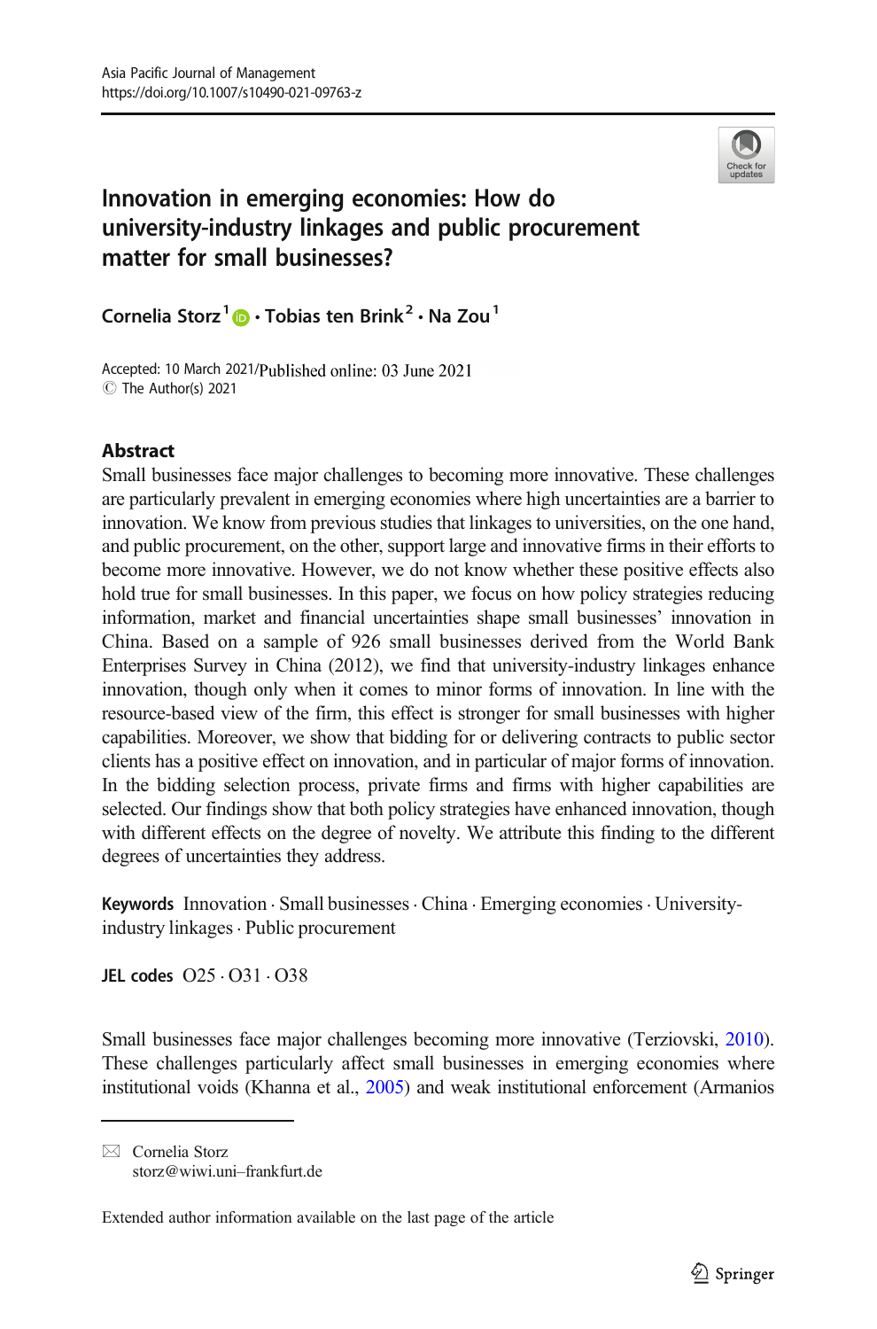# Innovation in emerging economies: How do university-industry linkages and public procurement matter for small businesses?

**Cornelia Storz**[1] · **Tobias ten Brink**[2] · **Na Zou**[1]

Accepted: 10 March 2021/Published online: 03 June 2021
© The Author(s) 2021

## Abstract

Small businesses face major challenges to becoming more innovative. These challenges are particularly prevalent in emerging economies where high uncertainties are a barrier to innovation. We know from previous studies that linkages to universities, on the one hand, and public procurement, on the other, support large and innovative firms in their efforts to become more innovative. However, we do not know whether these positive effects also hold true for small businesses. In this paper, we focus on how policy strategies reducing information, market and financial uncertainties shape small businesses' innovation in China. Based on a sample of 926 small businesses derived from the World Bank Enterprises Survey in China (2012), we find that university-industry linkages enhance innovation, though only when it comes to minor forms of innovation. In line with the resource-based view of the firm, this effect is stronger for small businesses with higher capabilities. Moreover, we show that bidding for or delivering contracts to public sector clients has a positive effect on innovation, and in particular of major forms of innovation. In the bidding selection process, private firms and firms with higher capabilities are selected. Our findings show that both policy strategies have enhanced innovation, though with different effects on the degree of novelty. We attribute this finding to the different degrees of uncertainties they address.

**Keywords** Innovation · Small businesses · China · Emerging economies · University-industry linkages · Public procurement

**JEL codes** O25 · O31 · O38

Small businesses face major challenges becoming more innovative (Terziovski, 2010). These challenges particularly affect small businesses in emerging economies where institutional voids (Khanna et al., 2005) and weak institutional enforcement (Armanios

---

✉ Cornelia Storz
storz@wiwi.uni–frankfurt.de

Extended author information available on the last page of the article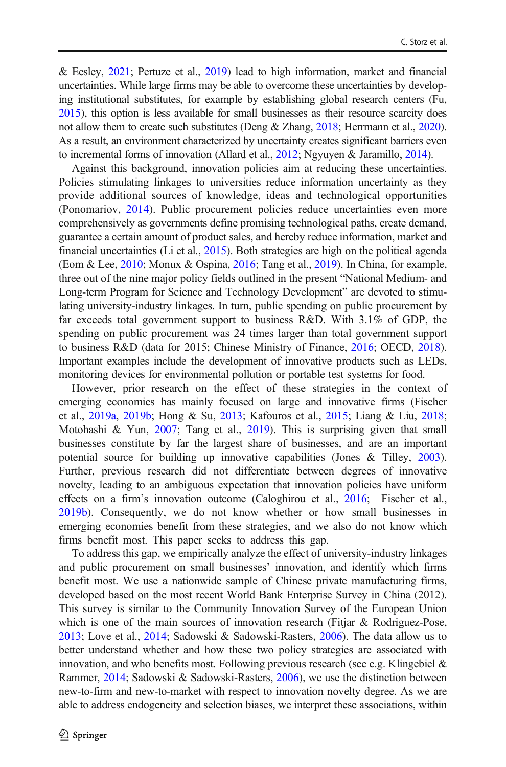& Eesley, 2021; Pertuze et al., 2019) lead to high information, market and financial uncertainties. While large firms may be able to overcome these uncertainties by developing institutional substitutes, for example by establishing global research centers (Fu, 2015), this option is less available for small businesses as their resource scarcity does not allow them to create such substitutes (Deng & Zhang, 2018; Herrmann et al., 2020). As a result, an environment characterized by uncertainty creates significant barriers even to incremental forms of innovation (Allard et al., 2012; Ngyuyen & Jaramillo, 2014).

Against this background, innovation policies aim at reducing these uncertainties. Policies stimulating linkages to universities reduce information uncertainty as they provide additional sources of knowledge, ideas and technological opportunities (Ponomariov, 2014). Public procurement policies reduce uncertainties even more comprehensively as governments define promising technological paths, create demand, guarantee a certain amount of product sales, and hereby reduce information, market and financial uncertainties (Li et al., 2015). Both strategies are high on the political agenda (Eom & Lee, 2010; Monux & Ospina, 2016; Tang et al., 2019). In China, for example, three out of the nine major policy fields outlined in the present "National Medium- and Long-term Program for Science and Technology Development" are devoted to stimulating university-industry linkages. In turn, public spending on public procurement by far exceeds total government support to business R&D. With 3.1% of GDP, the spending on public procurement was 24 times larger than total government support to business R&D (data for 2015; Chinese Ministry of Finance, 2016; OECD, 2018). Important examples include the development of innovative products such as LEDs, monitoring devices for environmental pollution or portable test systems for food.

However, prior research on the effect of these strategies in the context of emerging economies has mainly focused on large and innovative firms (Fischer et al., 2019a, 2019b; Hong & Su, 2013; Kafouros et al., 2015; Liang & Liu, 2018; Motohashi & Yun, 2007; Tang et al., 2019). This is surprising given that small businesses constitute by far the largest share of businesses, and are an important potential source for building up innovative capabilities (Jones & Tilley, 2003). Further, previous research did not differentiate between degrees of innovative novelty, leading to an ambiguous expectation that innovation policies have uniform effects on a firm's innovation outcome (Caloghirou et al., 2016; Fischer et al., 2019b). Consequently, we do not know whether or how small businesses in emerging economies benefit from these strategies, and we also do not know which firms benefit most. This paper seeks to address this gap.

To address this gap, we empirically analyze the effect of university-industry linkages and public procurement on small businesses' innovation, and identify which firms benefit most. We use a nationwide sample of Chinese private manufacturing firms, developed based on the most recent World Bank Enterprise Survey in China (2012). This survey is similar to the Community Innovation Survey of the European Union which is one of the main sources of innovation research (Fitjar & Rodriguez-Pose, 2013; Love et al., 2014; Sadowski & Sadowski-Rasters, 2006). The data allow us to better understand whether and how these two policy strategies are associated with innovation, and who benefits most. Following previous research (see e.g. Klingebiel & Rammer, 2014; Sadowski & Sadowski-Rasters, 2006), we use the distinction between new-to-firm and new-to-market with respect to innovation novelty degree. As we are able to address endogeneity and selection biases, we interpret these associations, within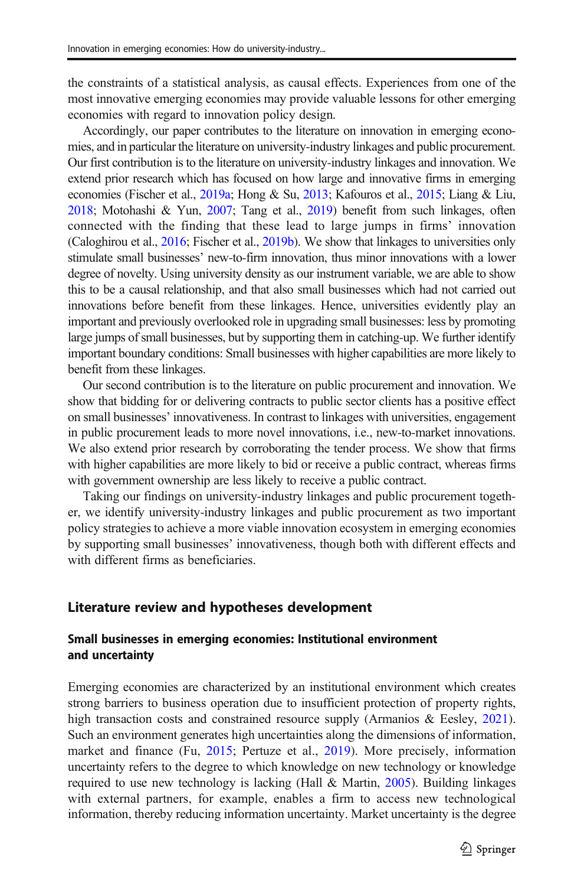the constraints of a statistical analysis, as causal effects. Experiences from one of the most innovative emerging economies may provide valuable lessons for other emerging economies with regard to innovation policy design.

Accordingly, our paper contributes to the literature on innovation in emerging economies, and in particular the literature on university-industry linkages and public procurement. Our first contribution is to the literature on university-industry linkages and innovation. We extend prior research which has focused on how large and innovative firms in emerging economies (Fischer et al., 2019a; Hong & Su, 2013; Kafouros et al., 2015; Liang & Liu, 2018; Motohashi & Yun, 2007; Tang et al., 2019) benefit from such linkages, often connected with the finding that these lead to large jumps in firms' innovation (Caloghirou et al., 2016; Fischer et al., 2019b). We show that linkages to universities only stimulate small businesses' new-to-firm innovation, thus minor innovations with a lower degree of novelty. Using university density as our instrument variable, we are able to show this to be a causal relationship, and that also small businesses which had not carried out innovations before benefit from these linkages. Hence, universities evidently play an important and previously overlooked role in upgrading small businesses: less by promoting large jumps of small businesses, but by supporting them in catching-up. We further identify important boundary conditions: Small businesses with higher capabilities are more likely to benefit from these linkages.

Our second contribution is to the literature on public procurement and innovation. We show that bidding for or delivering contracts to public sector clients has a positive effect on small businesses' innovativeness. In contrast to linkages with universities, engagement in public procurement leads to more novel innovations, i.e., new-to-market innovations. We also extend prior research by corroborating the tender process. We show that firms with higher capabilities are more likely to bid or receive a public contract, whereas firms with government ownership are less likely to receive a public contract.

Taking our findings on university-industry linkages and public procurement together, we identify university-industry linkages and public procurement as two important policy strategies to achieve a more viable innovation ecosystem in emerging economies by supporting small businesses' innovativeness, though both with different effects and with different firms as beneficiaries.

## Literature review and hypotheses development

### Small businesses in emerging economies: Institutional environment and uncertainty

Emerging economies are characterized by an institutional environment which creates strong barriers to business operation due to insufficient protection of property rights, high transaction costs and constrained resource supply (Armanios & Eesley, 2021). Such an environment generates high uncertainties along the dimensions of information, market and finance (Fu, 2015; Pertuze et al., 2019). More precisely, information uncertainty refers to the degree to which knowledge on new technology or knowledge required to use new technology is lacking (Hall & Martin, 2005). Building linkages with external partners, for example, enables a firm to access new technological information, thereby reducing information uncertainty. Market uncertainty is the degree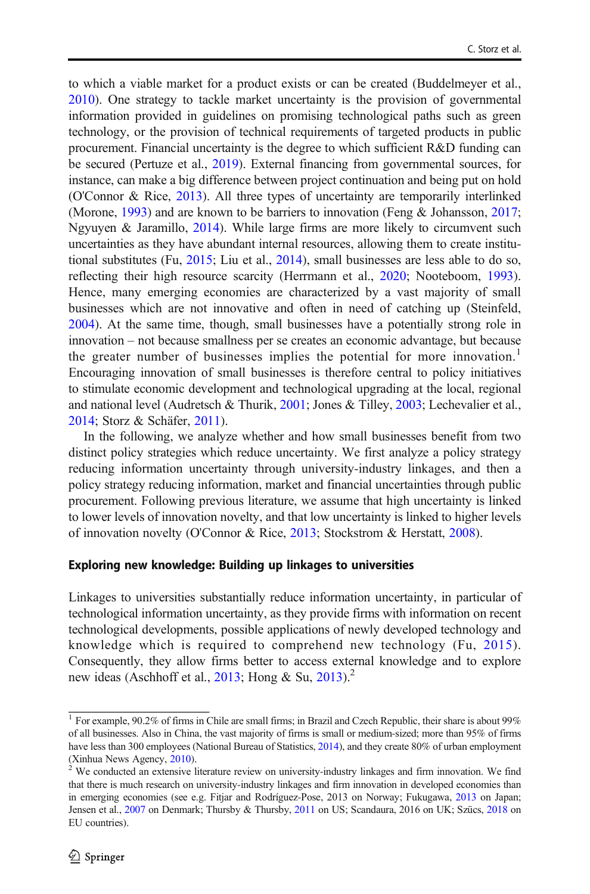to which a viable market for a product exists or can be created (Buddelmeyer et al., 2010). One strategy to tackle market uncertainty is the provision of governmental information provided in guidelines on promising technological paths such as green technology, or the provision of technical requirements of targeted products in public procurement. Financial uncertainty is the degree to which sufficient R&D funding can be secured (Pertuze et al., 2019). External financing from governmental sources, for instance, can make a big difference between project continuation and being put on hold (O'Connor & Rice, 2013). All three types of uncertainty are temporarily interlinked (Morone, 1993) and are known to be barriers to innovation (Feng & Johansson, 2017; Ngyuyen & Jaramillo, 2014). While large firms are more likely to circumvent such uncertainties as they have abundant internal resources, allowing them to create institutional substitutes (Fu, 2015; Liu et al., 2014), small businesses are less able to do so, reflecting their high resource scarcity (Herrmann et al., 2020; Nooteboom, 1993). Hence, many emerging economies are characterized by a vast majority of small businesses which are not innovative and often in need of catching up (Steinfeld, 2004). At the same time, though, small businesses have a potentially strong role in innovation – not because smallness per se creates an economic advantage, but because the greater number of businesses implies the potential for more innovation.[1] Encouraging innovation of small businesses is therefore central to policy initiatives to stimulate economic development and technological upgrading at the local, regional and national level (Audretsch & Thurik, 2001; Jones & Tilley, 2003; Lechevalier et al., 2014; Storz & Schäfer, 2011).

In the following, we analyze whether and how small businesses benefit from two distinct policy strategies which reduce uncertainty. We first analyze a policy strategy reducing information uncertainty through university-industry linkages, and then a policy strategy reducing information, market and financial uncertainties through public procurement. Following previous literature, we assume that high uncertainty is linked to lower levels of innovation novelty, and that low uncertainty is linked to higher levels of innovation novelty (O'Connor & Rice, 2013; Stockstrom & Herstatt, 2008).

### Exploring new knowledge: Building up linkages to universities

Linkages to universities substantially reduce information uncertainty, in particular of technological information uncertainty, as they provide firms with information on recent technological developments, possible applications of newly developed technology and knowledge which is required to comprehend new technology (Fu, 2015). Consequently, they allow firms better to access external knowledge and to explore new ideas (Aschhoff et al., 2013; Hong & Su, 2013).[2]

---

[1] For example, 90.2% of firms in Chile are small firms; in Brazil and Czech Republic, their share is about 99% of all businesses. Also in China, the vast majority of firms is small or medium-sized; more than 95% of firms have less than 300 employees (National Bureau of Statistics, 2014), and they create 80% of urban employment (Xinhua News Agency, 2010).

[2] We conducted an extensive literature review on university-industry linkages and firm innovation. We find that there is much research on university-industry linkages and firm innovation in developed economies than in emerging economies (see e.g. Fitjar and Rodríguez-Pose, 2013 on Norway; Fukugawa, 2013 on Japan; Jensen et al., 2007 on Denmark; Thursby & Thursby, 2011 on US; Scandaura, 2016 on UK; Szücs, 2018 on EU countries).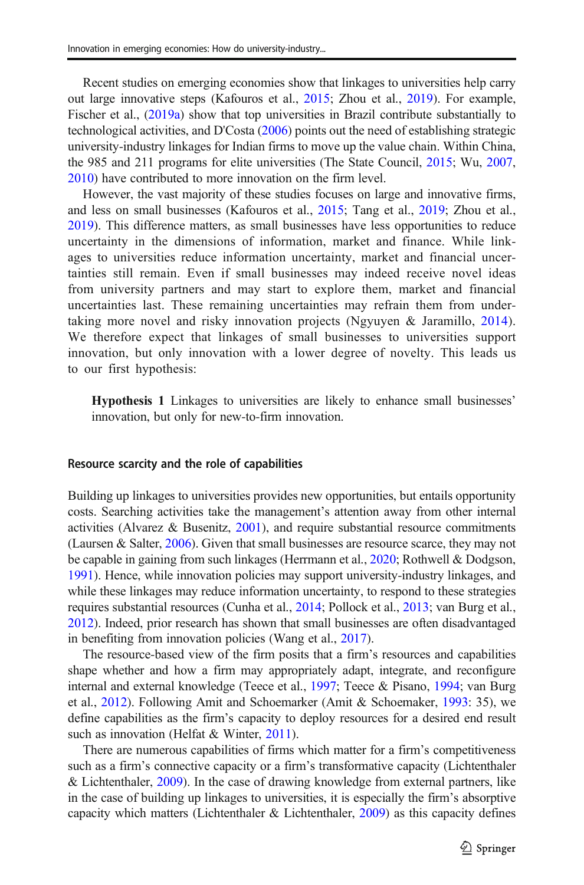Recent studies on emerging economies show that linkages to universities help carry out large innovative steps (Kafouros et al., 2015; Zhou et al., 2019). For example, Fischer et al., (2019a) show that top universities in Brazil contribute substantially to technological activities, and D'Costa (2006) points out the need of establishing strategic university-industry linkages for Indian firms to move up the value chain. Within China, the 985 and 211 programs for elite universities (The State Council, 2015; Wu, 2007, 2010) have contributed to more innovation on the firm level.

However, the vast majority of these studies focuses on large and innovative firms, and less on small businesses (Kafouros et al., 2015; Tang et al., 2019; Zhou et al., 2019). This difference matters, as small businesses have less opportunities to reduce uncertainty in the dimensions of information, market and finance. While linkages to universities reduce information uncertainty, market and financial uncertainties still remain. Even if small businesses may indeed receive novel ideas from university partners and may start to explore them, market and financial uncertainties last. These remaining uncertainties may refrain them from undertaking more novel and risky innovation projects (Ngyuyen & Jaramillo, 2014). We therefore expect that linkages of small businesses to universities support innovation, but only innovation with a lower degree of novelty. This leads us to our first hypothesis:

> **Hypothesis 1** Linkages to universities are likely to enhance small businesses' innovation, but only for new-to-firm innovation.

### Resource scarcity and the role of capabilities

Building up linkages to universities provides new opportunities, but entails opportunity costs. Searching activities take the management's attention away from other internal activities (Alvarez & Busenitz, 2001), and require substantial resource commitments (Laursen & Salter, 2006). Given that small businesses are resource scarce, they may not be capable in gaining from such linkages (Herrmann et al., 2020; Rothwell & Dodgson, 1991). Hence, while innovation policies may support university-industry linkages, and while these linkages may reduce information uncertainty, to respond to these strategies requires substantial resources (Cunha et al., 2014; Pollock et al., 2013; van Burg et al., 2012). Indeed, prior research has shown that small businesses are often disadvantaged in benefiting from innovation policies (Wang et al., 2017).

The resource-based view of the firm posits that a firm's resources and capabilities shape whether and how a firm may appropriately adapt, integrate, and reconfigure internal and external knowledge (Teece et al., 1997; Teece & Pisano, 1994; van Burg et al., 2012). Following Amit and Schoemarker (Amit & Schoemaker, 1993: 35), we define capabilities as the firm's capacity to deploy resources for a desired end result such as innovation (Helfat & Winter, 2011).

There are numerous capabilities of firms which matter for a firm's competitiveness such as a firm's connective capacity or a firm's transformative capacity (Lichtenthaler & Lichtenthaler, 2009). In the case of drawing knowledge from external partners, like in the case of building up linkages to universities, it is especially the firm's absorptive capacity which matters (Lichtenthaler & Lichtenthaler, 2009) as this capacity defines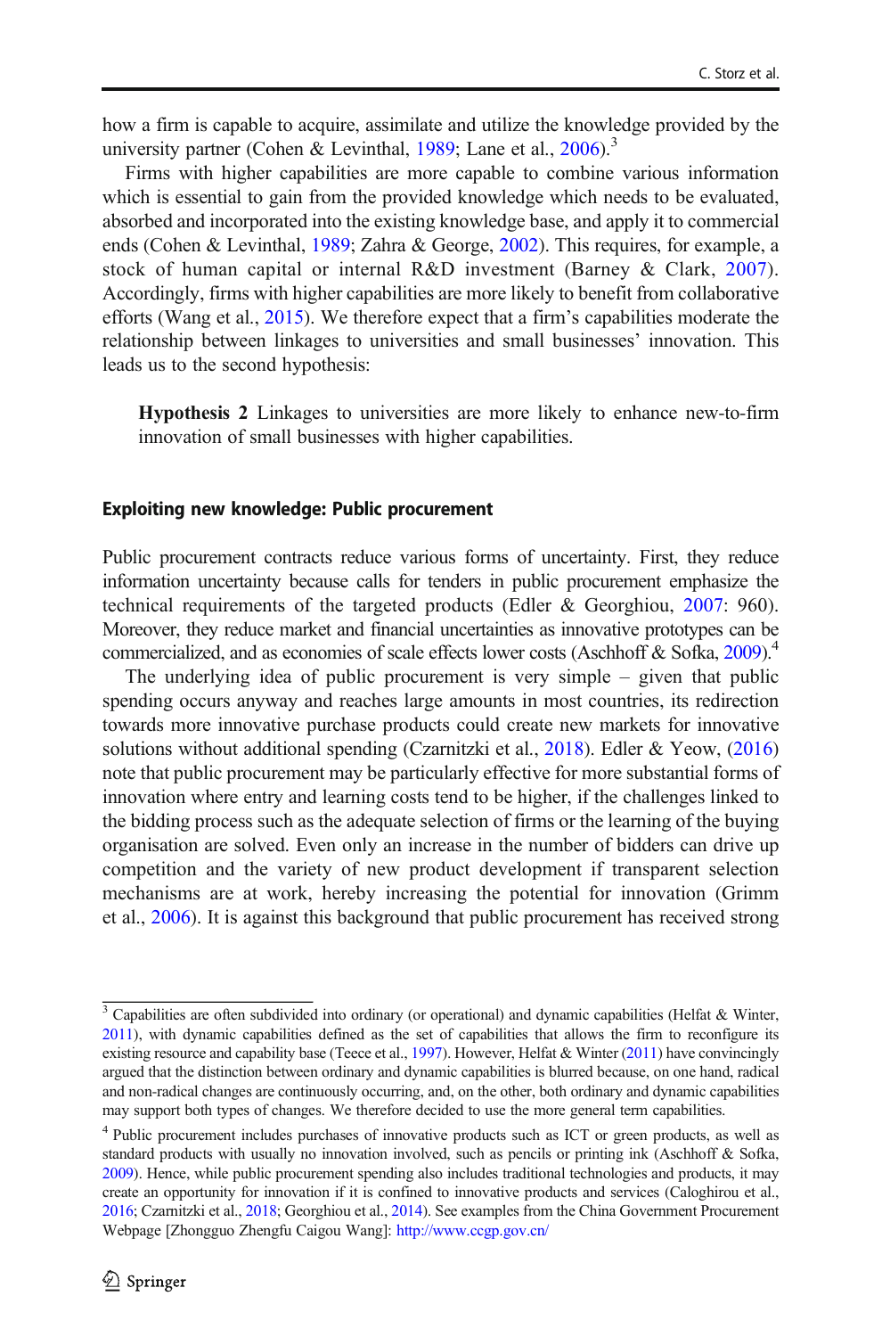how a firm is capable to acquire, assimilate and utilize the knowledge provided by the university partner (Cohen & Levinthal, 1989; Lane et al., 2006).[3]

Firms with higher capabilities are more capable to combine various information which is essential to gain from the provided knowledge which needs to be evaluated, absorbed and incorporated into the existing knowledge base, and apply it to commercial ends (Cohen & Levinthal, 1989; Zahra & George, 2002). This requires, for example, a stock of human capital or internal R&D investment (Barney & Clark, 2007). Accordingly, firms with higher capabilities are more likely to benefit from collaborative efforts (Wang et al., 2015). We therefore expect that a firm's capabilities moderate the relationship between linkages to universities and small businesses' innovation. This leads us to the second hypothesis:

> **Hypothesis 2** Linkages to universities are more likely to enhance new-to-firm innovation of small businesses with higher capabilities.

### Exploiting new knowledge: Public procurement

Public procurement contracts reduce various forms of uncertainty. First, they reduce information uncertainty because calls for tenders in public procurement emphasize the technical requirements of the targeted products (Edler & Georghiou, 2007: 960). Moreover, they reduce market and financial uncertainties as innovative prototypes can be commercialized, and as economies of scale effects lower costs (Aschhoff & Sofka, 2009).[4]

The underlying idea of public procurement is very simple – given that public spending occurs anyway and reaches large amounts in most countries, its redirection towards more innovative purchase products could create new markets for innovative solutions without additional spending (Czarnitzki et al., 2018). Edler & Yeow, (2016) note that public procurement may be particularly effective for more substantial forms of innovation where entry and learning costs tend to be higher, if the challenges linked to the bidding process such as the adequate selection of firms or the learning of the buying organisation are solved. Even only an increase in the number of bidders can drive up competition and the variety of new product development if transparent selection mechanisms are at work, hereby increasing the potential for innovation (Grimm et al., 2006). It is against this background that public procurement has received strong

---

[3] Capabilities are often subdivided into ordinary (or operational) and dynamic capabilities (Helfat & Winter, 2011), with dynamic capabilities defined as the set of capabilities that allows the firm to reconfigure its existing resource and capability base (Teece et al., 1997). However, Helfat & Winter (2011) have convincingly argued that the distinction between ordinary and dynamic capabilities is blurred because, on one hand, radical and non-radical changes are continuously occurring, and, on the other, both ordinary and dynamic capabilities may support both types of changes. We therefore decided to use the more general term capabilities.

[4] Public procurement includes purchases of innovative products such as ICT or green products, as well as standard products with usually no innovation involved, such as pencils or printing ink (Aschhoff & Sofka, 2009). Hence, while public procurement spending also includes traditional technologies and products, it may create an opportunity for innovation if it is confined to innovative products and services (Caloghirou et al., 2016; Czarnitzki et al., 2018; Georghiou et al., 2014). See examples from the China Government Procurement Webpage [Zhongguo Zhengfu Caigou Wang]: http://www.ccgp.gov.cn/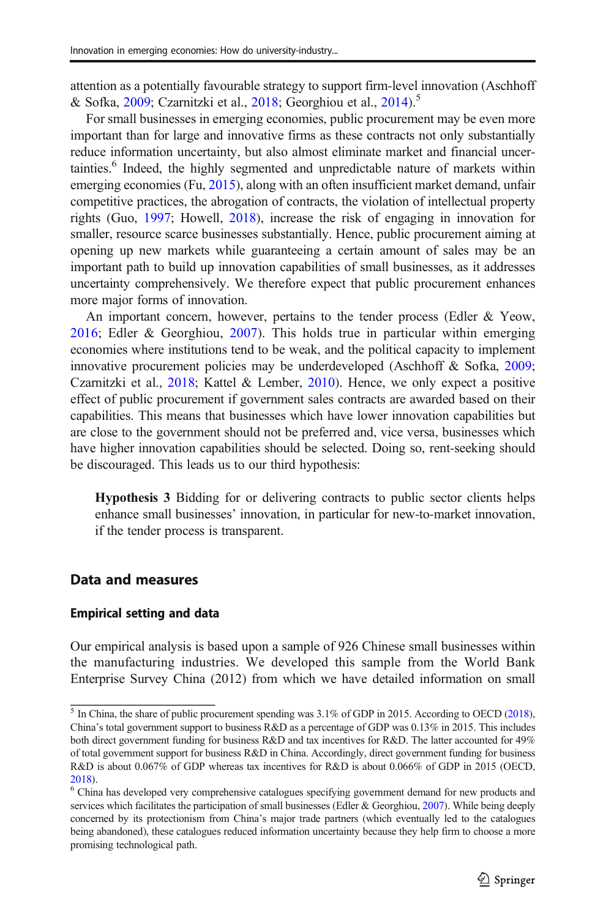attention as a potentially favourable strategy to support firm-level innovation (Aschhoff & Sofka, 2009; Czarnitzki et al., 2018; Georghiou et al., 2014).[5]

For small businesses in emerging economies, public procurement may be even more important than for large and innovative firms as these contracts not only substantially reduce information uncertainty, but also almost eliminate market and financial uncertainties.[6] Indeed, the highly segmented and unpredictable nature of markets within emerging economies (Fu, 2015), along with an often insufficient market demand, unfair competitive practices, the abrogation of contracts, the violation of intellectual property rights (Guo, 1997; Howell, 2018), increase the risk of engaging in innovation for smaller, resource scarce businesses substantially. Hence, public procurement aiming at opening up new markets while guaranteeing a certain amount of sales may be an important path to build up innovation capabilities of small businesses, as it addresses uncertainty comprehensively. We therefore expect that public procurement enhances more major forms of innovation.

An important concern, however, pertains to the tender process (Edler & Yeow, 2016; Edler & Georghiou, 2007). This holds true in particular within emerging economies where institutions tend to be weak, and the political capacity to implement innovative procurement policies may be underdeveloped (Aschhoff & Sofka, 2009; Czarnitzki et al., 2018; Kattel & Lember, 2010). Hence, we only expect a positive effect of public procurement if government sales contracts are awarded based on their capabilities. This means that businesses which have lower innovation capabilities but are close to the government should not be preferred and, vice versa, businesses which have higher innovation capabilities should be selected. Doing so, rent-seeking should be discouraged. This leads us to our third hypothesis:

> **Hypothesis 3** Bidding for or delivering contracts to public sector clients helps enhance small businesses' innovation, in particular for new-to-market innovation, if the tender process is transparent.

## Data and measures

### Empirical setting and data

Our empirical analysis is based upon a sample of 926 Chinese small businesses within the manufacturing industries. We developed this sample from the World Bank Enterprise Survey China (2012) from which we have detailed information on small

---

[5] In China, the share of public procurement spending was 3.1% of GDP in 2015. According to OECD (2018), China's total government support to business R&D as a percentage of GDP was 0.13% in 2015. This includes both direct government funding for business R&D and tax incentives for R&D. The latter accounted for 49% of total government support for business R&D in China. Accordingly, direct government funding for business R&D is about 0.067% of GDP whereas tax incentives for R&D is about 0.066% of GDP in 2015 (OECD, 2018).

[6] China has developed very comprehensive catalogues specifying government demand for new products and services which facilitates the participation of small businesses (Edler & Georghiou, 2007). While being deeply concerned by its protectionism from China's major trade partners (which eventually led to the catalogues being abandoned), these catalogues reduced information uncertainty because they help firm to choose a more promising technological path.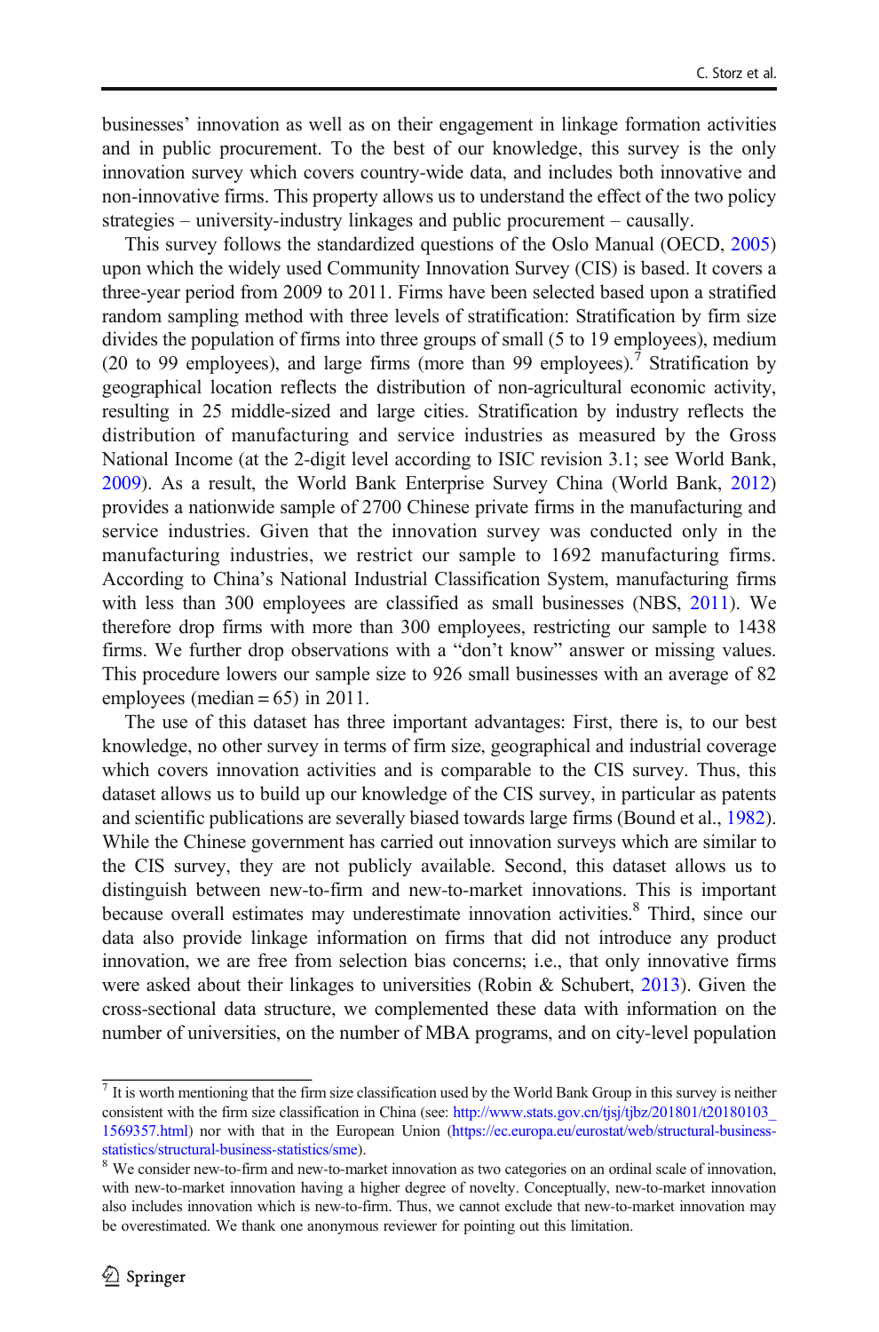businesses' innovation as well as on their engagement in linkage formation activities and in public procurement. To the best of our knowledge, this survey is the only innovation survey which covers country-wide data, and includes both innovative and non-innovative firms. This property allows us to understand the effect of the two policy strategies – university-industry linkages and public procurement – causally.

This survey follows the standardized questions of the Oslo Manual (OECD, 2005) upon which the widely used Community Innovation Survey (CIS) is based. It covers a three-year period from 2009 to 2011. Firms have been selected based upon a stratified random sampling method with three levels of stratification: Stratification by firm size divides the population of firms into three groups of small (5 to 19 employees), medium (20 to 99 employees), and large firms (more than 99 employees).[7] Stratification by geographical location reflects the distribution of non-agricultural economic activity, resulting in 25 middle-sized and large cities. Stratification by industry reflects the distribution of manufacturing and service industries as measured by the Gross National Income (at the 2-digit level according to ISIC revision 3.1; see World Bank, 2009). As a result, the World Bank Enterprise Survey China (World Bank, 2012) provides a nationwide sample of 2700 Chinese private firms in the manufacturing and service industries. Given that the innovation survey was conducted only in the manufacturing industries, we restrict our sample to 1692 manufacturing firms. According to China's National Industrial Classification System, manufacturing firms with less than 300 employees are classified as small businesses (NBS, 2011). We therefore drop firms with more than 300 employees, restricting our sample to 1438 firms. We further drop observations with a "don't know" answer or missing values. This procedure lowers our sample size to 926 small businesses with an average of 82 employees (median = 65) in 2011.

The use of this dataset has three important advantages: First, there is, to our best knowledge, no other survey in terms of firm size, geographical and industrial coverage which covers innovation activities and is comparable to the CIS survey. Thus, this dataset allows us to build up our knowledge of the CIS survey, in particular as patents and scientific publications are severally biased towards large firms (Bound et al., 1982). While the Chinese government has carried out innovation surveys which are similar to the CIS survey, they are not publicly available. Second, this dataset allows us to distinguish between new-to-firm and new-to-market innovations. This is important because overall estimates may underestimate innovation activities.[8] Third, since our data also provide linkage information on firms that did not introduce any product innovation, we are free from selection bias concerns; i.e., that only innovative firms were asked about their linkages to universities (Robin & Schubert, 2013). Given the cross-sectional data structure, we complemented these data with information on the number of universities, on the number of MBA programs, and on city-level population

---

[7] It is worth mentioning that the firm size classification used by the World Bank Group in this survey is neither consistent with the firm size classification in China (see: http://www.stats.gov.cn/tjsj/tjbz/201801/t20180103_1569357.html) nor with that in the European Union (https://ec.europa.eu/eurostat/web/structural-business-statistics/structural-business-statistics/sme).

[8] We consider new-to-firm and new-to-market innovation as two categories on an ordinal scale of innovation, with new-to-market innovation having a higher degree of novelty. Conceptually, new-to-market innovation also includes innovation which is new-to-firm. Thus, we cannot exclude that new-to-market innovation may be overestimated. We thank one anonymous reviewer for pointing out this limitation.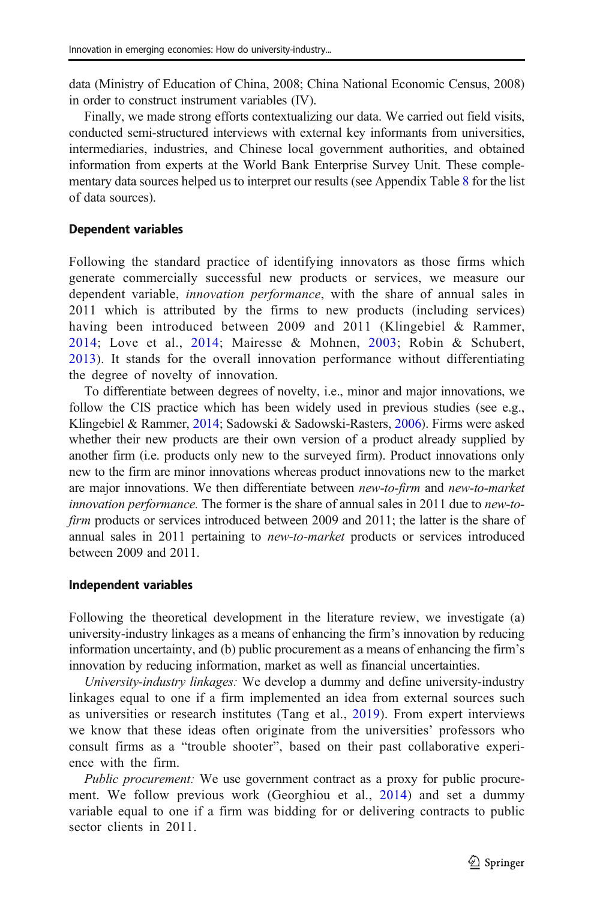data (Ministry of Education of China, 2008; China National Economic Census, 2008) in order to construct instrument variables (IV).

Finally, we made strong efforts contextualizing our data. We carried out field visits, conducted semi-structured interviews with external key informants from universities, intermediaries, industries, and Chinese local government authorities, and obtained information from experts at the World Bank Enterprise Survey Unit. These complementary data sources helped us to interpret our results (see Appendix Table 8 for the list of data sources).

### Dependent variables

Following the standard practice of identifying innovators as those firms which generate commercially successful new products or services, we measure our dependent variable, *innovation performance*, with the share of annual sales in 2011 which is attributed by the firms to new products (including services) having been introduced between 2009 and 2011 (Klingebiel & Rammer, 2014; Love et al., 2014; Mairesse & Mohnen, 2003; Robin & Schubert, 2013). It stands for the overall innovation performance without differentiating the degree of novelty of innovation.

To differentiate between degrees of novelty, i.e., minor and major innovations, we follow the CIS practice which has been widely used in previous studies (see e.g., Klingebiel & Rammer, 2014; Sadowski & Sadowski-Rasters, 2006). Firms were asked whether their new products are their own version of a product already supplied by another firm (i.e. products only new to the surveyed firm). Product innovations only new to the firm are minor innovations whereas product innovations new to the market are major innovations. We then differentiate between *new-to-firm* and *new-to-market innovation performance.* The former is the share of annual sales in 2011 due to *new-to-firm* products or services introduced between 2009 and 2011; the latter is the share of annual sales in 2011 pertaining to *new-to-market* products or services introduced between 2009 and 2011.

### Independent variables

Following the theoretical development in the literature review, we investigate (a) university-industry linkages as a means of enhancing the firm's innovation by reducing information uncertainty, and (b) public procurement as a means of enhancing the firm's innovation by reducing information, market as well as financial uncertainties.

*University-industry linkages:* We develop a dummy and define university-industry linkages equal to one if a firm implemented an idea from external sources such as universities or research institutes (Tang et al., 2019). From expert interviews we know that these ideas often originate from the universities' professors who consult firms as a "trouble shooter", based on their past collaborative experience with the firm.

*Public procurement:* We use government contract as a proxy for public procurement. We follow previous work (Georghiou et al., 2014) and set a dummy variable equal to one if a firm was bidding for or delivering contracts to public sector clients in 2011.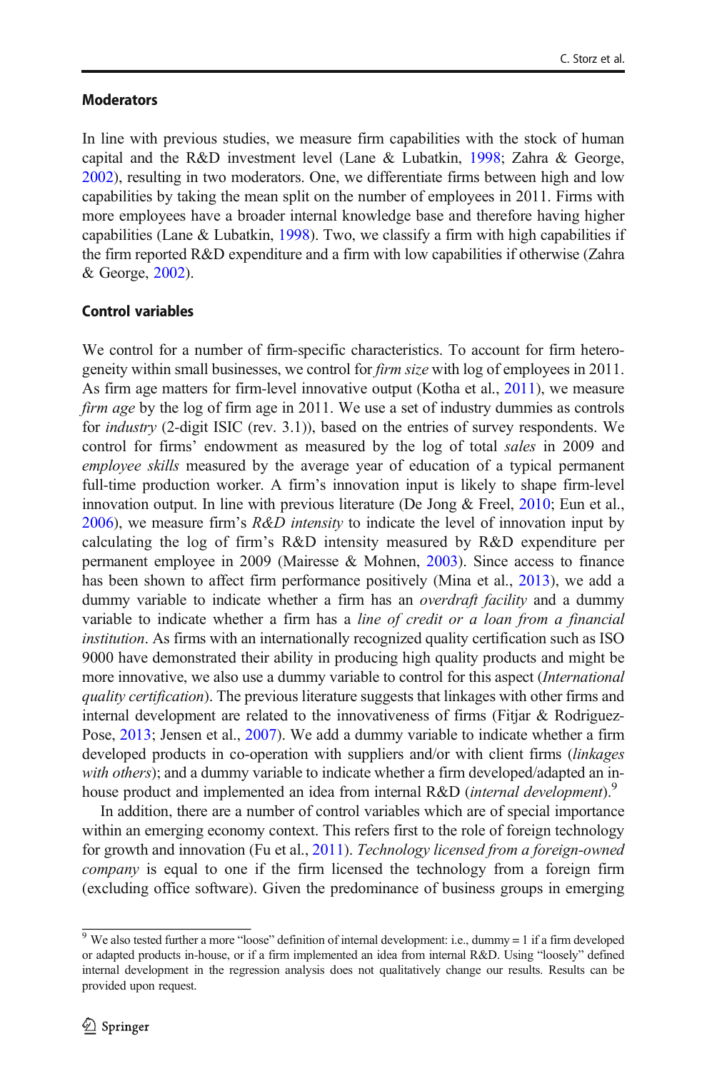### Moderators

In line with previous studies, we measure firm capabilities with the stock of human capital and the R&D investment level (Lane & Lubatkin, 1998; Zahra & George, 2002), resulting in two moderators. One, we differentiate firms between high and low capabilities by taking the mean split on the number of employees in 2011. Firms with more employees have a broader internal knowledge base and therefore having higher capabilities (Lane & Lubatkin, 1998). Two, we classify a firm with high capabilities if the firm reported R&D expenditure and a firm with low capabilities if otherwise (Zahra & George, 2002).

### Control variables

We control for a number of firm-specific characteristics. To account for firm heterogeneity within small businesses, we control for *firm size* with log of employees in 2011. As firm age matters for firm-level innovative output (Kotha et al., 2011), we measure *firm age* by the log of firm age in 2011. We use a set of industry dummies as controls for *industry* (2-digit ISIC (rev. 3.1)), based on the entries of survey respondents. We control for firms' endowment as measured by the log of total *sales* in 2009 and *employee skills* measured by the average year of education of a typical permanent full-time production worker. A firm's innovation input is likely to shape firm-level innovation output. In line with previous literature (De Jong & Freel, 2010; Eun et al., 2006), we measure firm's *R&D intensity* to indicate the level of innovation input by calculating the log of firm's R&D intensity measured by R&D expenditure per permanent employee in 2009 (Mairesse & Mohnen, 2003). Since access to finance has been shown to affect firm performance positively (Mina et al., 2013), we add a dummy variable to indicate whether a firm has an *overdraft facility* and a dummy variable to indicate whether a firm has a *line of credit or a loan from a financial institution*. As firms with an internationally recognized quality certification such as ISO 9000 have demonstrated their ability in producing high quality products and might be more innovative, we also use a dummy variable to control for this aspect (*International quality certification*). The previous literature suggests that linkages with other firms and internal development are related to the innovativeness of firms (Fitjar & Rodriguez-Pose, 2013; Jensen et al., 2007). We add a dummy variable to indicate whether a firm developed products in co-operation with suppliers and/or with client firms (*linkages with others*); and a dummy variable to indicate whether a firm developed/adapted an in-house product and implemented an idea from internal R&D (*internal development*).[9]

In addition, there are a number of control variables which are of special importance within an emerging economy context. This refers first to the role of foreign technology for growth and innovation (Fu et al., 2011). *Technology licensed from a foreign-owned company* is equal to one if the firm licensed the technology from a foreign firm (excluding office software). Given the predominance of business groups in emerging

[9] We also tested further a more "loose" definition of internal development: i.e., dummy = 1 if a firm developed or adapted products in-house, or if a firm implemented an idea from internal R&D. Using "loosely" defined internal development in the regression analysis does not qualitatively change our results. Results can be provided upon request.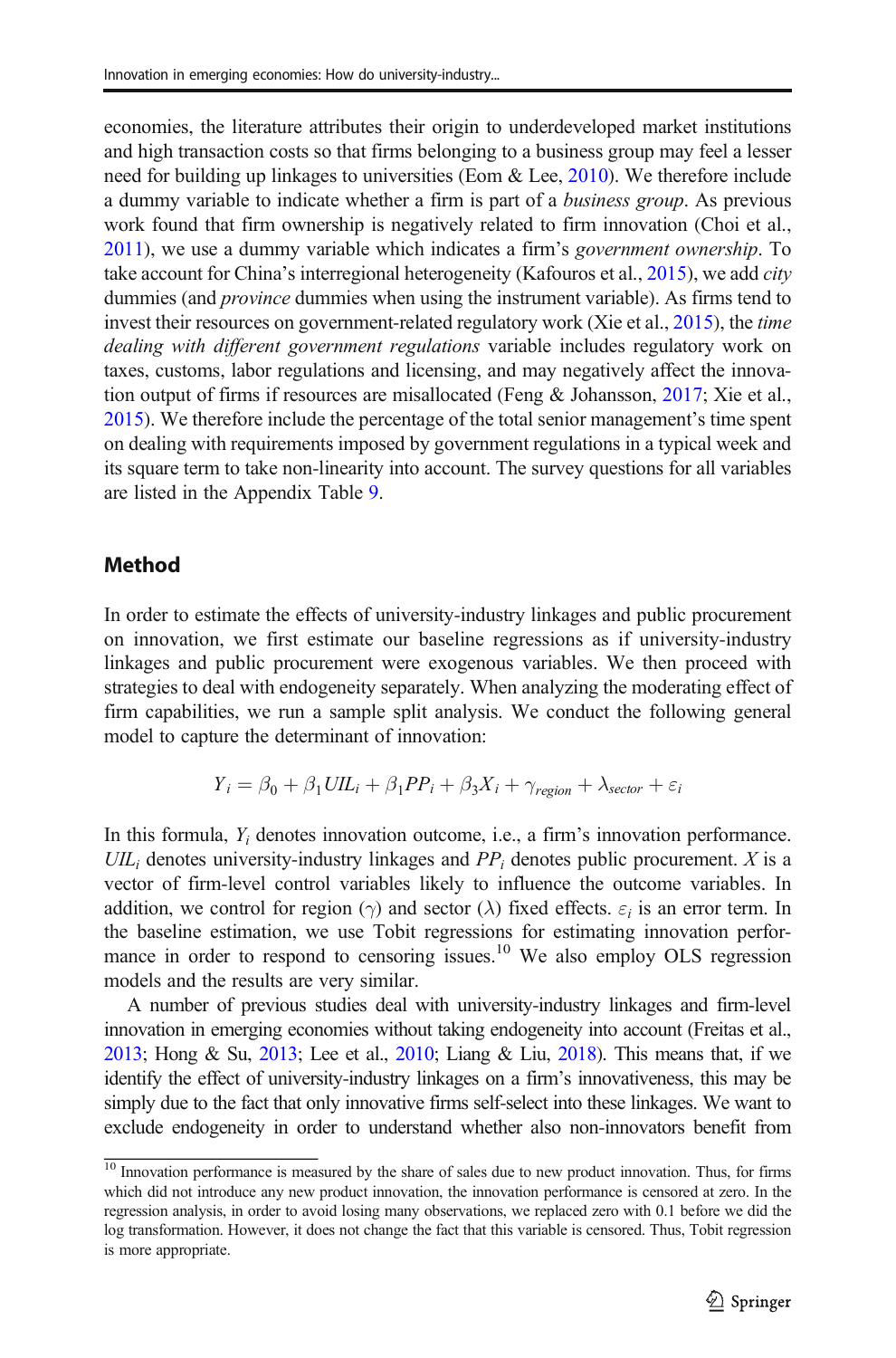economies, the literature attributes their origin to underdeveloped market institutions and high transaction costs so that firms belonging to a business group may feel a lesser need for building up linkages to universities (Eom & Lee, 2010). We therefore include a dummy variable to indicate whether a firm is part of a *business group*. As previous work found that firm ownership is negatively related to firm innovation (Choi et al., 2011), we use a dummy variable which indicates a firm's *government ownership*. To take account for China's interregional heterogeneity (Kafouros et al., 2015), we add *city* dummies (and *province* dummies when using the instrument variable). As firms tend to invest their resources on government-related regulatory work (Xie et al., 2015), the *time dealing with different government regulations* variable includes regulatory work on taxes, customs, labor regulations and licensing, and may negatively affect the innovation output of firms if resources are misallocated (Feng & Johansson, 2017; Xie et al., 2015). We therefore include the percentage of the total senior management's time spent on dealing with requirements imposed by government regulations in a typical week and its square term to take non-linearity into account. The survey questions for all variables are listed in the Appendix Table 9.

## Method

In order to estimate the effects of university-industry linkages and public procurement on innovation, we first estimate our baseline regressions as if university-industry linkages and public procurement were exogenous variables. We then proceed with strategies to deal with endogeneity separately. When analyzing the moderating effect of firm capabilities, we run a sample split analysis. We conduct the following general model to capture the determinant of innovation:

$$Y_i = \beta_0 + \beta_1 UIL_i + \beta_1 PP_i + \beta_3 X_i + \gamma_{region} + \lambda_{sector} + \varepsilon_i$$

In this formula, $Y_i$ denotes innovation outcome, i.e., a firm's innovation performance. $UIL_i$ denotes university-industry linkages and $PP_i$ denotes public procurement. $X$ is a vector of firm-level control variables likely to influence the outcome variables. In addition, we control for region ($\gamma$) and sector ($\lambda$) fixed effects. $\varepsilon_i$ is an error term. In the baseline estimation, we use Tobit regressions for estimating innovation performance in order to respond to censoring issues.[10] We also employ OLS regression models and the results are very similar.

A number of previous studies deal with university-industry linkages and firm-level innovation in emerging economies without taking endogeneity into account (Freitas et al., 2013; Hong & Su, 2013; Lee et al., 2010; Liang & Liu, 2018). This means that, if we identify the effect of university-industry linkages on a firm's innovativeness, this may be simply due to the fact that only innovative firms self-select into these linkages. We want to exclude endogeneity in order to understand whether also non-innovators benefit from

[10] Innovation performance is measured by the share of sales due to new product innovation. Thus, for firms which did not introduce any new product innovation, the innovation performance is censored at zero. In the regression analysis, in order to avoid losing many observations, we replaced zero with 0.1 before we did the log transformation. However, it does not change the fact that this variable is censored. Thus, Tobit regression is more appropriate.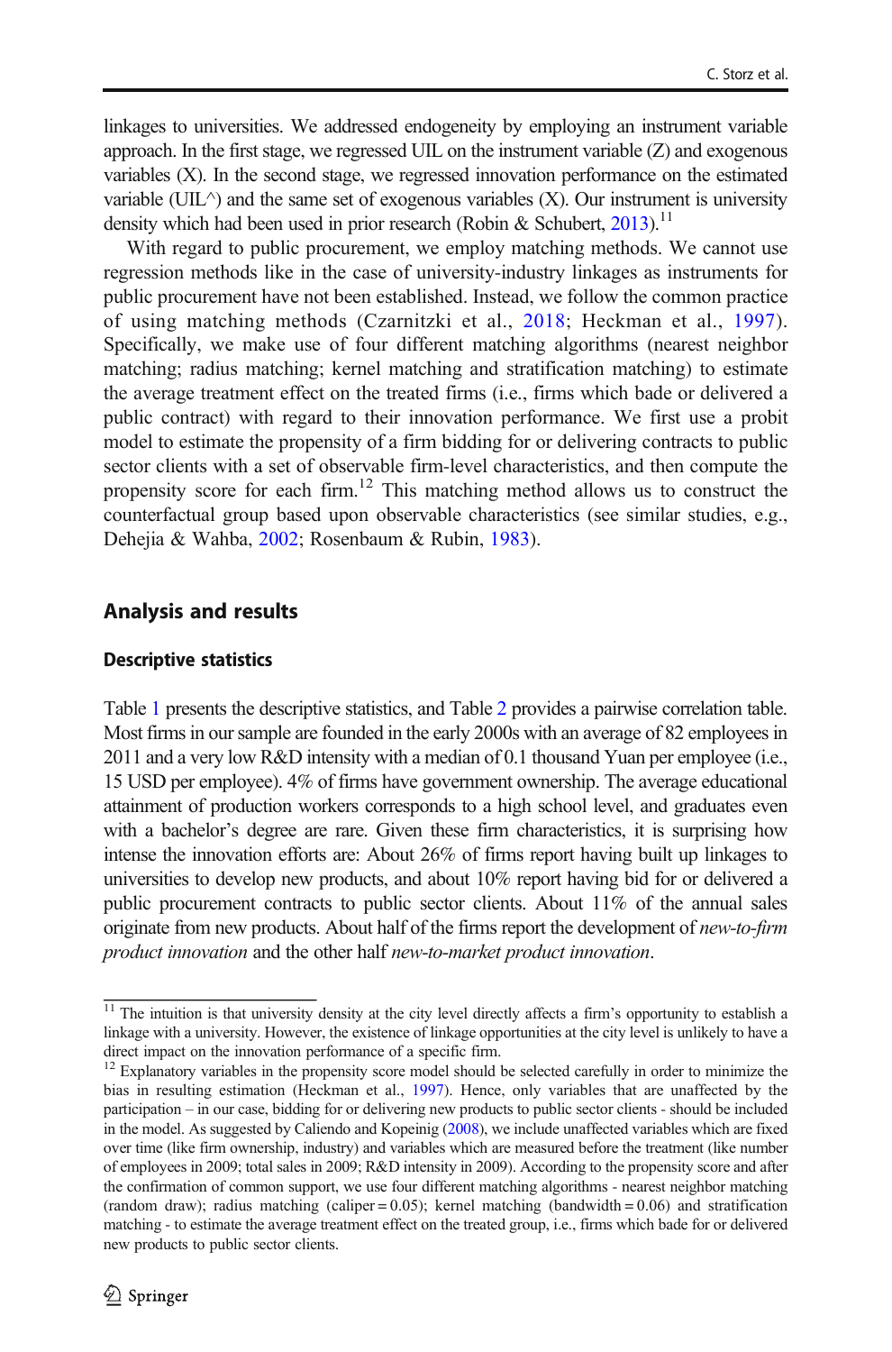linkages to universities. We addressed endogeneity by employing an instrument variable approach. In the first stage, we regressed UIL on the instrument variable (Z) and exogenous variables (X). In the second stage, we regressed innovation performance on the estimated variable (UIL^) and the same set of exogenous variables (X). Our instrument is university density which had been used in prior research (Robin & Schubert, 2013).[11]

With regard to public procurement, we employ matching methods. We cannot use regression methods like in the case of university-industry linkages as instruments for public procurement have not been established. Instead, we follow the common practice of using matching methods (Czarnitzki et al., 2018; Heckman et al., 1997). Specifically, we make use of four different matching algorithms (nearest neighbor matching; radius matching; kernel matching and stratification matching) to estimate the average treatment effect on the treated firms (i.e., firms which bade or delivered a public contract) with regard to their innovation performance. We first use a probit model to estimate the propensity of a firm bidding for or delivering contracts to public sector clients with a set of observable firm-level characteristics, and then compute the propensity score for each firm.[12] This matching method allows us to construct the counterfactual group based upon observable characteristics (see similar studies, e.g., Dehejia & Wahba, 2002; Rosenbaum & Rubin, 1983).

## Analysis and results

### Descriptive statistics

Table 1 presents the descriptive statistics, and Table 2 provides a pairwise correlation table. Most firms in our sample are founded in the early 2000s with an average of 82 employees in 2011 and a very low R&D intensity with a median of 0.1 thousand Yuan per employee (i.e., 15 USD per employee). 4% of firms have government ownership. The average educational attainment of production workers corresponds to a high school level, and graduates even with a bachelor's degree are rare. Given these firm characteristics, it is surprising how intense the innovation efforts are: About 26% of firms report having built up linkages to universities to develop new products, and about 10% report having bid for or delivered a public procurement contracts to public sector clients. About 11% of the annual sales originate from new products. About half of the firms report the development of *new-to-firm product innovation* and the other half *new-to-market product innovation*.

---

[11] The intuition is that university density at the city level directly affects a firm's opportunity to establish a linkage with a university. However, the existence of linkage opportunities at the city level is unlikely to have a direct impact on the innovation performance of a specific firm.

[12] Explanatory variables in the propensity score model should be selected carefully in order to minimize the bias in resulting estimation (Heckman et al., 1997). Hence, only variables that are unaffected by the participation – in our case, bidding for or delivering new products to public sector clients - should be included in the model. As suggested by Caliendo and Kopeinig (2008), we include unaffected variables which are fixed over time (like firm ownership, industry) and variables which are measured before the treatment (like number of employees in 2009; total sales in 2009; R&D intensity in 2009). According to the propensity score and after the confirmation of common support, we use four different matching algorithms - nearest neighbor matching (random draw); radius matching (caliper = 0.05); kernel matching (bandwidth = 0.06) and stratification matching - to estimate the average treatment effect on the treated group, i.e., firms which bade for or delivered new products to public sector clients.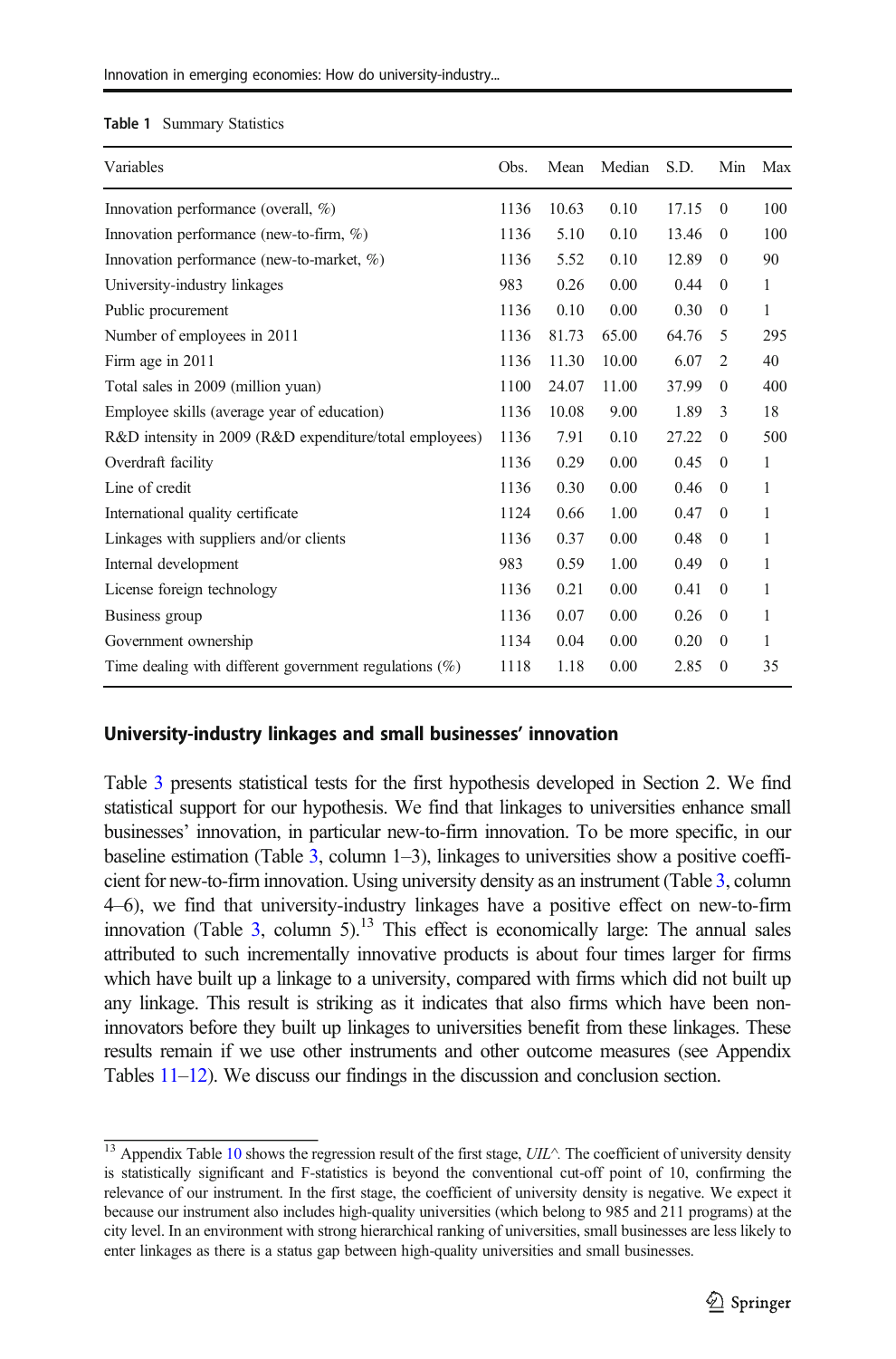Table 1 Summary Statistics

| Variables | Obs. | Mean | Median | S.D. | Min | Max |
|---|---|---|---|---|---|---|
| Innovation performance (overall, %) | 1136 | 10.63 | 0.10 | 17.15 | 0 | 100 |
| Innovation performance (new-to-firm, %) | 1136 | 5.10 | 0.10 | 13.46 | 0 | 100 |
| Innovation performance (new-to-market, %) | 1136 | 5.52 | 0.10 | 12.89 | 0 | 90 |
| University-industry linkages | 983 | 0.26 | 0.00 | 0.44 | 0 | 1 |
| Public procurement | 1136 | 0.10 | 0.00 | 0.30 | 0 | 1 |
| Number of employees in 2011 | 1136 | 81.73 | 65.00 | 64.76 | 5 | 295 |
| Firm age in 2011 | 1136 | 11.30 | 10.00 | 6.07 | 2 | 40 |
| Total sales in 2009 (million yuan) | 1100 | 24.07 | 11.00 | 37.99 | 0 | 400 |
| Employee skills (average year of education) | 1136 | 10.08 | 9.00 | 1.89 | 3 | 18 |
| R&D intensity in 2009 (R&D expenditure/total employees) | 1136 | 7.91 | 0.10 | 27.22 | 0 | 500 |
| Overdraft facility | 1136 | 0.29 | 0.00 | 0.45 | 0 | 1 |
| Line of credit | 1136 | 0.30 | 0.00 | 0.46 | 0 | 1 |
| International quality certificate | 1124 | 0.66 | 1.00 | 0.47 | 0 | 1 |
| Linkages with suppliers and/or clients | 1136 | 0.37 | 0.00 | 0.48 | 0 | 1 |
| Internal development | 983 | 0.59 | 1.00 | 0.49 | 0 | 1 |
| License foreign technology | 1136 | 0.21 | 0.00 | 0.41 | 0 | 1 |
| Business group | 1136 | 0.07 | 0.00 | 0.26 | 0 | 1 |
| Government ownership | 1134 | 0.04 | 0.00 | 0.20 | 0 | 1 |
| Time dealing with different government regulations (%) | 1118 | 1.18 | 0.00 | 2.85 | 0 | 35 |

## University-industry linkages and small businesses' innovation

Table 3 presents statistical tests for the first hypothesis developed in Section 2. We find statistical support for our hypothesis. We find that linkages to universities enhance small businesses' innovation, in particular new-to-firm innovation. To be more specific, in our baseline estimation (Table 3, column 1–3), linkages to universities show a positive coefficient for new-to-firm innovation. Using university density as an instrument (Table 3, column 4–6), we find that university-industry linkages have a positive effect on new-to-firm innovation (Table 3, column 5).[13] This effect is economically large: The annual sales attributed to such incrementally innovative products is about four times larger for firms which have built up a linkage to a university, compared with firms which did not built up any linkage. This result is striking as it indicates that also firms which have been non-innovators before they built up linkages to universities benefit from these linkages. These results remain if we use other instruments and other outcome measures (see Appendix Tables 11–12). We discuss our findings in the discussion and conclusion section.

[13] Appendix Table 10 shows the regression result of the first stage, *UIL^*. The coefficient of university density is statistically significant and F-statistics is beyond the conventional cut-off point of 10, confirming the relevance of our instrument. In the first stage, the coefficient of university density is negative. We expect it because our instrument also includes high-quality universities (which belong to 985 and 211 programs) at the city level. In an environment with strong hierarchical ranking of universities, small businesses are less likely to enter linkages as there is a status gap between high-quality universities and small businesses.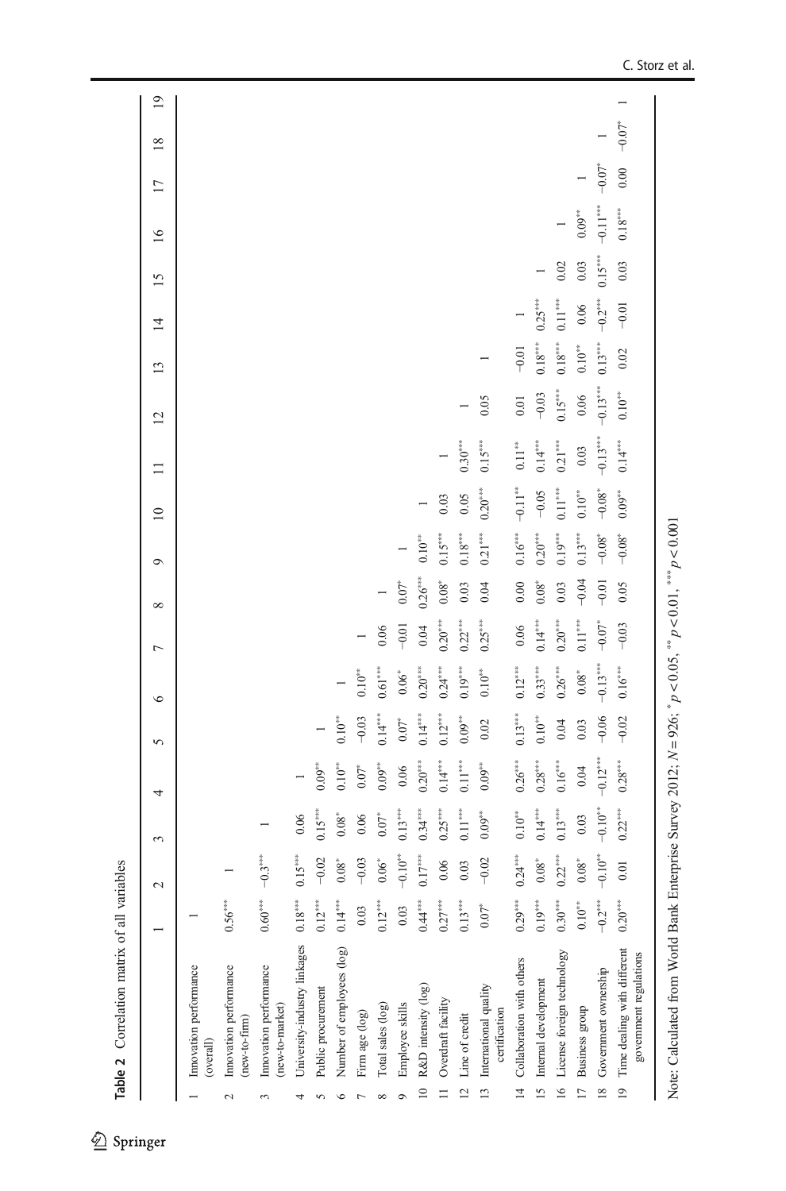**Table 2** Correlation matrix of all variables

| | | 1 | 2 | 3 | 4 | 5 | 6 | 7 | 8 | 9 | 10 | 11 | 12 | 13 | 14 | 15 | 16 | 17 | 18 | 19 |
|---|---|---|---|---|---|---|---|---|---|---|---|---|---|---|---|---|---|---|---|---|
| 1 | Innovation performance (overall) | 1 | | | | | | | | | | | | | | | | | | |
| 2 | Innovation performance (new-to-firm) | 0.56*** | 1 | | | | | | | | | | | | | | | | | |
| 3 | Innovation performance (new-to-market) | 0.60*** | −0.3*** | 1 | | | | | | | | | | | | | | | | |
| 4 | University-industry linkages | 0.18*** | 0.15*** | 0.06 | 1 | | | | | | | | | | | | | | | |
| 5 | Public procurement | 0.12*** | −0.02 | 0.15*** | 0.09** | 1 | | | | | | | | | | | | | | |
| 6 | Number of employees (log) | 0.14*** | 0.08* | 0.08* | 0.10** | 0.10** | 1 | | | | | | | | | | | | | |
| 7 | Firm age (log) | 0.03 | −0.03 | 0.06 | 0.07* | −0.03 | 0.10** | 1 | | | | | | | | | | | | |
| 8 | Total sales (log) | 0.12*** | 0.06* | 0.07* | 0.09** | 0.14*** | 0.61*** | 0.06 | 1 | | | | | | | | | | | |
| 9 | Employee skills | 0.03 | −0.10** | 0.13*** | 0.06 | 0.07* | 0.06* | −0.01 | 0.07* | 1 | | | | | | | | | | |
| 10 | R&D intensity (log) | 0.44*** | 0.17*** | 0.34*** | 0.20*** | 0.14*** | 0.20*** | 0.04 | 0.26*** | 0.10** | 1 | | | | | | | | | |
| 11 | Overdraft facility | 0.27*** | 0.06 | 0.25*** | 0.14*** | 0.12*** | 0.24*** | 0.20*** | 0.08* | 0.15*** | 0.03 | 1 | | | | | | | | |
| 12 | Line of credit | 0.13*** | 0.03 | 0.11*** | 0.11*** | 0.09** | 0.19*** | 0.22*** | 0.03 | 0.18*** | 0.05 | 0.30*** | 1 | | | | | | | |
| 13 | International quality certification | 0.07* | −0.02 | 0.09** | 0.09** | 0.02 | 0.10** | 0.25*** | 0.04 | 0.21*** | 0.20*** | 0.15*** | 0.05 | 1 | | | | | | |
| 14 | Collaboration with others | 0.29*** | 0.24*** | 0.10** | 0.26*** | 0.13*** | 0.12*** | 0.06 | 0.00 | 0.16*** | −0.11** | 0.11** | 0.01 | −0.01 | 1 | | | | | |
| 15 | Internal development | 0.19*** | 0.08* | 0.14*** | 0.28*** | 0.10** | 0.33*** | 0.14*** | 0.08* | 0.20*** | −0.05 | 0.14*** | −0.03 | 0.18*** | 0.25*** | 1 | | | | |
| 16 | License foreign technology | 0.30*** | 0.22*** | 0.13*** | 0.16*** | 0.04 | 0.26*** | 0.20*** | 0.03 | 0.19*** | 0.11*** | 0.21*** | 0.15*** | 0.18*** | 0.11*** | 0.02 | 1 | | | |
| 17 | Business group | 0.10** | 0.08* | 0.03 | 0.04 | 0.03 | 0.08* | 0.11*** | −0.04 | 0.13*** | 0.10** | 0.03 | 0.06 | 0.10** | 0.06 | 0.03 | 0.09** | 1 | | |
| 18 | Government ownership | −0.2*** | −0.10** | −0.10** | −0.12*** | −0.06 | −0.13*** | −0.07* | −0.01 | −0.08* | −0.08* | −0.13*** | −0.13*** | 0.13*** | −0.2*** | 0.15*** | −0.11*** | −0.07* | 1 | |
| 19 | Time dealing with different government regulations | 0.20*** | 0.01 | 0.22*** | 0.28*** | −0.02 | 0.16*** | −0.03 | 0.05 | −0.08* | 0.09** | 0.14*** | 0.10** | 0.02 | −0.01 | 0.03 | 0.18*** | 0.00 | −0.07* | 1 |

Note: Calculated from World Bank Enterprise Survey 2012; $N = 926$; * $p < 0.05$, ** $p < 0.01$, *** $p < 0.001$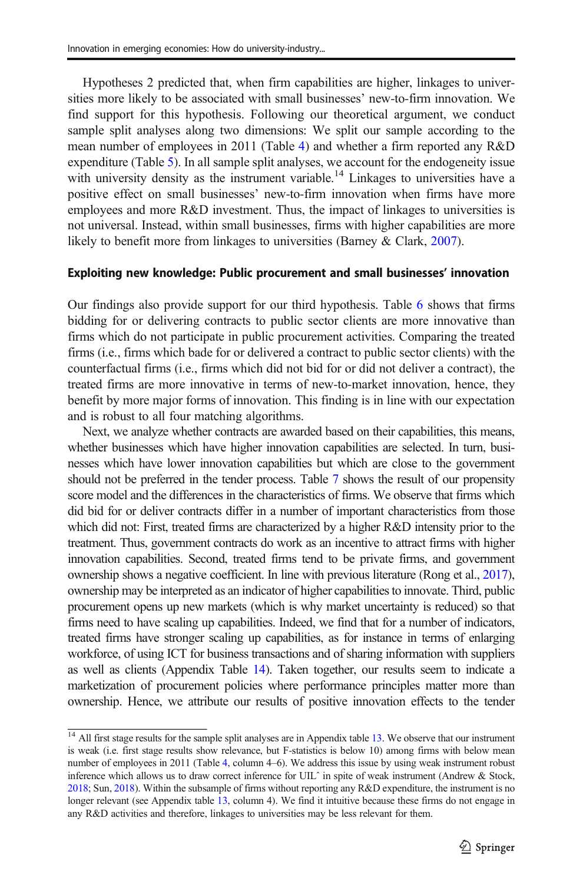Hypotheses 2 predicted that, when firm capabilities are higher, linkages to universities more likely to be associated with small businesses' new-to-firm innovation. We find support for this hypothesis. Following our theoretical argument, we conduct sample split analyses along two dimensions: We split our sample according to the mean number of employees in 2011 (Table 4) and whether a firm reported any R&D expenditure (Table 5). In all sample split analyses, we account for the endogeneity issue with university density as the instrument variable.[14] Linkages to universities have a positive effect on small businesses' new-to-firm innovation when firms have more employees and more R&D investment. Thus, the impact of linkages to universities is not universal. Instead, within small businesses, firms with higher capabilities are more likely to benefit more from linkages to universities (Barney & Clark, 2007).

### Exploiting new knowledge: Public procurement and small businesses' innovation

Our findings also provide support for our third hypothesis. Table 6 shows that firms bidding for or delivering contracts to public sector clients are more innovative than firms which do not participate in public procurement activities. Comparing the treated firms (i.e., firms which bade for or delivered a contract to public sector clients) with the counterfactual firms (i.e., firms which did not bid for or did not deliver a contract), the treated firms are more innovative in terms of new-to-market innovation, hence, they benefit by more major forms of innovation. This finding is in line with our expectation and is robust to all four matching algorithms.

Next, we analyze whether contracts are awarded based on their capabilities, this means, whether businesses which have higher innovation capabilities are selected. In turn, businesses which have lower innovation capabilities but which are close to the government should not be preferred in the tender process. Table 7 shows the result of our propensity score model and the differences in the characteristics of firms. We observe that firms which did bid for or deliver contracts differ in a number of important characteristics from those which did not: First, treated firms are characterized by a higher R&D intensity prior to the treatment. Thus, government contracts do work as an incentive to attract firms with higher innovation capabilities. Second, treated firms tend to be private firms, and government ownership shows a negative coefficient. In line with previous literature (Rong et al., 2017), ownership may be interpreted as an indicator of higher capabilities to innovate. Third, public procurement opens up new markets (which is why market uncertainty is reduced) so that firms need to have scaling up capabilities. Indeed, we find that for a number of indicators, treated firms have stronger scaling up capabilities, as for instance in terms of enlarging workforce, of using ICT for business transactions and of sharing information with suppliers as well as clients (Appendix Table 14). Taken together, our results seem to indicate a marketization of procurement policies where performance principles matter more than ownership. Hence, we attribute our results of positive innovation effects to the tender

[14] All first stage results for the sample split analyses are in Appendix table 13. We observe that our instrument is weak (i.e. first stage results show relevance, but F-statistics is below 10) among firms with below mean number of employees in 2011 (Table 4, column 4–6). We address this issue by using weak instrument robust inference which allows us to draw correct inference for UILˆ in spite of weak instrument (Andrew & Stock, 2018; Sun, 2018). Within the subsample of firms without reporting any R&D expenditure, the instrument is no longer relevant (see Appendix table 13, column 4). We find it intuitive because these firms do not engage in any R&D activities and therefore, linkages to universities may be less relevant for them.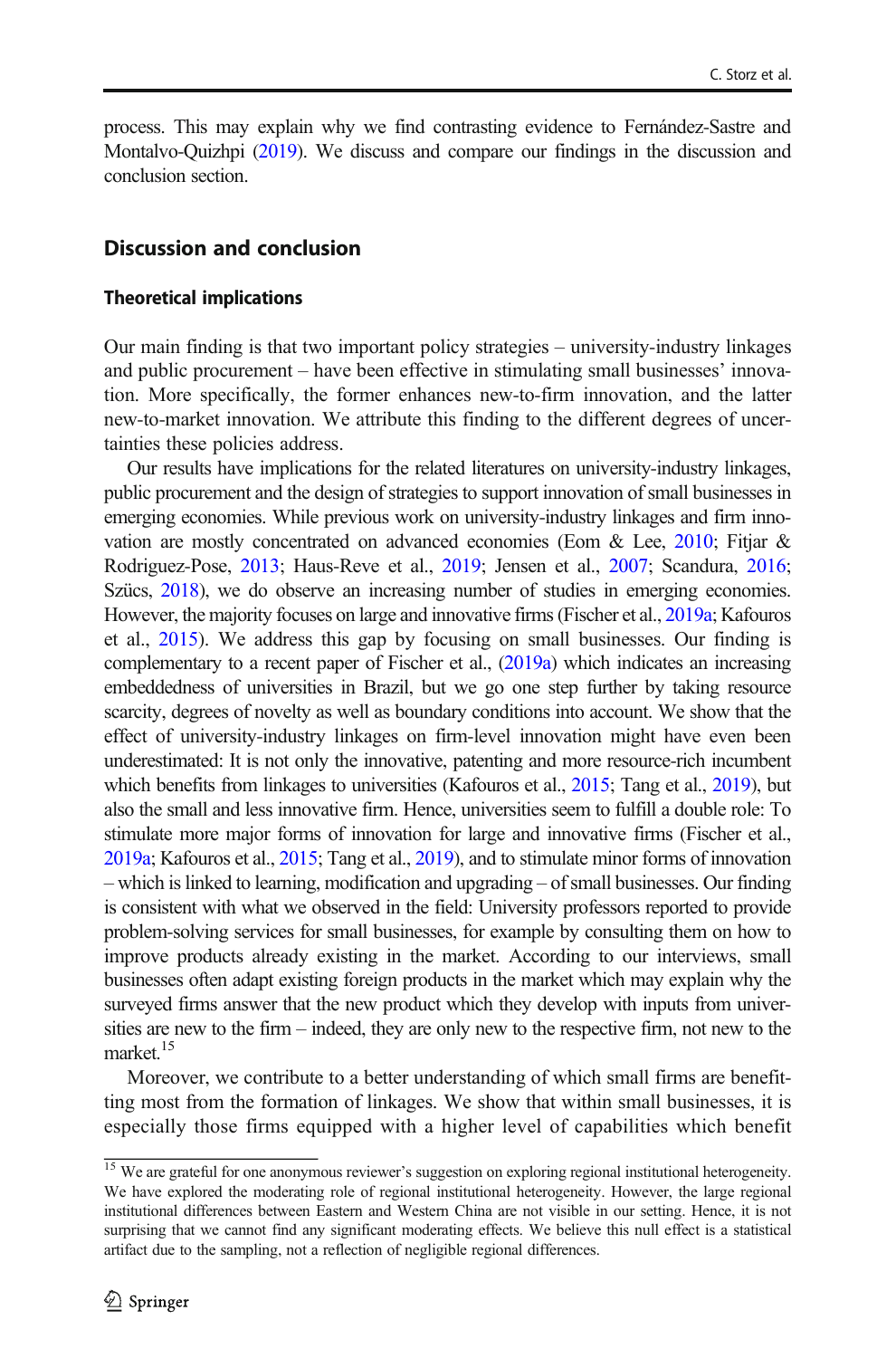process. This may explain why we find contrasting evidence to Fernández-Sastre and Montalvo-Quizhpi (2019). We discuss and compare our findings in the discussion and conclusion section.

## Discussion and conclusion

### Theoretical implications

Our main finding is that two important policy strategies – university-industry linkages and public procurement – have been effective in stimulating small businesses' innovation. More specifically, the former enhances new-to-firm innovation, and the latter new-to-market innovation. We attribute this finding to the different degrees of uncertainties these policies address.

Our results have implications for the related literatures on university-industry linkages, public procurement and the design of strategies to support innovation of small businesses in emerging economies. While previous work on university-industry linkages and firm innovation are mostly concentrated on advanced economies (Eom & Lee, 2010; Fitjar & Rodriguez-Pose, 2013; Haus-Reve et al., 2019; Jensen et al., 2007; Scandura, 2016; Szücs, 2018), we do observe an increasing number of studies in emerging economies. However, the majority focuses on large and innovative firms (Fischer et al., 2019a; Kafouros et al., 2015). We address this gap by focusing on small businesses. Our finding is complementary to a recent paper of Fischer et al., (2019a) which indicates an increasing embeddedness of universities in Brazil, but we go one step further by taking resource scarcity, degrees of novelty as well as boundary conditions into account. We show that the effect of university-industry linkages on firm-level innovation might have even been underestimated: It is not only the innovative, patenting and more resource-rich incumbent which benefits from linkages to universities (Kafouros et al., 2015; Tang et al., 2019), but also the small and less innovative firm. Hence, universities seem to fulfill a double role: To stimulate more major forms of innovation for large and innovative firms (Fischer et al., 2019a; Kafouros et al., 2015; Tang et al., 2019), and to stimulate minor forms of innovation – which is linked to learning, modification and upgrading – of small businesses. Our finding is consistent with what we observed in the field: University professors reported to provide problem-solving services for small businesses, for example by consulting them on how to improve products already existing in the market. According to our interviews, small businesses often adapt existing foreign products in the market which may explain why the surveyed firms answer that the new product which they develop with inputs from universities are new to the firm – indeed, they are only new to the respective firm, not new to the market.[15]

Moreover, we contribute to a better understanding of which small firms are benefitting most from the formation of linkages. We show that within small businesses, it is especially those firms equipped with a higher level of capabilities which benefit

[15] We are grateful for one anonymous reviewer's suggestion on exploring regional institutional heterogeneity. We have explored the moderating role of regional institutional heterogeneity. However, the large regional institutional differences between Eastern and Western China are not visible in our setting. Hence, it is not surprising that we cannot find any significant moderating effects. We believe this null effect is a statistical artifact due to the sampling, not a reflection of negligible regional differences.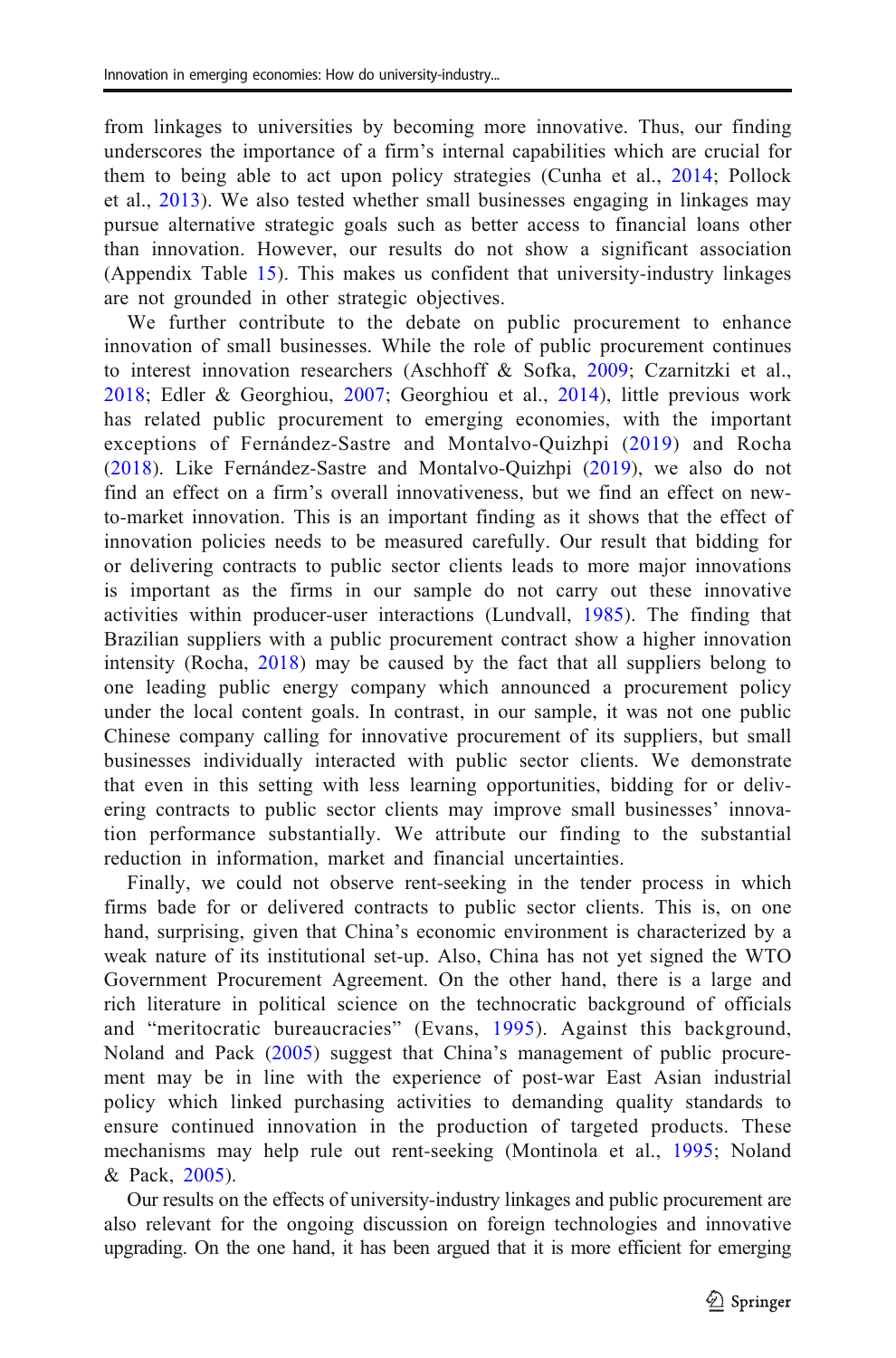from linkages to universities by becoming more innovative. Thus, our finding underscores the importance of a firm's internal capabilities which are crucial for them to being able to act upon policy strategies (Cunha et al., 2014; Pollock et al., 2013). We also tested whether small businesses engaging in linkages may pursue alternative strategic goals such as better access to financial loans other than innovation. However, our results do not show a significant association (Appendix Table 15). This makes us confident that university-industry linkages are not grounded in other strategic objectives.

We further contribute to the debate on public procurement to enhance innovation of small businesses. While the role of public procurement continues to interest innovation researchers (Aschhoff & Sofka, 2009; Czarnitzki et al., 2018; Edler & Georghiou, 2007; Georghiou et al., 2014), little previous work has related public procurement to emerging economies, with the important exceptions of Fernández-Sastre and Montalvo-Quizhpi (2019) and Rocha (2018). Like Fernández-Sastre and Montalvo-Quizhpi (2019), we also do not find an effect on a firm's overall innovativeness, but we find an effect on new-to-market innovation. This is an important finding as it shows that the effect of innovation policies needs to be measured carefully. Our result that bidding for or delivering contracts to public sector clients leads to more major innovations is important as the firms in our sample do not carry out these innovative activities within producer-user interactions (Lundvall, 1985). The finding that Brazilian suppliers with a public procurement contract show a higher innovation intensity (Rocha, 2018) may be caused by the fact that all suppliers belong to one leading public energy company which announced a procurement policy under the local content goals. In contrast, in our sample, it was not one public Chinese company calling for innovative procurement of its suppliers, but small businesses individually interacted with public sector clients. We demonstrate that even in this setting with less learning opportunities, bidding for or delivering contracts to public sector clients may improve small businesses' innovation performance substantially. We attribute our finding to the substantial reduction in information, market and financial uncertainties.

Finally, we could not observe rent-seeking in the tender process in which firms bade for or delivered contracts to public sector clients. This is, on one hand, surprising, given that China's economic environment is characterized by a weak nature of its institutional set-up. Also, China has not yet signed the WTO Government Procurement Agreement. On the other hand, there is a large and rich literature in political science on the technocratic background of officials and "meritocratic bureaucracies" (Evans, 1995). Against this background, Noland and Pack (2005) suggest that China's management of public procurement may be in line with the experience of post-war East Asian industrial policy which linked purchasing activities to demanding quality standards to ensure continued innovation in the production of targeted products. These mechanisms may help rule out rent-seeking (Montinola et al., 1995; Noland & Pack, 2005).

Our results on the effects of university-industry linkages and public procurement are also relevant for the ongoing discussion on foreign technologies and innovative upgrading. On the one hand, it has been argued that it is more efficient for emerging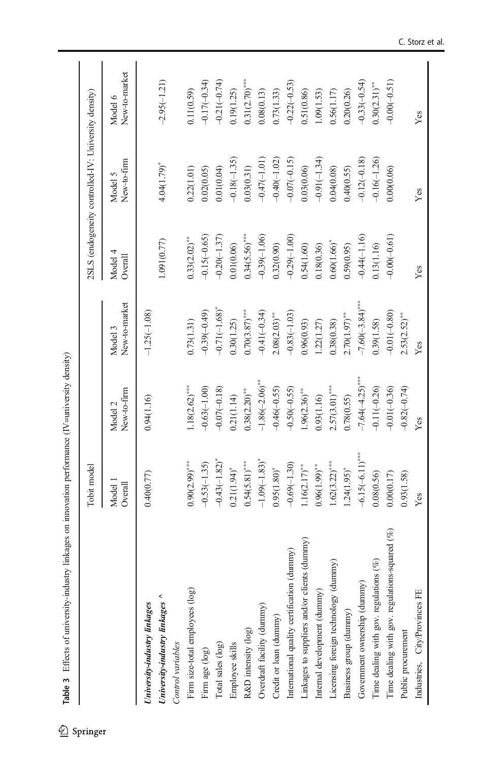**Table 3** Effects of university-industry linkages on innovation performance (IV=university density)

| | Tobit model | | | 2SLS (endogeneity controlled-IV: University density) | | |
|---|---|---|---|---|---|---|
| | Model 1 Overall | Model 2 New-to-firm | Model 3 New-to-market | Model 4 Overall | Model 5 New-to-firm | Model 6 New-to-market |
| ***University-industry linkages*** | 0.40(0.77) | 0.94(1.16) | −1.25(−1.08) | | | |
| ***University-industry linkages ^*** | | | | 1.091(0.77) | 4.04(1.79)* | −2.95(−1.21) |
| *Control variables* | | | | | | |
| Firm size-total employees (log) | 0.90(2.99)*** | 1.18(2.62)*** | 0.73(1.31) | 0.33(2.02)** | 0.22(1.01) | 0.11(0.59) |
| Firm age (log) | −0.53(−1.35) | −0.63(−1.00) | −0.39(−0.49) | −0.15(−0.65) | 0.02(0.05) | −0.17(−0.34) |
| Total sales (log) | −0.43(−1.82)* | −0.07(−0.18) | −0.71(−1.68)* | −0.20(−1.37) | 0.01(0.04) | −0.21(−0.74) |
| Employee skills | 0.21(1.94)* | 0.21(1.14) | 0.30(1.25) | 0.01(0.06) | −0.18(−1.35) | 0.19(1.25) |
| R&D intensity (log) | 0.54(5.81)*** | 0.38(2.20)** | 0.70(3.87)*** | 0.34(5.56)*** | 0.03(0.31) | 0.31(2.70)*** |
| Overdraft facility (dummy) | −1.09(−1.83)* | −1.86(−2.06)** | −0.41(−0.34) | −0.39(−1.06) | −0.47(−1.01) | 0.08(0.13) |
| Credit or loan (dummy) | 0.95(1.80)* | −0.46(−0.55) | 2.08(2.03)** | 0.32(0.90) | −0.40(−1.02) | 0.73(1.33) |
| International quality certification (dummy) | −0.69(−1.30) | −0.50(−0.55) | −0.83(−1.03) | −0.29(−1.00) | −0.07(−0.15) | −0.22(−0.53) |
| Linkages to suppliers and/or clients (dummy) | 1.16(2.17)** | 1.96(2.36)** | 0.96(0.93) | 0.54(1.60) | 0.03(0.06) | 0.51(0.86) |
| Internal development (dummy) | 0.96(1.99)** | 0.93(1.16) | 1.22(1.27) | 0.18(0.36) | −0.91(−1.34) | 1.09(1.53) |
| Licensing foreign technology (dummy) | 1.62(3.22)*** | 2.57(3.01)*** | 0.38(0.38) | 0.60(1.66)* | 0.04(0.08) | 0.56(1.17) |
| Business group (dummy) | 1.24(1.95)* | 0.78(0.55) | 2.70(1.97)** | 0.59(0.95) | 0.40(0.55) | 0.20(0.26) |
| Government ownership (dummy) | −6.15(−6.11)*** | −7.64(−4.25)*** | −7.60(−3.84)*** | −0.44(−1.16) | −0.12(−0.18) | −0.33(−0.54) |
| Time dealing with gov. regulations (%) | 0.08(0.56) | −0.11(−0.26) | 0.39(1.58) | 0.13(1.16) | −0.16(−1.26) | 0.30(2.31)** |
| Time dealing with gov. regulations-squared (%) | 0.00(0.17) | −0.01(−0.36) | −0.01(−0.80) | −0.00(−0.61) | 0.00(0.06) | −0.00(−0.51) |
| Public procurement | 0.93(1.58) | −0.82(−0.74) | 2.53(2.52)** | | | |
| Industries, City/Provinces FE | Yes | Yes | Yes | Yes | Yes | Yes |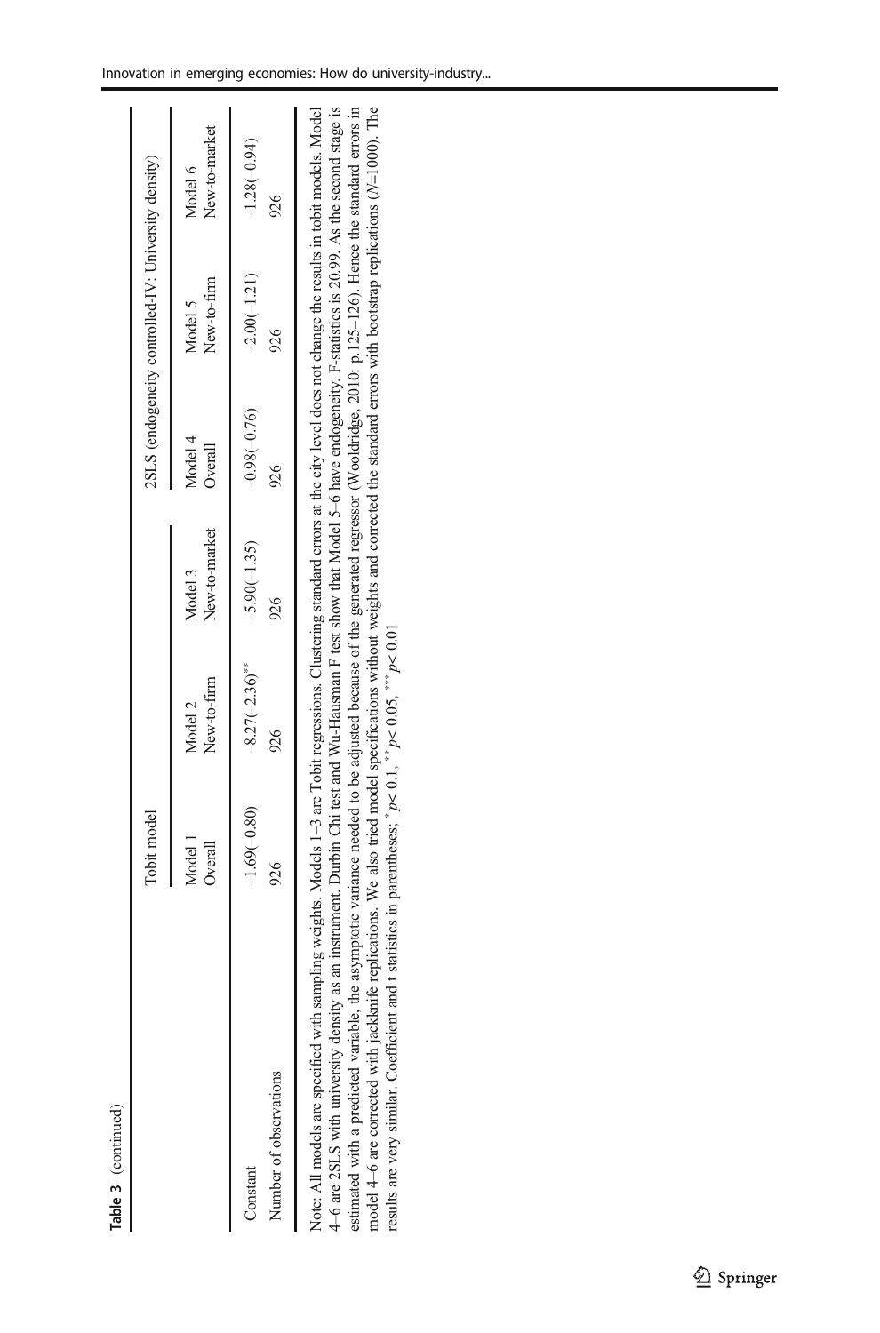**Table 3** (continued)

| | Tobit model | | | 2SLS (endogeneity controlled-IV: University density) | | |
|---|---|---|---|---|---|---|
| | Model 1 Overall | Model 2 New-to-firm | Model 3 New-to-market | Model 4 Overall | Model 5 New-to-firm | Model 6 New-to-market |
| Constant | −1.69(−0.80) | −8.27(−2.36)** | −5.90(−1.35) | −0.98(−0.76) | −2.00(−1.21) | −1.28(−0.94) |
| Number of observations | 926 | 926 | 926 | 926 | 926 | 926 |

Note: All models are specified with sampling weights. Models 1–3 are Tobit regressions. Clustering standard errors at the city level does not change the results in tobit models. Model 4–6 are 2SLS with university density as an instrument. Durbin Chi test and Wu-Hausman F test show that Model 5–6 have endogeneity. F-statistics is 20.99. As the second stage is estimated with a predicted variable, the asymptotic variance needed to be adjusted because of the generated regressor (Wooldridge, 2010: p.125–126). Hence the standard errors in model 4–6 are corrected with jackknife replications. We also tried model specifications without weights and corrected the standard errors with bootstrap replications ($N$=1000). The results are very similar. Coefficient and t statistics in parentheses; * $p < 0.1$, ** $p < 0.05$, *** $p < 0.01$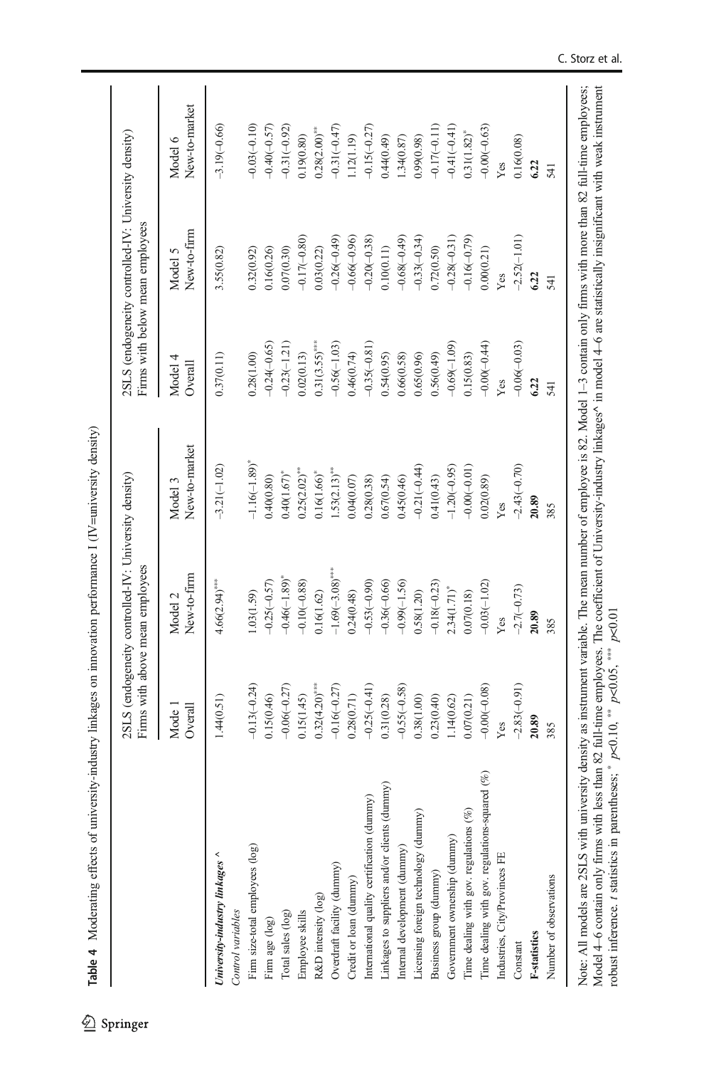**Table 4** Moderating effects of university-industry linkages on innovation performance I (IV=university density)

| | 2SLS (endogeneity controlled-IV: University density) Firms with above mean employees | | | 2SLS (endogeneity controlled-IV: University density) Firms with below mean employees | | |
|---|---|---|---|---|---|---|
| | Mode 1 Overall | Model 2 New-to-firm | Model 3 New-to-market | Model 4 Overall | Model 5 New-to-firm | Model 6 New-to-market |
| ***University-industry linkages ^*** | 1.44(0.51) | 4.66(2.94)*** | −3.21(−1.02) | 0.37(0.11) | 3.55(0.82) | −3.19(−0.66) |
| *Control variables* | | | | | | |
| Firm size-total employees (log) | −0.13(−0.24) | 1.03(1.59) | −1.16(−1.89)* | 0.28(1.00) | 0.32(0.92) | −0.03(−0.10) |
| Firm age (log) | 0.15(0.46) | −0.25(−0.57) | 0.40(0.80) | −0.24(−0.65) | 0.16(0.26) | −0.40(−0.57) |
| Total sales (log) | −0.06(−0.27) | −0.46(−1.89)* | 0.40(1.67)* | −0.23(−1.21) | 0.07(0.30) | −0.31(−0.92) |
| Employee skills | 0.15(1.45) | −0.10(−0.88) | 0.25(2.02)** | 0.02(0.13) | −0.17(−0.80) | 0.19(0.80) |
| R&D intensity (log) | 0.32(4.20)*** | 0.16(1.62) | 0.16(1.66)* | 0.31(3.55)*** | 0.03(0.22) | 0.28(2.00)** |
| Overdraft facility (dummy) | −0.16(−0.27) | −1.69(−3.08)*** | 1.53(2.13)** | −0.56(−1.03) | −0.26(−0.49) | −0.31(−0.47) |
| Credit or loan (dummy) | 0.28(0.71) | 0.24(0.48) | 0.04(0.07) | 0.46(0.74) | −0.66(−0.96) | 1.12(1.19) |
| International quality certification (dummy) | −0.25(−0.41) | −0.53(−0.90) | 0.28(0.38) | −0.35(−0.81) | −0.20(−0.38) | −0.15(−0.27) |
| Linkages to suppliers and/or clients (dummy) | 0.31(0.28) | −0.36(−0.66) | 0.67(0.54) | 0.54(0.95) | 0.10(0.11) | 0.44(0.49) |
| Internal development (dummy) | −0.55(−0.58) | −0.99(−1.56) | 0.45(0.46) | 0.66(0.58) | −0.68(−0.49) | 1.34(0.87) |
| Licensing foreign technology (dummy) | 0.38(1.00) | 0.58(1.20) | −0.21(−0.44) | 0.65(0.96) | −0.33(−0.34) | 0.99(0.98) |
| Business group (dummy) | 0.23(0.40) | −0.18(−0.23) | 0.41(0.43) | 0.56(0.49) | 0.72(0.50) | −0.17(−0.11) |
| Government ownership (dummy) | 1.14(0.62) | 2.34(1.71)* | −1.20(−0.95) | −0.69(−1.09) | −0.28(−0.31) | −0.41(−0.41) |
| Time dealing with gov. regulations (%) | 0.07(0.21) | 0.07(0.18) | −0.00(−0.01) | 0.15(0.83) | −0.16(−0.79) | 0.31(1.82)* |
| Time dealing with gov. regulations-squared (%) | −0.00(−0.08) | −0.03(−1.02) | 0.02(0.89) | −0.00(−0.44) | 0.00(0.21) | −0.00(−0.63) |
| Industries, City/Provinces FE | Yes | Yes | Yes | Yes | Yes | Yes |
| Constant | −2.83(−0.91) | −2.7(−0.73) | −2.43(−0.70) | −0.06(−0.03) | −2.52(−1.01) | 0.16(0.08) |
| **F-statistics** | **20.89** | **20.89** | **20.89** | **6.22** | **6.22** | **6.22** |
| Number of observations | 385 | 385 | 385 | 541 | 541 | 541 |

Note: All models are 2SLS with university density as instrument variable. The mean number of employee is 82. Model 1–3 contain only firms with more than 82 full-time employees; Model 4–6 contain only firms with less than 82 full-time employees. The coefficient of University-industry linkages^ in model 4–6 are statistically insignificant with weak instrument robust inference. *t* statistics in parentheses; * $p<0.10$, ** $p<0.05$, *** $p<0.01$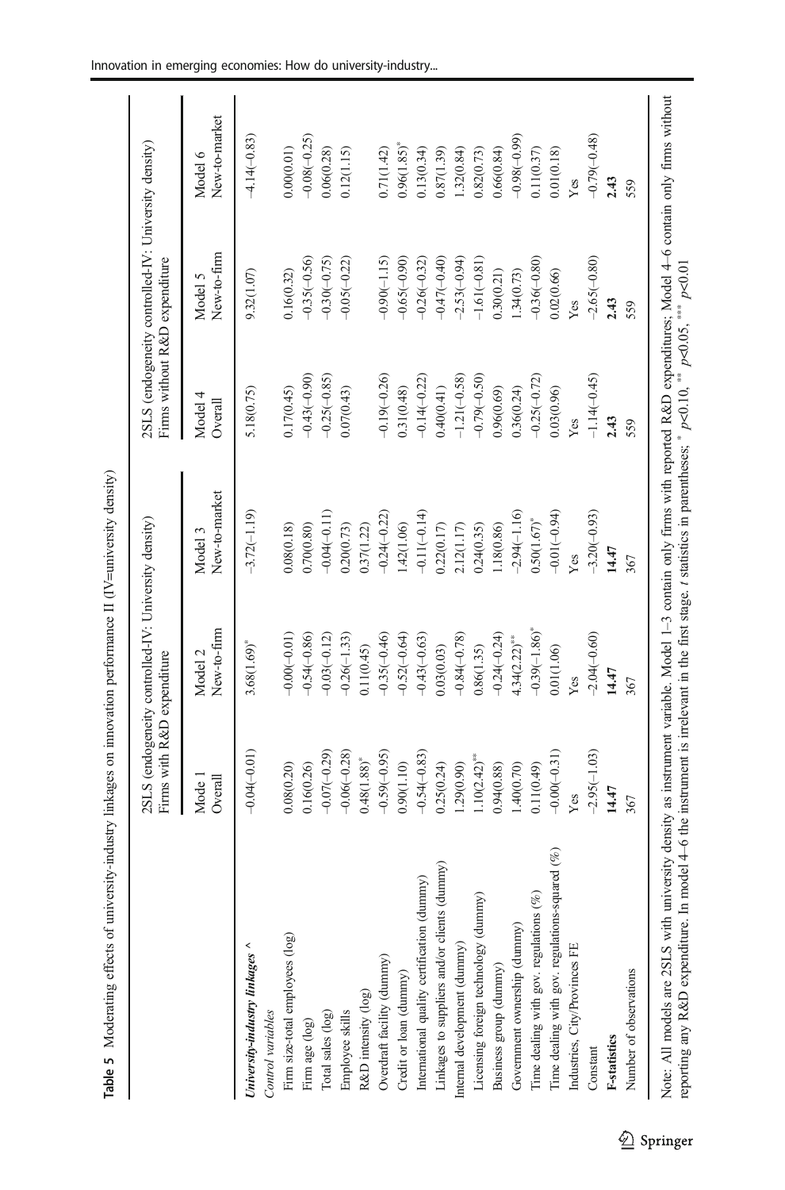**Table 5** Moderating effects of university-industry linkages on innovation performance II (IV=university density)

| | 2SLS (endogeneity controlled-IV: University density) Firms with R&D expenditure | | | 2SLS (endogeneity controlled-IV: University density) Firms without R&D expenditure | | |
|---|---|---|---|---|---|---|
| | Mode 1 Overall | Model 2 New-to-firm | Model 3 New-to-market | Model 4 Overall | Model 5 New-to-firm | Model 6 New-to-market |
| *University-industry linkages ^* | −0.04(−0.01) | 3.68(1.69)* | −3.72(−1.19) | 5.18(0.75) | 9.32(1.07) | −4.14(−0.83) |
| *Control variables* | | | | | | |
| Firm size-total employees (log) | 0.08(0.20) | −0.00(−0.01) | 0.08(0.18) | 0.17(0.45) | 0.16(0.32) | 0.00(0.01) |
| Firm age (log) | 0.16(0.26) | −0.54(−0.86) | 0.70(0.80) | −0.43(−0.90) | −0.35(−0.56) | −0.08(−0.25) |
| Total sales (log) | −0.07(−0.29) | −0.03(−0.12) | −0.04(−0.11) | −0.25(−0.85) | −0.30(−0.75) | 0.06(0.28) |
| Employee skills | −0.06(−0.28) | −0.26(−1.33) | 0.20(0.73) | 0.07(0.43) | −0.05(−0.22) | 0.12(1.15) |
| R&D intensity (log) | 0.48(1.88)* | 0.11(0.45) | 0.37(1.22) | | | |
| Overdraft facility (dummy) | −0.59(−0.95) | −0.35(−0.46) | −0.24(−0.22) | −0.19(−0.26) | −0.90(−1.15) | 0.71(1.42) |
| Credit or loan (dummy) | 0.90(1.10) | −0.52(−0.64) | 1.42(1.06) | 0.31(0.48) | −0.65(−0.90) | 0.96(1.85)* |
| International quality certification (dummy) | −0.54(−0.83) | −0.43(−0.63) | −0.11(−0.14) | −0.14(−0.22) | −0.26(−0.32) | 0.13(0.34) |
| Linkages to suppliers and/or clients (dummy) | 0.25(0.24) | 0.03(0.03) | 0.22(0.17) | 0.40(0.41) | −0.47(−0.40) | 0.87(1.39) |
| Internal development (dummy) | 1.29(0.90) | −0.84(−0.78) | 2.12(1.17) | −1.21(−0.58) | −2.53(−0.94) | 1.32(0.84) |
| Licensing foreign technology (dummy) | 1.10(2.42)** | 0.86(1.35) | 0.24(0.35) | −0.79(−0.50) | −1.61(−0.81) | 0.82(0.73) |
| Business group (dummy) | 0.94(0.88) | −0.24(−0.24) | 1.18(0.86) | 0.96(0.69) | 0.30(0.21) | 0.66(0.84) |
| Government ownership (dummy) | 1.40(0.70) | 4.34(2.22)** | −2.94(−1.16) | 0.36(0.24) | 1.34(0.73) | −0.98(−0.99) |
| Time dealing with gov. regulations (%) | 0.11(0.49) | −0.39(−1.86)* | 0.50(1.67)* | −0.25(−0.72) | −0.36(−0.80) | 0.11(0.37) |
| Time dealing with gov. regulations-squared (%) | −0.00(−0.31) | 0.01(1.06) | −0.01(−0.94) | 0.03(0.96) | 0.02(0.66) | 0.01(0.18) |
| Industries, City/Provinces FE | Yes | Yes | Yes | Yes | Yes | Yes |
| Constant | −2.95(−1.03) | −2.04(−0.60) | −3.20(−0.93) | −1.14(−0.45) | −2.65(−0.80) | −0.79(−0.48) |
| **F-statistics** | **14.47** | **14.47** | **14.47** | **2.43** | **2.43** | **2.43** |
| Number of observations | 367 | 367 | 367 | 559 | 559 | 559 |

Note: All models are 2SLS with university density as instrument variable. Model 1–3 contain only firms with reported R&D expenditures; Model 4–6 contain only firms without reporting any R&D expenditure. In model 4–6 the instrument is irrelevant in the first stage. *t* statistics in parentheses; * $p<0.10$, ** $p<0.05$, *** $p<0.01$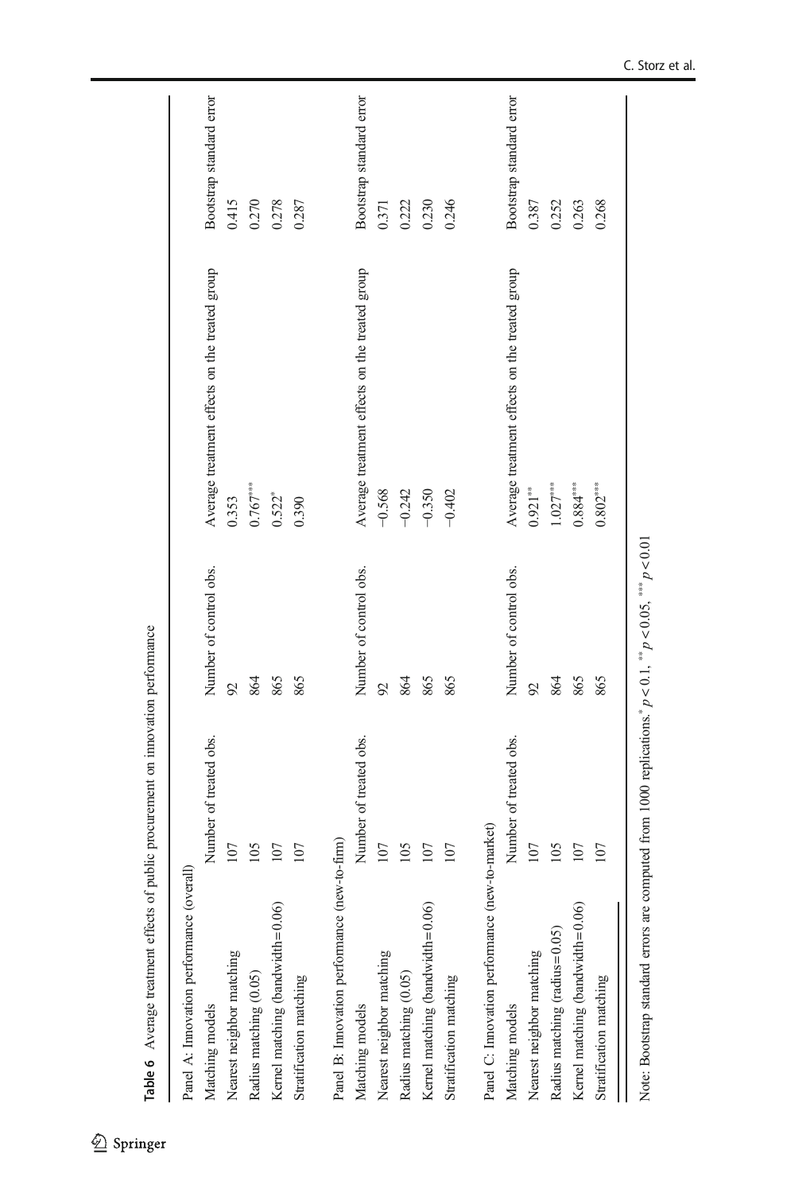**Table 6** Average treatment effects of public procurement on innovation performance

| Panel A: Innovation performance (overall) | | | | |
|---|---|---|---|---|
| Matching models | Number of treated obs. | Number of control obs. | Average treatment effects on the treated group | Bootstrap standard error |
| Nearest neighbor matching | 107 | 92 | 0.353 | 0.415 |
| Radius matching (0.05) | 105 | 864 | 0.767*** | 0.270 |
| Kernel matching (bandwidth=0.06) | 107 | 865 | 0.522* | 0.278 |
| Stratification matching | 107 | 865 | 0.390 | 0.287 |
| **Panel B: Innovation performance (new-to-firm)** | | | | |
| Matching models | Number of treated obs. | Number of control obs. | Average treatment effects on the treated group | Bootstrap standard error |
| Nearest neighbor matching | 107 | 92 | −0.568 | 0.371 |
| Radius matching (0.05) | 105 | 864 | −0.242 | 0.222 |
| Kernel matching (bandwidth=0.06) | 107 | 865 | −0.350 | 0.230 |
| Stratification matching | 107 | 865 | −0.402 | 0.246 |
| **Panel C: Innovation performance (new-to-market)** | | | | |
| Matching models | Number of treated obs. | Number of control obs. | Average treatment effects on the treated group | Bootstrap standard error |
| Nearest neighbor matching | 107 | 92 | 0.921** | 0.387 |
| Radius matching (radius=0.05) | 105 | 864 | 1.027*** | 0.252 |
| Kernel matching (bandwidth=0.06) | 107 | 865 | 0.884*** | 0.263 |
| Stratification matching | 107 | 865 | 0.802*** | 0.268 |

Note: Bootstrap standard errors are computed from 1000 replications. * $p < 0.1$, ** $p < 0.05$, *** $p < 0.01$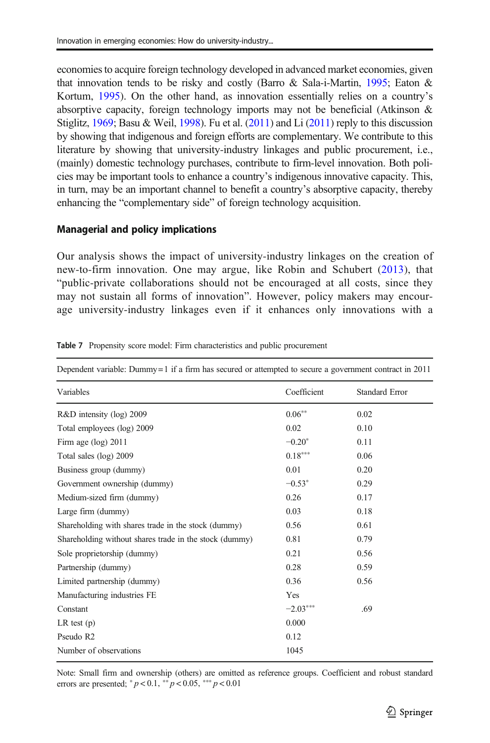economies to acquire foreign technology developed in advanced market economies, given that innovation tends to be risky and costly (Barro & Sala-i-Martin, 1995; Eaton & Kortum, 1995). On the other hand, as innovation essentially relies on a country's absorptive capacity, foreign technology imports may not be beneficial (Atkinson & Stiglitz, 1969; Basu & Weil, 1998). Fu et al. (2011) and Li (2011) reply to this discussion by showing that indigenous and foreign efforts are complementary. We contribute to this literature by showing that university-industry linkages and public procurement, i.e., (mainly) domestic technology purchases, contribute to firm-level innovation. Both policies may be important tools to enhance a country's indigenous innovative capacity. This, in turn, may be an important channel to benefit a country's absorptive capacity, thereby enhancing the "complementary side" of foreign technology acquisition.

### Managerial and policy implications

Our analysis shows the impact of university-industry linkages on the creation of new-to-firm innovation. One may argue, like Robin and Schubert (2013), that "public-private collaborations should not be encouraged at all costs, since they may not sustain all forms of innovation". However, policy makers may encourage university-industry linkages even if it enhances only innovations with a

**Table 7** Propensity score model: Firm characteristics and public procurement

Dependent variable: Dummy = 1 if a firm has secured or attempted to secure a government contract in 2011

| Variables | Coefficient | Standard Error |
|---|---|---|
| R&D intensity (log) 2009 | 0.06** | 0.02 |
| Total employees (log) 2009 | 0.02 | 0.10 |
| Firm age (log) 2011 | −0.20* | 0.11 |
| Total sales (log) 2009 | 0.18*** | 0.06 |
| Business group (dummy) | 0.01 | 0.20 |
| Government ownership (dummy) | −0.53* | 0.29 |
| Medium-sized firm (dummy) | 0.26 | 0.17 |
| Large firm (dummy) | 0.03 | 0.18 |
| Shareholding with shares trade in the stock (dummy) | 0.56 | 0.61 |
| Shareholding without shares trade in the stock (dummy) | 0.81 | 0.79 |
| Sole proprietorship (dummy) | 0.21 | 0.56 |
| Partnership (dummy) | 0.28 | 0.59 |
| Limited partnership (dummy) | 0.36 | 0.56 |
| Manufacturing industries FE | Yes | |
| Constant | −2.03*** | .69 |
| LR test (p) | 0.000 | |
| Pseudo R2 | 0.12 | |
| Number of observations | 1045 | |

Note: Small firm and ownership (others) are omitted as reference groups. Coefficient and robust standard errors are presented; * $p < 0.1$, ** $p < 0.05$, *** $p < 0.01$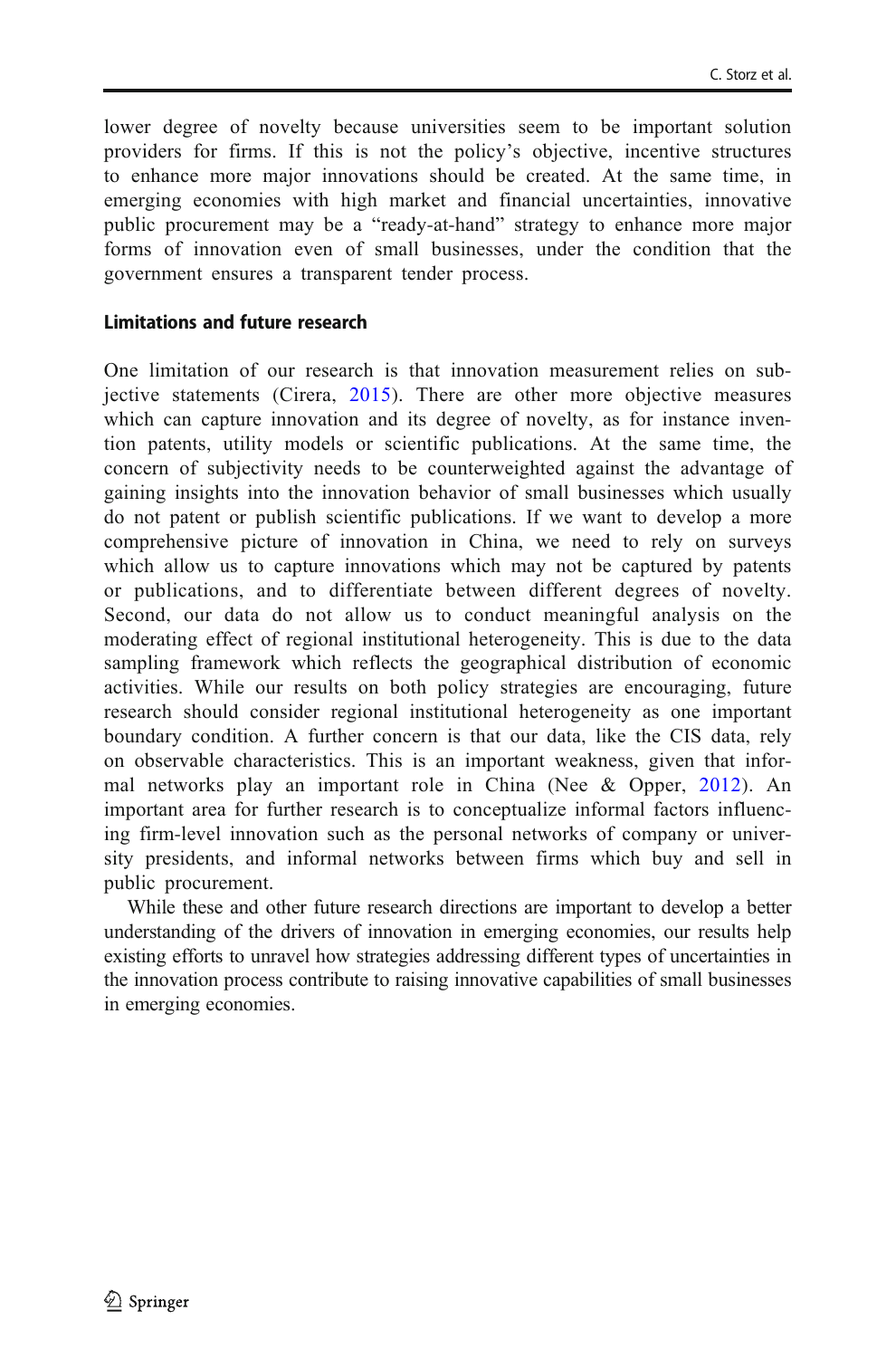lower degree of novelty because universities seem to be important solution providers for firms. If this is not the policy's objective, incentive structures to enhance more major innovations should be created. At the same time, in emerging economies with high market and financial uncertainties, innovative public procurement may be a "ready-at-hand" strategy to enhance more major forms of innovation even of small businesses, under the condition that the government ensures a transparent tender process.

### Limitations and future research

One limitation of our research is that innovation measurement relies on subjective statements (Cirera, 2015). There are other more objective measures which can capture innovation and its degree of novelty, as for instance invention patents, utility models or scientific publications. At the same time, the concern of subjectivity needs to be counterweighted against the advantage of gaining insights into the innovation behavior of small businesses which usually do not patent or publish scientific publications. If we want to develop a more comprehensive picture of innovation in China, we need to rely on surveys which allow us to capture innovations which may not be captured by patents or publications, and to differentiate between different degrees of novelty. Second, our data do not allow us to conduct meaningful analysis on the moderating effect of regional institutional heterogeneity. This is due to the data sampling framework which reflects the geographical distribution of economic activities. While our results on both policy strategies are encouraging, future research should consider regional institutional heterogeneity as one important boundary condition. A further concern is that our data, like the CIS data, rely on observable characteristics. This is an important weakness, given that informal networks play an important role in China (Nee & Opper, 2012). An important area for further research is to conceptualize informal factors influencing firm-level innovation such as the personal networks of company or university presidents, and informal networks between firms which buy and sell in public procurement.

While these and other future research directions are important to develop a better understanding of the drivers of innovation in emerging economies, our results help existing efforts to unravel how strategies addressing different types of uncertainties in the innovation process contribute to raising innovative capabilities of small businesses in emerging economies.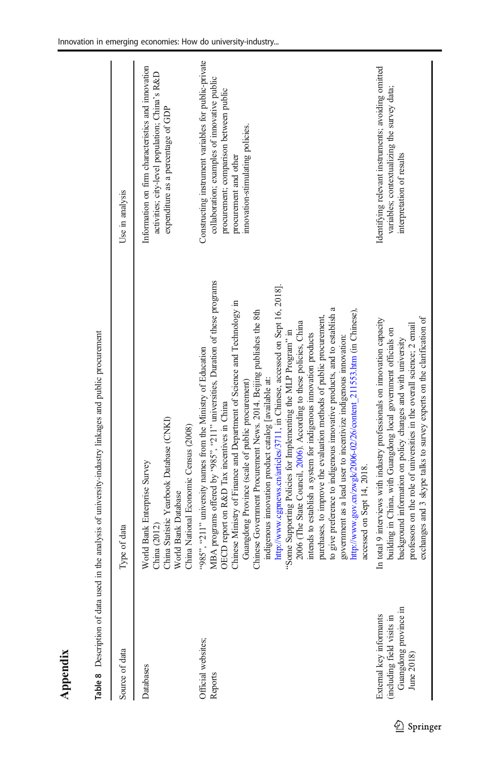# Appendix

Table 8 Description of data used in the analysis of university-industry linkages and public procurement

| Source of data | Type of data | Use in analysis |
|---|---|---|
| Databases | World Bank Enterprise Survey China (2012)<br>China Statistic Yearbook Database (CNKI)<br>World Bank Database<br>China National Economic Census (2008) | Information on firm characteristics and innovation activities; city-level population; China's R&D expenditure as a percentage of GDP |
| Official websites; Reports | "985", "211" university names from the Ministry of Education<br>MBA programs offered by "985", "211" universities, Duration of these programs<br>OECD report on R&D Tax incentives in China<br>Chinese Ministry of Finance and Department of Science and Technology in Guangdong Province (scale of public procurement)<br>Chinese Government Procurement News. 2014. Beijing publishes the 8th indigenous innovation product catalog [available at: http://www.cgpnews.cn/articles/3711, in Chinese, accessed on Sept 16, 2018].<br>"Some Supporting Policies for Implementing the MLP Program" in 2006 (The State Council, 2006). According to these policies, China intends to establish a system for indigenous innovation products purchases, to improve the evaluation methods of public procurement, to give preference to indigenous innovative products, and to establish a government as a lead user to incentivize indigenous innovation: http://www.gov.cn/zwgk/2006-02/26/content_211553.htm (in Chinese), accessed on Sept 14, 2018. | Constructing instrument variables for public-private collaboration; examples of innovative public procurement; comparison between public procurement and other innovation-stimulating policies. |
| External key informants (including field visits in Guangdong province in June 2018) | In total 9 interviews with industry professionals on innovation capacity building in China, with Guangdong local government officials on background information on policy changes and with university professors on the role of universities in the overall science; 2 email exchanges and 3 skype talks to survey experts on the clarification of | Identifying relevant instruments; avoiding omitted variables; contextualizing the survey data; interpretation of results |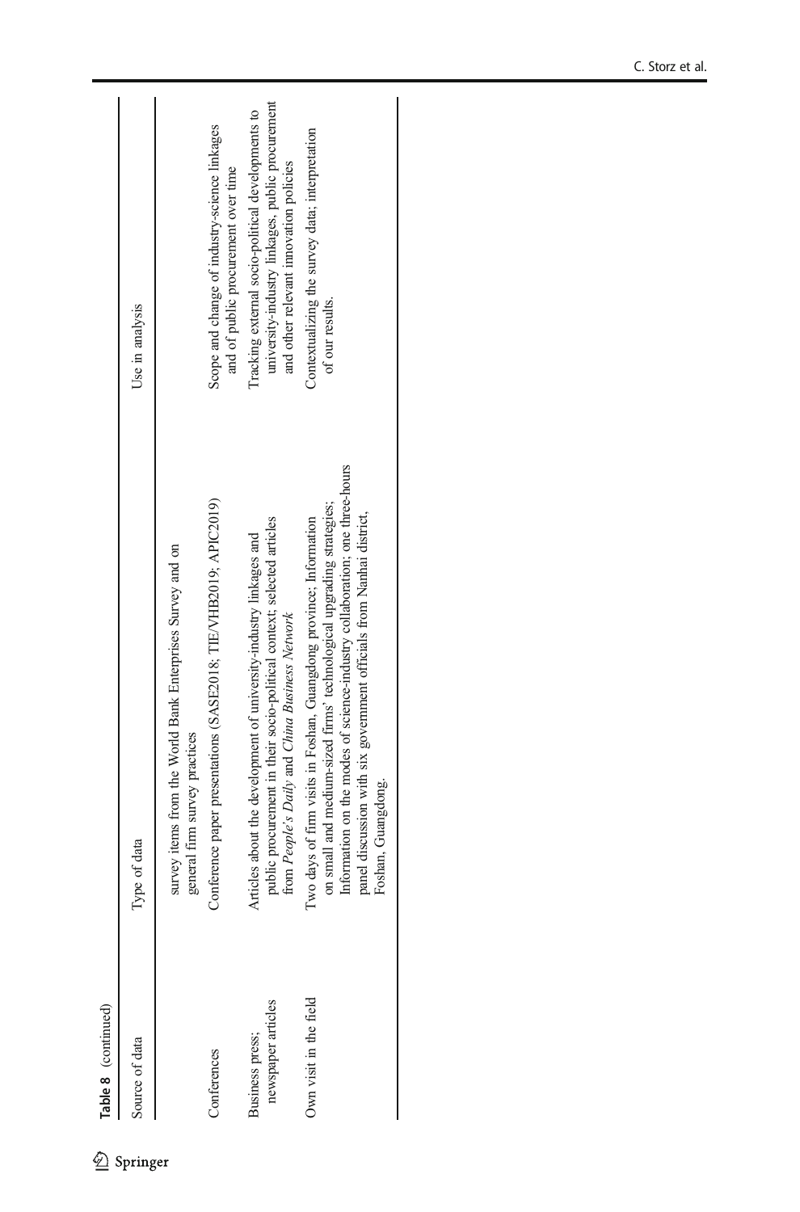Table 8 (continued)

| Source of data | Type of data | Use in analysis |
|---|---|---|
| | survey items from the World Bank Enterprises Survey and on general firm survey practices | |
| Conferences | Conference paper presentations (SASE2018; TIE/VHB2019; APIC2019) | Scope and change of industry-science linkages and of public procurement over time |
| Business press; newspaper articles | Articles about the development of university-industry linkages and public procurement in their socio-political context; selected articles from *People's Daily* and *China Business Network* | Tracking external socio-political developments to university-industry linkages, public procurement and other relevant innovation policies |
| Own visit in the field | Two days of firm visits in Foshan, Guangdong province; Information on small and medium-sized firms' technological upgrading strategies; Information on the modes of science-industry collaboration; one three-hours panel discussion with six government officials from Nanhai district, Foshan, Guangdong. | Contextualizing the survey data; interpretation of our results. |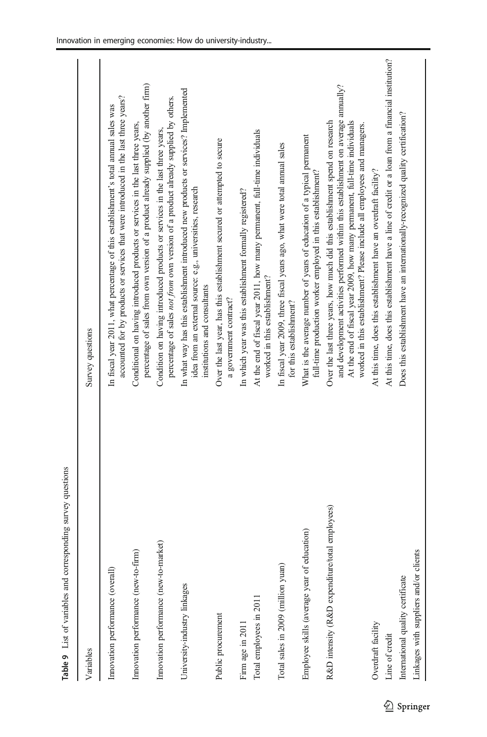**Table 9** List of variables and corresponding survey questions

| Variables | Survey questions |
|---|---|
| Innovation performance (overall) | In fiscal year 2011, what percentage of this establishment's total annual sales was accounted for by products or services that were introduced in the last three years? |
| Innovation performance (new-to-firm) | Conditional on having introduced products or services in the last three years, percentage of sales from own version of a product already supplied (by another firm) |
| Innovation performance (new-to-market) | Condition on having introduced products or services in the last three years, percentage of sales *not from* own version of a product already supplied by others. |
| University-industry linkages | In what way has this establishment introduced new products or services? Implemented idea from an external source: e.g., universities, research institutions and consultants |
| Public procurement | Over the last year, has this establishment secured or attempted to secure a government contract? |
| Firm age in 2011 | In which year was this establishment formally registered? |
| Total employees in 2011 | At the end of fiscal year 2011, how many permanent, full-time individuals worked in this establishment? |
| Total sales in 2009 (million yuan) | In fiscal year 2009, three fiscal years ago, what were total annual sales for this establishment? |
| Employee skills (average year of education) | What is the average number of years of education of a typical permanent full-time production worker employed in this establishment? |
| R&D intensity (R&D expenditure/total employees) | Over the last three years, how much did this establishment spend on research and development activities performed within this establishment on average annually? At the end of fiscal year 2009, how many permanent, full-time individuals worked in this establishment? Please include all employees and managers. |
| Overdraft facility | At this time, does this establishment have an overdraft facility? |
| Line of credit | At this time, does this establishment have a line of credit or a loan from a financial institution? |
| International quality certificate | Does this establishment have an internationally-recognized quality certification? |
| Linkages with suppliers and/or clients | |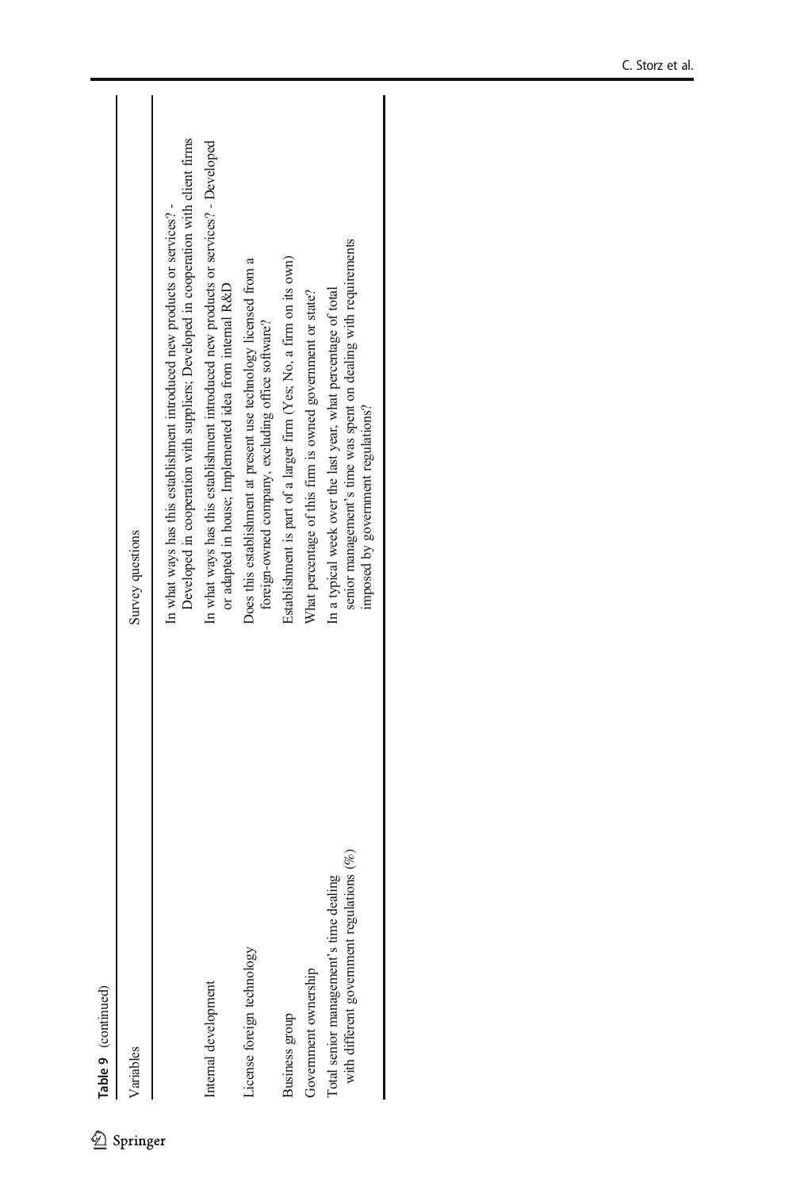Table 9 (continued)

| Variables | Survey questions |
|---|---|
| | In what ways has this establishment introduced new products or services? - Developed in cooperation with suppliers; Developed in cooperation with client firms |
| Internal development | In what ways has this establishment introduced new products or services? - Developed or adapted in house; Implemented idea from internal R&D |
| License foreign technology | Does this establishment at present use technology licensed from a foreign-owned company, excluding office software? |
| Business group | Establishment is part of a larger firm (Yes; No, a firm on its own) |
| Government ownership | What percentage of this firm is owned government or state? |
| Total senior management's time dealing with different government regulations (%) | In a typical week over the last year, what percentage of total senior management's time was spent on dealing with requirements imposed by government regulations? |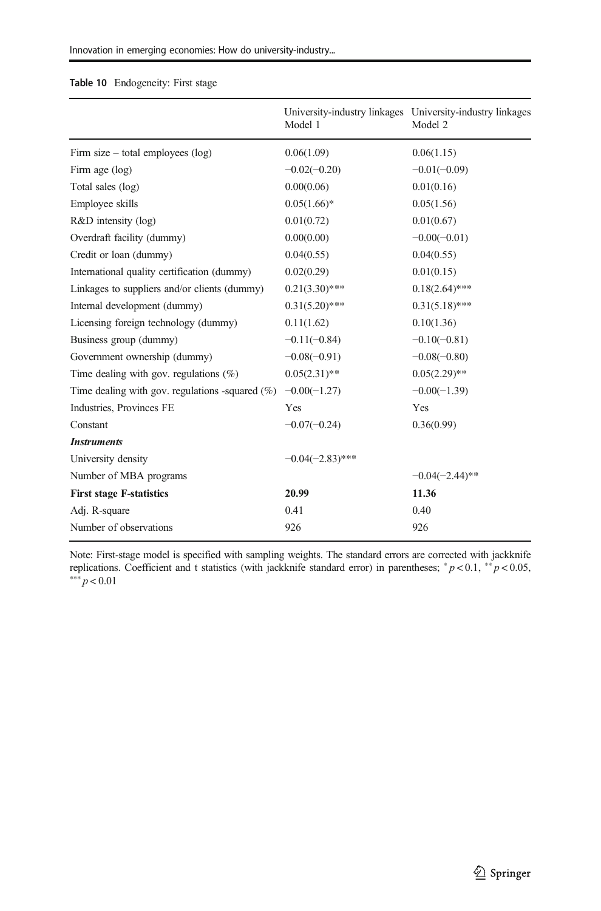**Table 10** Endogeneity: First stage

| | University-industry linkages Model 1 | University-industry linkages Model 2 |
|---|---|---|
| Firm size – total employees (log) | 0.06(1.09) | 0.06(1.15) |
| Firm age (log) | −0.02(−0.20) | −0.01(−0.09) |
| Total sales (log) | 0.00(0.06) | 0.01(0.16) |
| Employee skills | 0.05(1.66)* | 0.05(1.56) |
| R&D intensity (log) | 0.01(0.72) | 0.01(0.67) |
| Overdraft facility (dummy) | 0.00(0.00) | −0.00(−0.01) |
| Credit or loan (dummy) | 0.04(0.55) | 0.04(0.55) |
| International quality certification (dummy) | 0.02(0.29) | 0.01(0.15) |
| Linkages to suppliers and/or clients (dummy) | 0.21(3.30)*** | 0.18(2.64)*** |
| Internal development (dummy) | 0.31(5.20)*** | 0.31(5.18)*** |
| Licensing foreign technology (dummy) | 0.11(1.62) | 0.10(1.36) |
| Business group (dummy) | −0.11(−0.84) | −0.10(−0.81) |
| Government ownership (dummy) | −0.08(−0.91) | −0.08(−0.80) |
| Time dealing with gov. regulations (%) | 0.05(2.31)** | 0.05(2.29)** |
| Time dealing with gov. regulations -squared (%) | −0.00(−1.27) | −0.00(−1.39) |
| Industries, Provinces FE | Yes | Yes |
| Constant | −0.07(−0.24) | 0.36(0.99) |
| ***Instruments*** | | |
| University density | −0.04(−2.83)*** | |
| Number of MBA programs | | −0.04(−2.44)** |
| **First stage F-statistics** | **20.99** | **11.36** |
| Adj. R-square | 0.41 | 0.40 |
| Number of observations | 926 | 926 |

Note: First-stage model is specified with sampling weights. The standard errors are corrected with jackknife replications. Coefficient and t statistics (with jackknife standard error) in parentheses; * $p < 0.1$, ** $p < 0.05$, *** $p < 0.01$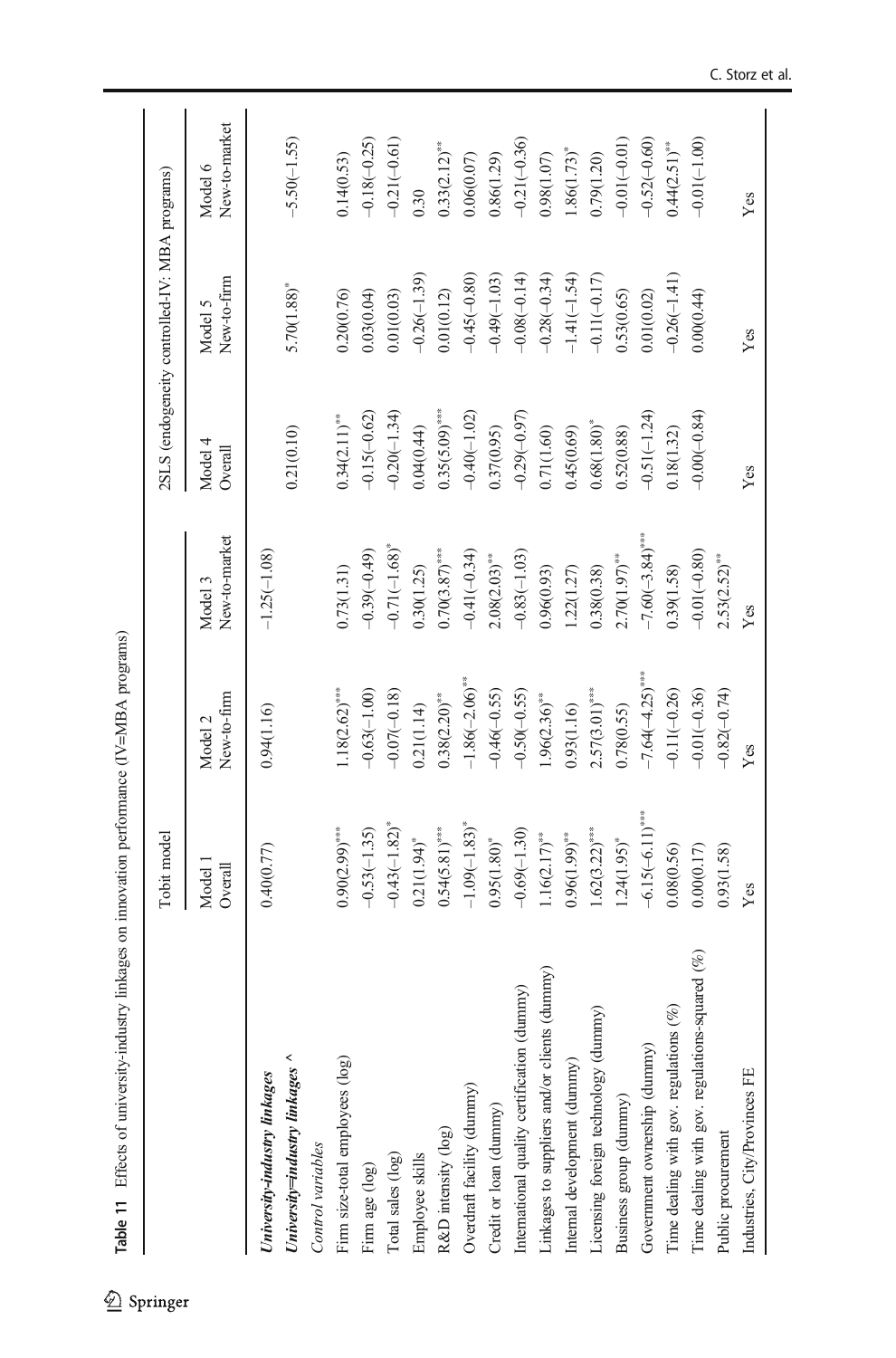**Table 11** Effects of university-industry linkages on innovation performance (IV=MBA programs)

| | Tobit model | | | 2SLS (endogeneity controlled-IV: MBA programs) | | |
|---|---|---|---|---|---|---|
| | Model 1 Overall | Model 2 New-to-firm | Model 3 New-to-market | Model 4 Overall | Model 5 New-to-firm | Model 6 New-to-market |
| ***University-industry linkages*** | 0.40(0.77) | 0.94(1.16) | −1.25(−1.08) | | | |
| ***University-industry linkages ^*** | | | | 0.21(0.10) | 5.70(1.88)* | −5.50(−1.55) |
| *Control variables* | | | | | | |
| Firm size-total employees (log) | 0.90(2.99)*** | 1.18(2.62)*** | 0.73(1.31) | 0.34(2.11)** | 0.20(0.76) | 0.14(0.53) |
| Firm age (log) | −0.53(−1.35) | −0.63(−1.00) | −0.39(−0.49) | −0.15(−0.62) | 0.03(0.04) | −0.18(−0.25) |
| Total sales (log) | −0.43(−1.82)* | −0.07(−0.18) | −0.71(−1.68)* | −0.20(−1.34) | 0.01(0.03) | −0.21(−0.61) |
| Employee skills | 0.21(1.94)* | 0.21(1.14) | 0.30(1.25) | 0.04(0.44) | −0.26(−1.39) | 0.30 |
| R&D intensity (log) | 0.54(5.81)*** | 0.38(2.20)** | 0.70(3.87)*** | 0.35(5.09)*** | 0.01(0.12) | 0.33(2.12)** |
| Overdraft facility (dummy) | −1.09(−1.83)* | −1.86(−2.06)** | −0.41(−0.34) | −0.40(−1.02) | −0.45(−0.80) | 0.06(0.07) |
| Credit or loan (dummy) | 0.95(1.80)* | −0.46(−0.55) | 2.08(2.03)** | 0.37(0.95) | −0.49(−1.03) | 0.86(1.29) |
| International quality certification (dummy) | −0.69(−1.30) | −0.50(−0.55) | −0.83(−1.03) | −0.29(−0.97) | −0.08(−0.14) | −0.21(−0.36) |
| Linkages to suppliers and/or clients (dummy) | 1.16(2.17)** | 1.96(2.36)** | 0.96(0.93) | 0.71(1.60) | −0.28(−0.34) | 0.98(1.07) |
| Internal development (dummy) | 0.96(1.99)** | 0.93(1.16) | 1.22(1.27) | 0.45(0.69) | −1.41(−1.54) | 1.86(1.73)* |
| Licensing foreign technology (dummy) | 1.62(3.22)*** | 2.57(3.01)*** | 0.38(0.38) | 0.68(1.80)* | −0.11(−0.17) | 0.79(1.20) |
| Business group (dummy) | 1.24(1.95)* | 0.78(0.55) | 2.70(1.97)** | 0.52(0.88) | 0.53(0.65) | −0.01(−0.01) |
| Government ownership (dummy) | −6.15(−6.11)*** | −7.64(−4.25)*** | −7.60(−3.84)*** | −0.51(−1.24) | 0.01(0.02) | −0.52(−0.60) |
| Time dealing with gov. regulations (%) | 0.08(0.56) | −0.11(−0.26) | 0.39(1.58) | 0.18(1.32) | −0.26(−1.41) | 0.44(2.51)** |
| Time dealing with gov. regulations-squared (%) | 0.00(0.17) | −0.01(−0.36) | −0.01(−0.80) | −0.00(−0.84) | 0.00(0.44) | −0.01(−1.00) |
| Public procurement | 0.93(1.58) | −0.82(−0.74) | 2.53(2.52)** | | | |
| Industries, City/Provinces FE | Yes | Yes | Yes | Yes | Yes | Yes |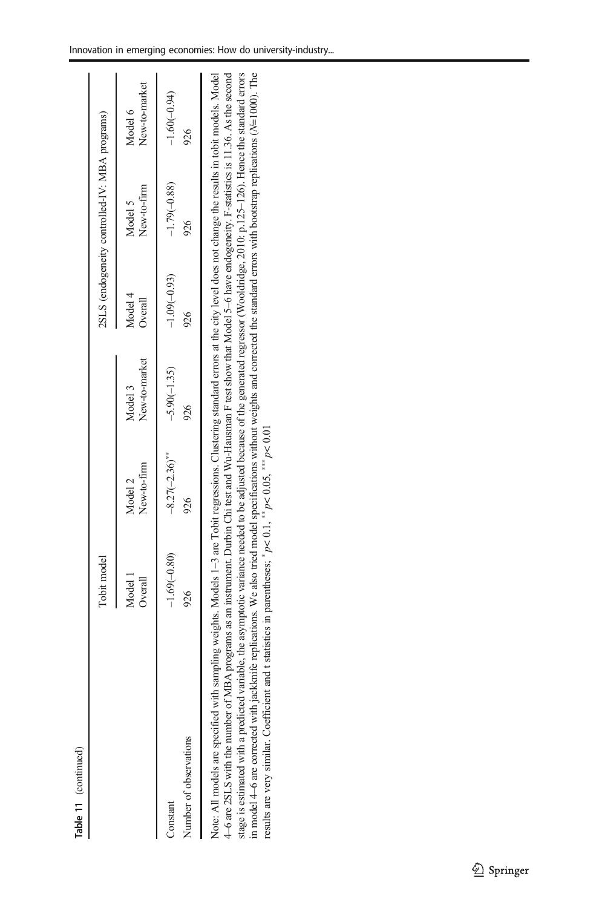**Table 11** (continued)

| | Tobit model | | | 2SLS (endogeneity controlled-IV: MBA programs) | | |
|---|---|---|---|---|---|---|
| | Model 1 Overall | Model 2 New-to-firm | Model 3 New-to-market | Model 4 Overall | Model 5 New-to-firm | Model 6 New-to-market |
| Constant | −1.69(−0.80) | −8.27(−2.36)** | −5.90(−1.35) | −1.09(−0.93) | −1.79(−0.88) | −1.60(−0.94) |
| Number of observations | 926 | 926 | 926 | 926 | 926 | 926 |

Note: All models are specified with sampling weights. Models 1–3 are Tobit regressions. Clustering standard errors at the city level does not change the results in tobit models. Model 4–6 are 2SLS with the number of MBA programs as an instrument. Durbin Chi test and Wu-Hausman F test show that Model 5–6 have endogeneity. F-statistics is 11.36. As the second stage is estimated with a predicted variable, the asymptotic variance needed to be adjusted because of the generated regressor (Wooldridge, 2010: p.125–126). Hence the standard errors in model 4–6 are corrected with jackknife replications. We also tried model specifications without weights and corrected the standard errors with bootstrap replications ($N$=1000). The results are very similar. Coefficient and t statistics in parentheses; * $p < 0.1$, ** $p < 0.05$, *** $p < 0.01$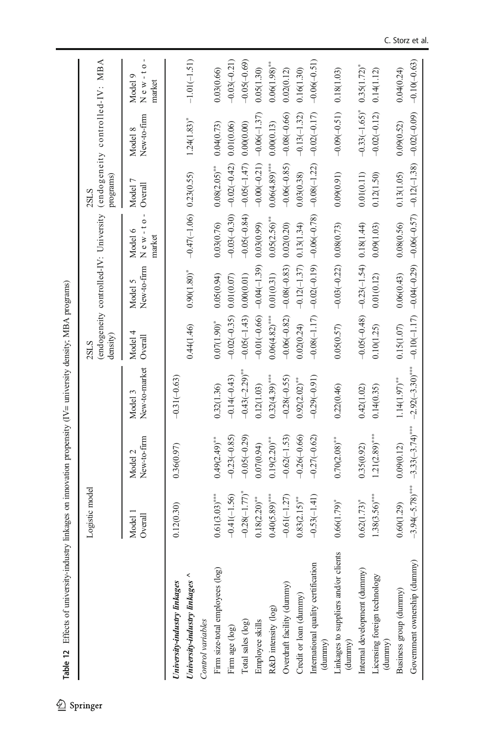**Table 12** Effects of university-industry linkages on innovation propensity (IV= university density; MBA programs)

| | Logistic model | | | 2SLS (endogeneity controlled-IV: University density) | | | 2SLS (endogeneity controlled-IV: MBA programs) | | |
|---|---|---|---|---|---|---|---|---|---|
| | Model 1 Overall | Model 2 New-to-firm | Model 3 New-to-market | Model 4 Overall | Model 5 New-to-firm | Model 6 New-to-market | Model 7 Overall | Model 8 New-to-firm | Model 9 New-to-market |
| ***University-industry linkages*** | 0.12(0.30) | 0.36(0.97) | −0.31(−0.63) | | | | | | |
| ***University-industry linkages ^*** | | | | 0.44(1.46) | 0.90(1.80)* | −0.47(−1.06) | 0.23(0.55) | 1.24(1.83)* | −1.01(−1.51) |
| *Control variables* | | | | | | | | | |
| Firm size-total employees (log) | 0.61(3.03)*** | 0.49(2.49)** | 0.32(1.36) | 0.07(1.90)* | 0.05(0.94) | 0.03(0.76) | 0.08(2.05)** | 0.04(0.73) | 0.03(0.66) |
| Firm age (log) | −0.41(−1.56) | −0.23(−0.85) | −0.14(−0.43) | −0.02(−0.35) | 0.01(0.07) | −0.03(−0.30) | −0.02(−0.42) | 0.01(0.06) | −0.03(−0.21) |
| Total sales (log) | −0.28(−1.77)* | −0.05(−0.29) | −0.43(−2.29)** | −0.05(−1.43) | 0.00(0.01) | −0.05(−0.84) | −0.05(−1.47) | 0.00(0.00) | −0.05(−0.69) |
| Employee skills | 0.18(2.20)** | 0.07(0.94) | 0.12(1.03) | −0.01(−0.66) | −0.04(−1.39) | 0.03(0.99) | −0.00(−0.21) | −0.06(−1.37) | 0.05(1.30) |
| R&D intensity (log) | 0.40(5.89)*** | 0.19(2.20)** | 0.32(4.39)*** | 0.06(4.82)*** | 0.01(0.31) | 0.05(2.56)** | 0.06(4.89)*** | 0.00(0.13) | 0.06(1.98)** |
| Overdraft facility (dummy) | −0.61(−1.27) | −0.62(−1.53) | −0.28(−0.55) | −0.06(−0.82) | −0.08(−0.83) | 0.02(0.20) | −0.06(−0.85) | −0.08(−0.66) | 0.02(0.12) |
| Credit or loan (dummy) | 0.83(2.15)** | −0.26(−0.66) | 0.92(2.02)** | 0.02(0.24) | −0.12(−1.37) | 0.13(1.34) | 0.03(0.38) | −0.13(−1.32) | 0.16(1.30) |
| International quality certification (dummy) | −0.53(−1.41) | −0.27(−0.62) | −0.29(−0.91) | −0.08(−1.17) | −0.02(−0.19) | −0.06(−0.78) | −0.08(−1.22) | −0.02(−0.17) | −0.06(−0.51) |
| Linkages to suppliers and/or clients (dummy) | 0.66(1.79)* | 0.70(2.08)** | 0.22(0.46) | 0.05(0.57) | −0.03(−0.22) | 0.08(0.73) | 0.09(0.91) | −0.09(−0.51) | 0.18(1.03) |
| Internal development (dummy) | 0.62(1.73)* | 0.35(0.92) | 0.42(1.02) | −0.05(−0.48) | −0.23(−1.54) | 0.18(1.44) | 0.01(0.11) | −0.33(−1.65)* | 0.35(1.72)* |
| Licensing foreign technology (dummy) | 1.38(3.56)*** | 1.21(2.89)*** | 0.14(0.35) | 0.10(1.25) | 0.01(0.12) | 0.09(1.03) | 0.12(1.50) | −0.02(−0.12) | 0.14(1.12) |
| Business group (dummy) | 0.60(1.29) | 0.09(0.12) | 1.14(1.97)** | 0.15(1.07) | 0.06(0.43) | 0.08(0.56) | 0.13(1.05) | 0.09(0.52) | 0.04(0.24) |
| Government ownership (dummy) | −3.94(−5.78)*** | −3.33(−3.74)*** | −2.92(−3.30)*** | −0.10(−1.17) | −0.04(−0.29) | −0.06(−0.57) | −0.12(−1.38) | −0.02(−0.09) | −0.10(−0.63) |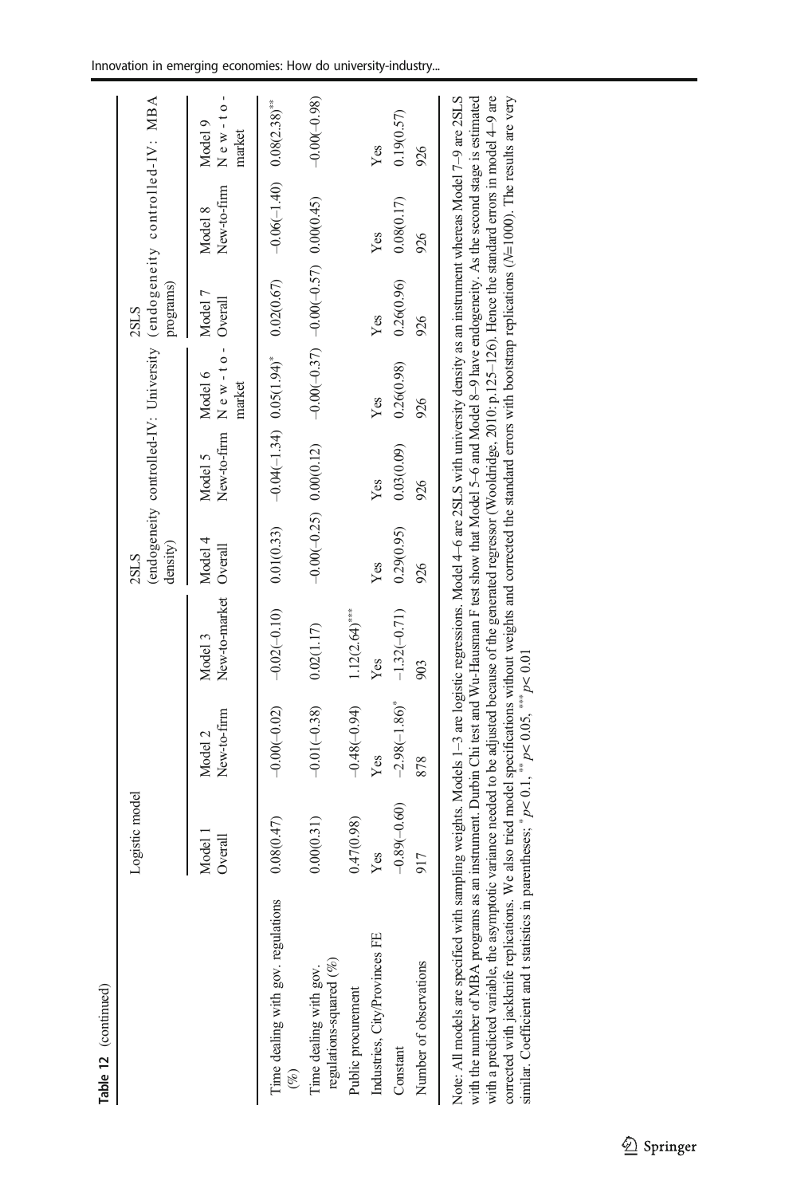**Table 12** (continued)

| | Logistic model | | | 2SLS (endogeneity controlled-IV: University density) | | | 2SLS (endogeneity controlled-IV: MBA programs) | | |
|---|---|---|---|---|---|---|---|---|---|
| | Model 1 Overall | Model 2 New-to-firm | Model 3 New-to-market | Model 4 Overall | Model 5 New-to-firm | Model 6 New-to-market | Model 7 Overall | Model 8 New-to-firm | Model 9 New-to-market |
| Time dealing with gov. regulations (%) | 0.08(0.47) | −0.00(−0.02) | −0.02(−0.10) | 0.01(0.33) | −0.04(−1.34) | 0.05(1.94)* | 0.02(0.67) | −0.06(−1.40) | 0.08(2.38)** |
| Time dealing with gov. regulations-squared (%) | 0.00(0.31) | −0.01(−0.38) | 0.02(1.17) | −0.00(−0.25) | 0.00(0.12) | −0.00(−0.37) | −0.00(−0.57) | 0.00(0.45) | −0.00(−0.98) |
| Public procurement | 0.47(0.98) | −0.48(−0.94) | 1.12(2.64)*** | | | | | | |
| Industries, City/Provinces FE | Yes | Yes | Yes | Yes | Yes | Yes | Yes | Yes | Yes |
| Constant | −0.89(−0.60) | −2.98(−1.86)* | −1.32(−0.71) | 0.29(0.95) | 0.03(0.09) | 0.26(0.98) | 0.26(0.96) | 0.08(0.17) | 0.19(0.57) |
| Number of observations | 917 | 878 | 903 | 926 | 926 | 926 | 926 | 926 | 926 |

Note: All models are specified with sampling weights. Models 1–3 are logistic regressions. Model 4–6 are 2SLS with university density as an instrument whereas Model 7–9 are 2SLS with the number of MBA programs as an instrument. Durbin Chi test and Wu-Hausman F test show that Model 5–6 and Model 8–9 have endogeneity. As the second stage is estimated with a predicted variable, the asymptotic variance needed to be adjusted because of the generated regressor (Wooldridge, 2010: p.125–126). Hence the standard errors in model 4–9 are corrected with jackknife replications. We also tried model specifications without weights and corrected the standard errors with bootstrap replications ($N$=1000). The results are very similar. Coefficient and t statistics in parentheses; * $p$< 0.1, ** $p$< 0.05, *** $p$< 0.01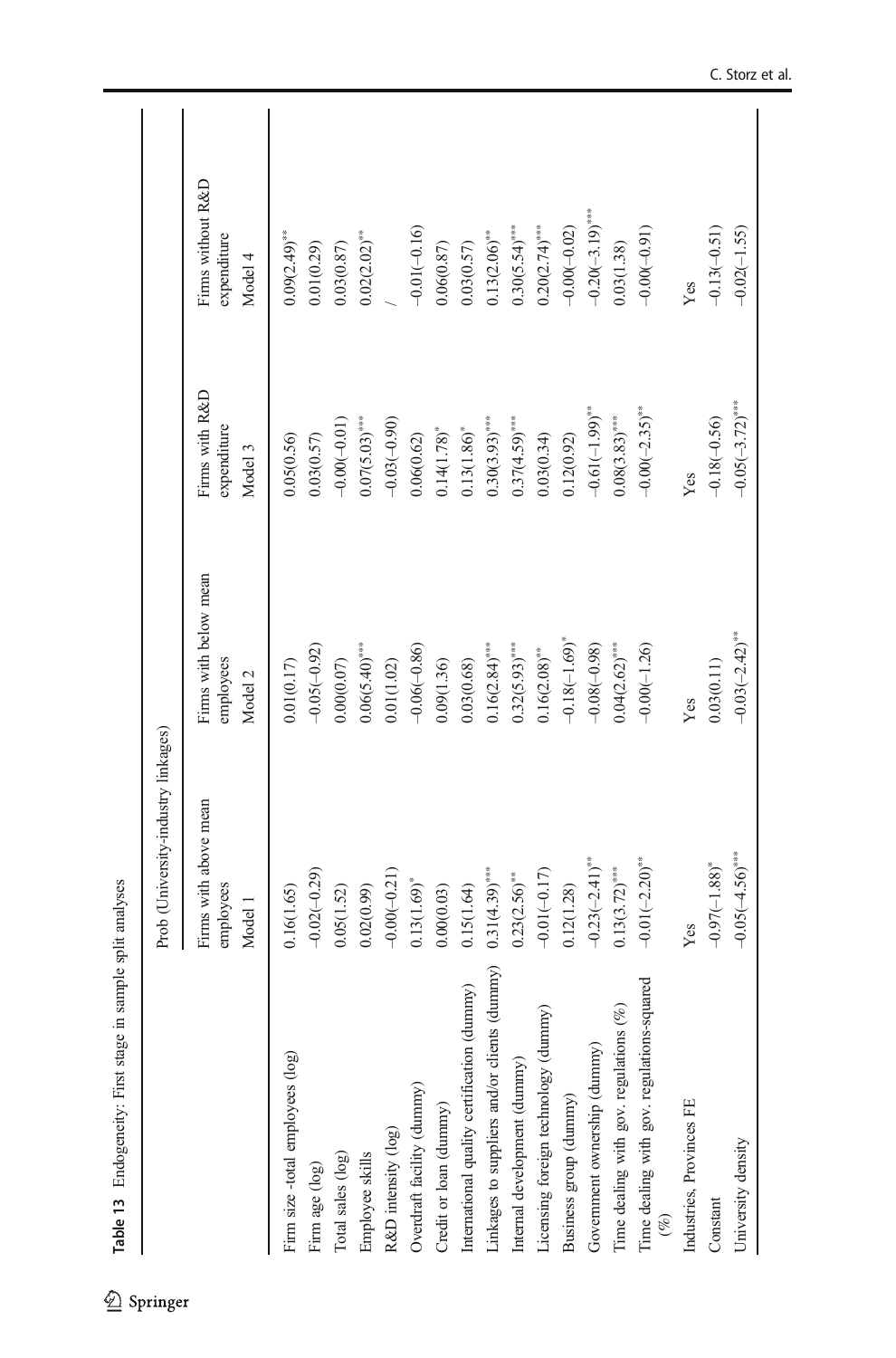**Table 13** Endogeneity: First stage in sample split analyses

| | Prob (University-industry linkages) | | | |
|---|---|---|---|---|
| | Firms with above mean employees | Firms with below mean employees | Firms with R&D expenditure | Firms without R&D expenditure |
| | Model 1 | Model 2 | Model 3 | Model 4 |
| Firm size -total employees (log) | 0.16(1.65) | 0.01(0.17) | 0.05(0.56) | 0.09(2.49)** |
| Firm age (log) | −0.02(−0.29) | −0.05(−0.92) | 0.03(0.57) | 0.01(0.29) |
| Total sales (log) | 0.05(1.52) | 0.00(0.07) | −0.00(−0.01) | 0.03(0.87) |
| Employee skills | 0.02(0.99) | 0.06(5.40)*** | 0.07(5.03)*** | 0.02(2.02)** |
| R&D intensity (log) | −0.00(−0.21) | 0.01(1.02) | −0.03(−0.90) | / |
| Overdraft facility (dummy) | 0.13(1.69)* | −0.06(−0.86) | 0.06(0.62) | −0.01(−0.16) |
| Credit or loan (dummy) | 0.00(0.03) | 0.09(1.36) | 0.14(1.78)* | 0.06(0.87) |
| International quality certification (dummy) | 0.15(1.64) | 0.03(0.68) | 0.13(1.86)* | 0.03(0.57) |
| Linkages to suppliers and/or clients (dummy) | 0.31(4.39)*** | 0.16(2.84)*** | 0.30(3.93)*** | 0.13(2.06)** |
| Internal development (dummy) | 0.23(2.56)** | 0.32(5.93)*** | 0.37(4.59)*** | 0.30(5.54)*** |
| Licensing foreign technology (dummy) | −0.01(−0.17) | 0.16(2.08)** | 0.03(0.34) | 0.20(2.74)*** |
| Business group (dummy) | 0.12(1.28) | −0.18(−1.69)* | 0.12(0.92) | −0.00(−0.02) |
| Government ownership (dummy) | −0.23(−2.41)** | −0.08(−0.98) | −0.61(−1.99)** | −0.20(−3.19)*** |
| Time dealing with gov. regulations (%) | 0.13(3.72)*** | 0.04(2.62)*** | 0.08(3.83)*** | 0.03(1.38) |
| Time dealing with gov. regulations-squared (%) | −0.01(−2.20)** | −0.00(−1.26) | −0.00(−2.35)** | −0.00(−0.91) |
| Industries, Provinces FE | Yes | Yes | Yes | Yes |
| Constant | −0.97(−1.88)* | 0.03(0.11) | −0.18(−0.56) | −0.13(−0.51) |
| University density | −0.05(−4.56)*** | −0.03(−2.42)** | −0.05(−3.72)*** | −0.02(−1.55) |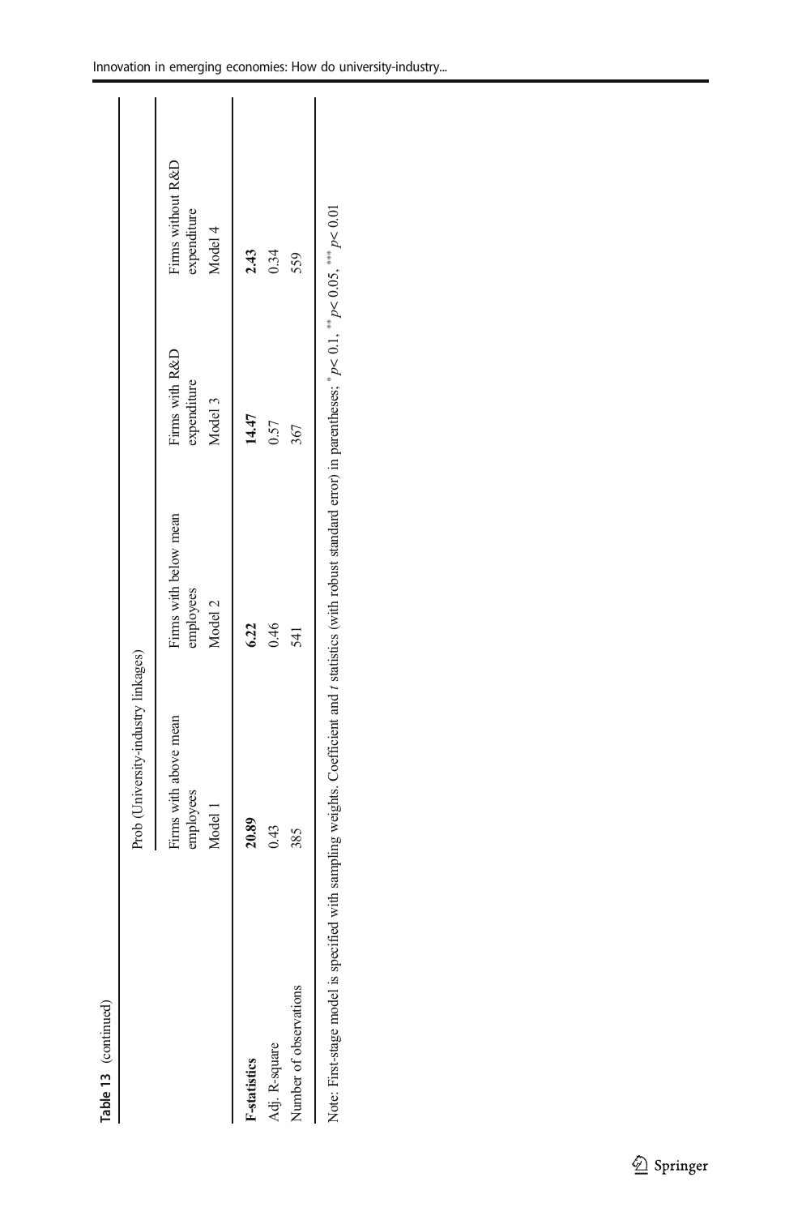**Table 13** (continued)

| | Prob (University-industry linkages) | | | |
|---|---|---|---|---|
| | Firms with above mean employees | Firms with below mean employees | Firms with R&D expenditure | Firms without R&D expenditure |
| | Model 1 | Model 2 | Model 3 | Model 4 |
| **F-statistics** | **20.89** | **6.22** | **14.47** | **2.43** |
| Adj. R-square | 0.43 | 0.46 | 0.57 | 0.34 |
| Number of observations | 385 | 541 | 367 | 559 |

Note: First-stage model is specified with sampling weights. Coefficient and *t* statistics (with robust standard error) in parentheses; $^{*}p< 0.1$, $^{**}p< 0.05$, $^{***}p< 0.01$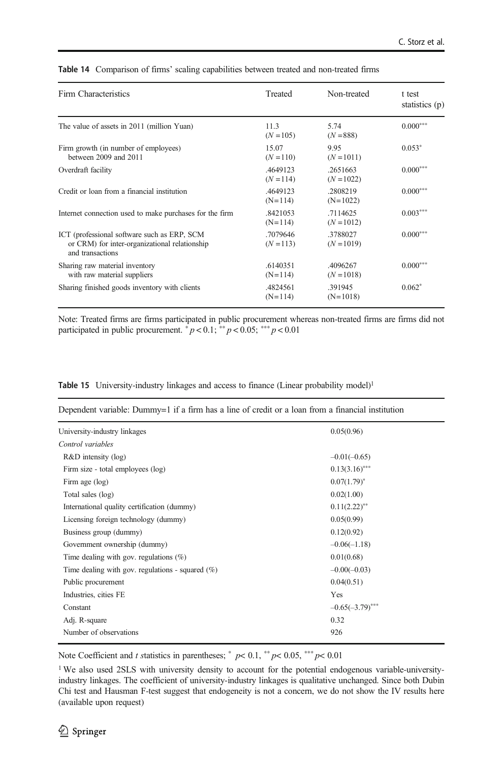**Table 14** Comparison of firms' scaling capabilities between treated and non-treated firms

| Firm Characteristics | Treated | Non-treated | t test statistics (p) |
|---|---|---|---|
| The value of assets in 2011 (million Yuan) | 11.3 ($N = 105$) | 5.74 ($N = 888$) | 0.000*** |
| Firm growth (in number of employees) between 2009 and 2011 | 15.07 ($N = 110$) | 9.95 ($N = 1011$) | 0.053* |
| Overdraft facility | .4649123 ($N = 114$) | .2651663 ($N = 1022$) | 0.000*** |
| Credit or loan from a financial institution | .4649123 (N=114) | .2808219 (N=1022) | 0.000*** |
| Internet connection used to make purchases for the firm | .8421053 (N=114) | .7114625 ($N = 1012$) | 0.003*** |
| ICT (professional software such as ERP, SCM or CRM) for inter-organizational relationship and transactions | .7079646 ($N = 113$) | .3788027 ($N = 1019$) | 0.000*** |
| Sharing raw material inventory with raw material suppliers | .6140351 (N=114) | .4096267 ($N = 1018$) | 0.000*** |
| Sharing finished goods inventory with clients | .4824561 (N=114) | .391945 (N=1018) | 0.062* |

Note: Treated firms are firms participated in public procurement whereas non-treated firms are firms did not participated in public procurement. * $p < 0.1$; ** $p < 0.05$; *** $p < 0.01$

**Table 15** University-industry linkages and access to finance (Linear probability model)[1]

| Dependent variable: Dummy=1 if a firm has a line of credit or a loan from a financial institution | |
|---|---|
| University-industry linkages | 0.05(0.96) |
| *Control variables* | |
| R&D intensity (log) | –0.01(–0.65) |
| Firm size - total employees (log) | 0.13(3.16)*** |
| Firm age (log) | 0.07(1.79)* |
| Total sales (log) | 0.02(1.00) |
| International quality certification (dummy) | 0.11(2.22)** |
| Licensing foreign technology (dummy) | 0.05(0.99) |
| Business group (dummy) | 0.12(0.92) |
| Government ownership (dummy) | –0.06(–1.18) |
| Time dealing with gov. regulations (%) | 0.01(0.68) |
| Time dealing with gov. regulations - squared (%) | –0.00(–0.03) |
| Public procurement | 0.04(0.51) |
| Industries, cities FE | Yes |
| Constant | –0.65(–3.79)*** |
| Adj. R-square | 0.32 |
| Number of observations | 926 |

Note Coefficient and *t* statistics in parentheses; * $p < 0.1$, ** $p < 0.05$, *** $p < 0.01$

[1] We also used 2SLS with university density to account for the potential endogenous variable-university-industry linkages. The coefficient of university-industry linkages is qualitative unchanged. Since both Dubin Chi test and Hausman F-test suggest that endogeneity is not a concern, we do not show the IV results here (available upon request)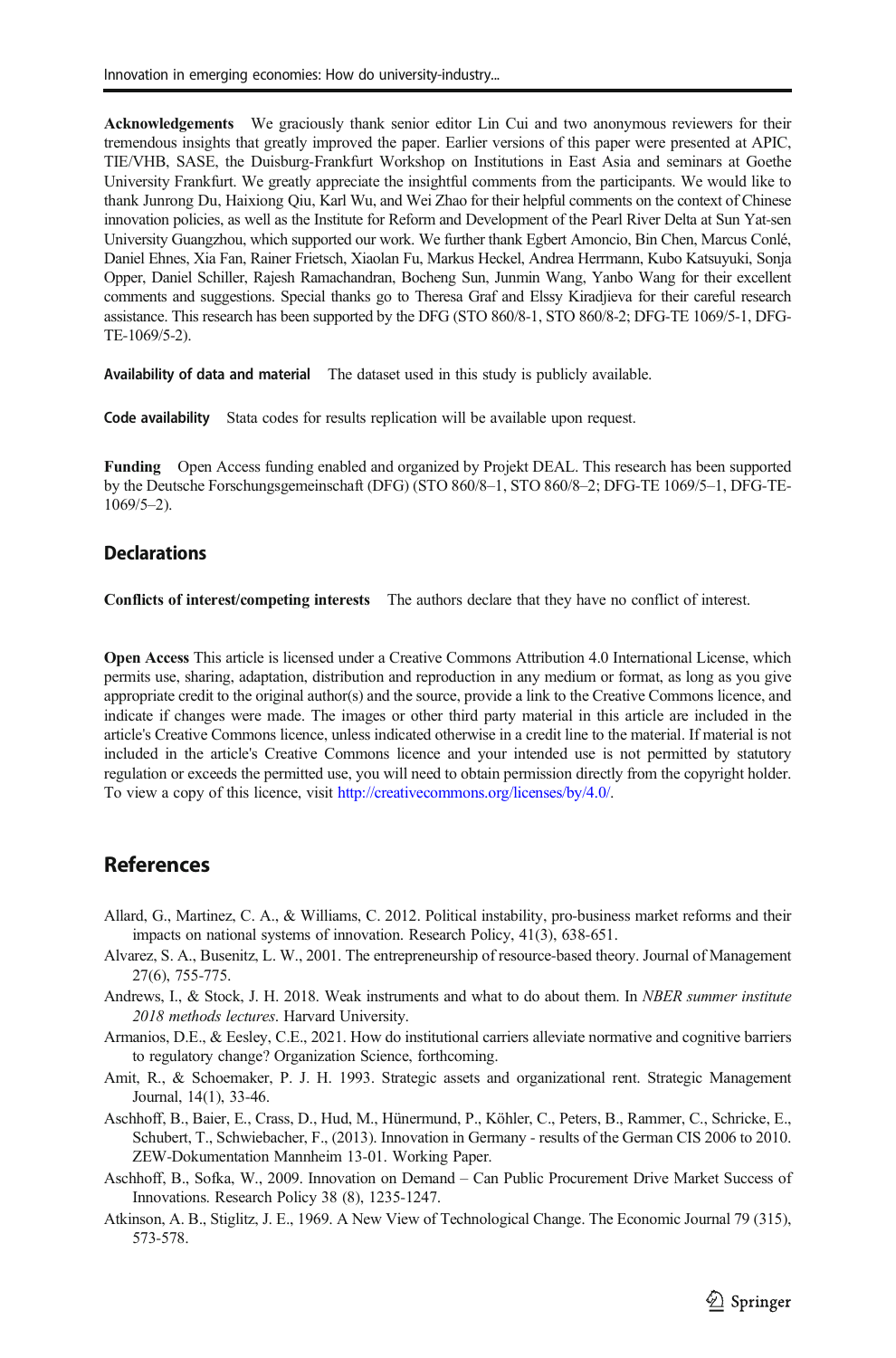**Acknowledgements** We graciously thank senior editor Lin Cui and two anonymous reviewers for their tremendous insights that greatly improved the paper. Earlier versions of this paper were presented at APIC, TIE/VHB, SASE, the Duisburg-Frankfurt Workshop on Institutions in East Asia and seminars at Goethe University Frankfurt. We greatly appreciate the insightful comments from the participants. We would like to thank Junrong Du, Haixiong Qiu, Karl Wu, and Wei Zhao for their helpful comments on the context of Chinese innovation policies, as well as the Institute for Reform and Development of the Pearl River Delta at Sun Yat-sen University Guangzhou, which supported our work. We further thank Egbert Amoncio, Bin Chen, Marcus Conlé, Daniel Ehnes, Xia Fan, Rainer Frietsch, Xiaolan Fu, Markus Heckel, Andrea Herrmann, Kubo Katsuyuki, Sonja Opper, Daniel Schiller, Rajesh Ramachandran, Bocheng Sun, Junmin Wang, Yanbo Wang for their excellent comments and suggestions. Special thanks go to Theresa Graf and Elssy Kiradjieva for their careful research assistance. This research has been supported by the DFG (STO 860/8-1, STO 860/8-2; DFG-TE 1069/5-1, DFG-TE-1069/5-2).

**Availability of data and material** The dataset used in this study is publicly available.

**Code availability** Stata codes for results replication will be available upon request.

**Funding** Open Access funding enabled and organized by Projekt DEAL. This research has been supported by the Deutsche Forschungsgemeinschaft (DFG) (STO 860/8–1, STO 860/8–2; DFG-TE 1069/5–1, DFG-TE-1069/5–2).

## Declarations

**Conflicts of interest/competing interests** The authors declare that they have no conflict of interest.

**Open Access** This article is licensed under a Creative Commons Attribution 4.0 International License, which permits use, sharing, adaptation, distribution and reproduction in any medium or format, as long as you give appropriate credit to the original author(s) and the source, provide a link to the Creative Commons licence, and indicate if changes were made. The images or other third party material in this article are included in the article's Creative Commons licence, unless indicated otherwise in a credit line to the material. If material is not included in the article's Creative Commons licence and your intended use is not permitted by statutory regulation or exceeds the permitted use, you will need to obtain permission directly from the copyright holder. To view a copy of this licence, visit http://creativecommons.org/licenses/by/4.0/.

## References

Allard, G., Martinez, C. A., & Williams, C. 2012. Political instability, pro-business market reforms and their impacts on national systems of innovation. Research Policy, 41(3), 638-651.

Alvarez, S. A., Busenitz, L. W., 2001. The entrepreneurship of resource-based theory. Journal of Management 27(6), 755-775.

Andrews, I., & Stock, J. H. 2018. Weak instruments and what to do about them. In *NBER summer institute 2018 methods lectures*. Harvard University.

Armanios, D.E., & Eesley, C.E., 2021. How do institutional carriers alleviate normative and cognitive barriers to regulatory change? Organization Science, forthcoming.

Amit, R., & Schoemaker, P. J. H. 1993. Strategic assets and organizational rent. Strategic Management Journal, 14(1), 33-46.

Aschhoff, B., Baier, E., Crass, D., Hud, M., Hünermund, P., Köhler, C., Peters, B., Rammer, C., Schricke, E., Schubert, T., Schwiebacher, F., (2013). Innovation in Germany - results of the German CIS 2006 to 2010. ZEW-Dokumentation Mannheim 13-01. Working Paper.

Aschhoff, B., Sofka, W., 2009. Innovation on Demand – Can Public Procurement Drive Market Success of Innovations. Research Policy 38 (8), 1235-1247.

Atkinson, A. B., Stiglitz, J. E., 1969. A New View of Technological Change. The Economic Journal 79 (315), 573-578.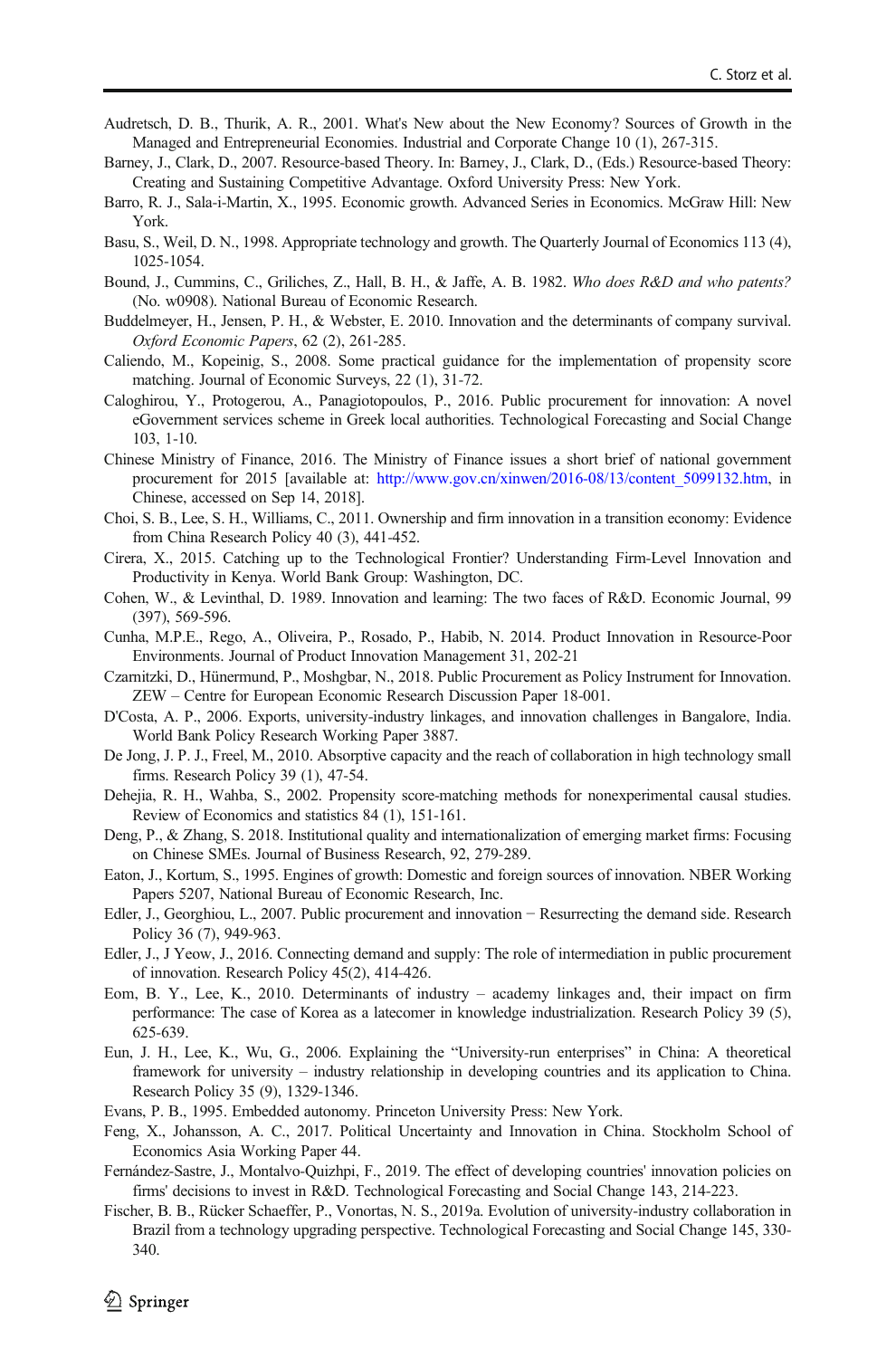Audretsch, D. B., Thurik, A. R., 2001. What's New about the New Economy? Sources of Growth in the Managed and Entrepreneurial Economies. Industrial and Corporate Change 10 (1), 267-315.

Barney, J., Clark, D., 2007. Resource-based Theory. In: Barney, J., Clark, D., (Eds.) Resource-based Theory: Creating and Sustaining Competitive Advantage. Oxford University Press: New York.

Barro, R. J., Sala-i-Martin, X., 1995. Economic growth. Advanced Series in Economics. McGraw Hill: New York.

Basu, S., Weil, D. N., 1998. Appropriate technology and growth. The Quarterly Journal of Economics 113 (4), 1025-1054.

Bound, J., Cummins, C., Griliches, Z., Hall, B. H., & Jaffe, A. B. 1982. *Who does R&D and who patents?* (No. w0908). National Bureau of Economic Research.

Buddelmeyer, H., Jensen, P. H., & Webster, E. 2010. Innovation and the determinants of company survival. *Oxford Economic Papers*, 62 (2), 261-285.

Caliendo, M., Kopeinig, S., 2008. Some practical guidance for the implementation of propensity score matching. Journal of Economic Surveys, 22 (1), 31-72.

Caloghirou, Y., Protogerou, A., Panagiotopoulos, P., 2016. Public procurement for innovation: A novel eGovernment services scheme in Greek local authorities. Technological Forecasting and Social Change 103, 1-10.

Chinese Ministry of Finance, 2016. The Ministry of Finance issues a short brief of national government procurement for 2015 [available at: http://www.gov.cn/xinwen/2016-08/13/content_5099132.htm, in Chinese, accessed on Sep 14, 2018].

Choi, S. B., Lee, S. H., Williams, C., 2011. Ownership and firm innovation in a transition economy: Evidence from China Research Policy 40 (3), 441-452.

Cirera, X., 2015. Catching up to the Technological Frontier? Understanding Firm-Level Innovation and Productivity in Kenya. World Bank Group: Washington, DC.

Cohen, W., & Levinthal, D. 1989. Innovation and learning: The two faces of R&D. Economic Journal, 99 (397), 569-596.

Cunha, M.P.E., Rego, A., Oliveira, P., Rosado, P., Habib, N. 2014. Product Innovation in Resource-Poor Environments. Journal of Product Innovation Management 31, 202-21

Czarnitzki, D., Hünermund, P., Moshgbar, N., 2018. Public Procurement as Policy Instrument for Innovation. ZEW – Centre for European Economic Research Discussion Paper 18-001.

D'Costa, A. P., 2006. Exports, university-industry linkages, and innovation challenges in Bangalore, India. World Bank Policy Research Working Paper 3887.

De Jong, J. P. J., Freel, M., 2010. Absorptive capacity and the reach of collaboration in high technology small firms. Research Policy 39 (1), 47-54.

Dehejia, R. H., Wahba, S., 2002. Propensity score-matching methods for nonexperimental causal studies. Review of Economics and statistics 84 (1), 151-161.

Deng, P., & Zhang, S. 2018. Institutional quality and internationalization of emerging market firms: Focusing on Chinese SMEs. Journal of Business Research, 92, 279-289.

Eaton, J., Kortum, S., 1995. Engines of growth: Domestic and foreign sources of innovation. NBER Working Papers 5207, National Bureau of Economic Research, Inc.

Edler, J., Georghiou, L., 2007. Public procurement and innovation − Resurrecting the demand side. Research Policy 36 (7), 949-963.

Edler, J., J Yeow, J., 2016. Connecting demand and supply: The role of intermediation in public procurement of innovation. Research Policy 45(2), 414-426.

Eom, B. Y., Lee, K., 2010. Determinants of industry – academy linkages and, their impact on firm performance: The case of Korea as a latecomer in knowledge industrialization. Research Policy 39 (5), 625-639.

Eun, J. H., Lee, K., Wu, G., 2006. Explaining the "University-run enterprises" in China: A theoretical framework for university – industry relationship in developing countries and its application to China. Research Policy 35 (9), 1329-1346.

Evans, P. B., 1995. Embedded autonomy. Princeton University Press: New York.

Feng, X., Johansson, A. C., 2017. Political Uncertainty and Innovation in China. Stockholm School of Economics Asia Working Paper 44.

Fernández-Sastre, J., Montalvo-Quizhpi, F., 2019. The effect of developing countries' innovation policies on firms' decisions to invest in R&D. Technological Forecasting and Social Change 143, 214-223.

Fischer, B. B., Rücker Schaeffer, P., Vonortas, N. S., 2019a. Evolution of university-industry collaboration in Brazil from a technology upgrading perspective. Technological Forecasting and Social Change 145, 330-340.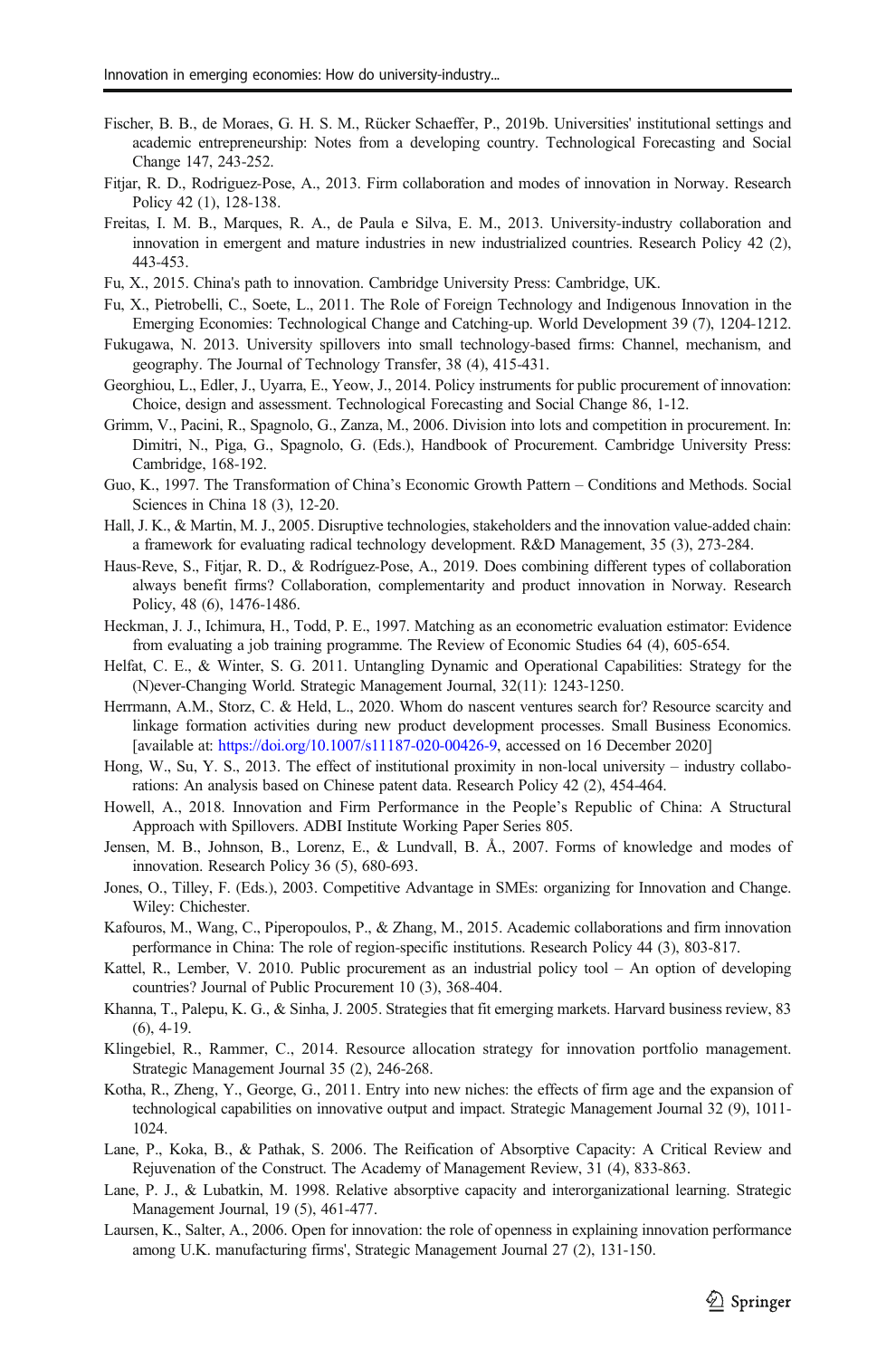Fischer, B. B., de Moraes, G. H. S. M., Rücker Schaeffer, P., 2019b. Universities' institutional settings and academic entrepreneurship: Notes from a developing country. Technological Forecasting and Social Change 147, 243-252.

Fitjar, R. D., Rodriguez-Pose, A., 2013. Firm collaboration and modes of innovation in Norway. Research Policy 42 (1), 128-138.

Freitas, I. M. B., Marques, R. A., de Paula e Silva, E. M., 2013. University-industry collaboration and innovation in emergent and mature industries in new industrialized countries. Research Policy 42 (2), 443-453.

Fu, X., 2015. China's path to innovation. Cambridge University Press: Cambridge, UK.

Fu, X., Pietrobelli, C., Soete, L., 2011. The Role of Foreign Technology and Indigenous Innovation in the Emerging Economies: Technological Change and Catching-up. World Development 39 (7), 1204-1212.

Fukugawa, N. 2013. University spillovers into small technology-based firms: Channel, mechanism, and geography. The Journal of Technology Transfer, 38 (4), 415-431.

Georghiou, L., Edler, J., Uyarra, E., Yeow, J., 2014. Policy instruments for public procurement of innovation: Choice, design and assessment. Technological Forecasting and Social Change 86, 1-12.

Grimm, V., Pacini, R., Spagnolo, G., Zanza, M., 2006. Division into lots and competition in procurement. In: Dimitri, N., Piga, G., Spagnolo, G. (Eds.), Handbook of Procurement. Cambridge University Press: Cambridge, 168-192.

Guo, K., 1997. The Transformation of China's Economic Growth Pattern – Conditions and Methods. Social Sciences in China 18 (3), 12-20.

Hall, J. K., & Martin, M. J., 2005. Disruptive technologies, stakeholders and the innovation value-added chain: a framework for evaluating radical technology development. R&D Management, 35 (3), 273-284.

Haus-Reve, S., Fitjar, R. D., & Rodríguez-Pose, A., 2019. Does combining different types of collaboration always benefit firms? Collaboration, complementarity and product innovation in Norway. Research Policy, 48 (6), 1476-1486.

Heckman, J. J., Ichimura, H., Todd, P. E., 1997. Matching as an econometric evaluation estimator: Evidence from evaluating a job training programme. The Review of Economic Studies 64 (4), 605-654.

Helfat, C. E., & Winter, S. G. 2011. Untangling Dynamic and Operational Capabilities: Strategy for the (N)ever-Changing World. Strategic Management Journal, 32(11): 1243-1250.

Herrmann, A.M., Storz, C. & Held, L., 2020. Whom do nascent ventures search for? Resource scarcity and linkage formation activities during new product development processes. Small Business Economics. [available at: https://doi.org/10.1007/s11187-020-00426-9, accessed on 16 December 2020]

Hong, W., Su, Y. S., 2013. The effect of institutional proximity in non-local university – industry collaborations: An analysis based on Chinese patent data. Research Policy 42 (2), 454-464.

Howell, A., 2018. Innovation and Firm Performance in the People's Republic of China: A Structural Approach with Spillovers. ADBI Institute Working Paper Series 805.

Jensen, M. B., Johnson, B., Lorenz, E., & Lundvall, B. Å., 2007. Forms of knowledge and modes of innovation. Research Policy 36 (5), 680-693.

Jones, O., Tilley, F. (Eds.), 2003. Competitive Advantage in SMEs: organizing for Innovation and Change. Wiley: Chichester.

Kafouros, M., Wang, C., Piperopoulos, P., & Zhang, M., 2015. Academic collaborations and firm innovation performance in China: The role of region-specific institutions. Research Policy 44 (3), 803-817.

Kattel, R., Lember, V. 2010. Public procurement as an industrial policy tool – An option of developing countries? Journal of Public Procurement 10 (3), 368-404.

Khanna, T., Palepu, K. G., & Sinha, J. 2005. Strategies that fit emerging markets. Harvard business review, 83 (6), 4-19.

Klingebiel, R., Rammer, C., 2014. Resource allocation strategy for innovation portfolio management. Strategic Management Journal 35 (2), 246-268.

Kotha, R., Zheng, Y., George, G., 2011. Entry into new niches: the effects of firm age and the expansion of technological capabilities on innovative output and impact. Strategic Management Journal 32 (9), 1011-1024.

Lane, P., Koka, B., & Pathak, S. 2006. The Reification of Absorptive Capacity: A Critical Review and Rejuvenation of the Construct. The Academy of Management Review, 31 (4), 833-863.

Lane, P. J., & Lubatkin, M. 1998. Relative absorptive capacity and interorganizational learning. Strategic Management Journal, 19 (5), 461-477.

Laursen, K., Salter, A., 2006. Open for innovation: the role of openness in explaining innovation performance among U.K. manufacturing firms', Strategic Management Journal 27 (2), 131-150.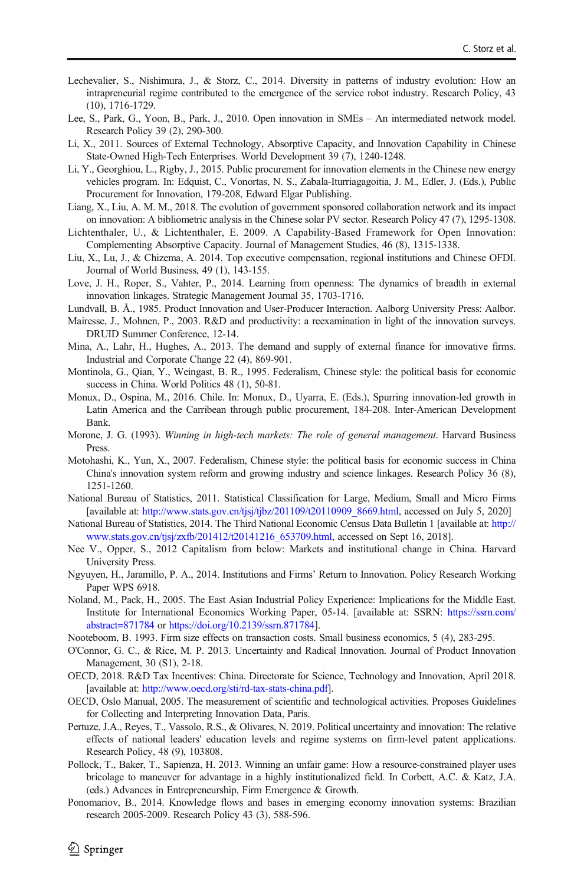Lechevalier, S., Nishimura, J., & Storz, C., 2014. Diversity in patterns of industry evolution: How an intrapreneurial regime contributed to the emergence of the service robot industry. Research Policy, 43 (10), 1716-1729.

Lee, S., Park, G., Yoon, B., Park, J., 2010. Open innovation in SMEs – An intermediated network model. Research Policy 39 (2), 290-300.

Li, X., 2011. Sources of External Technology, Absorptive Capacity, and Innovation Capability in Chinese State-Owned High-Tech Enterprises. World Development 39 (7), 1240-1248.

Li, Y., Georghiou, L., Rigby, J., 2015. Public procurement for innovation elements in the Chinese new energy vehicles program. In: Edquist, C., Vonortas, N. S., Zabala-Iturriagagoitia, J. M., Edler, J. (Eds.), Public Procurement for Innovation, 179-208, Edward Elgar Publishing.

Liang, X., Liu, A. M. M., 2018. The evolution of government sponsored collaboration network and its impact on innovation: A bibliometric analysis in the Chinese solar PV sector. Research Policy 47 (7), 1295-1308.

Lichtenthaler, U., & Lichtenthaler, E. 2009. A Capability-Based Framework for Open Innovation: Complementing Absorptive Capacity. Journal of Management Studies, 46 (8), 1315-1338.

Liu, X., Lu, J., & Chizema, A. 2014. Top executive compensation, regional institutions and Chinese OFDI. Journal of World Business, 49 (1), 143-155.

Love, J. H., Roper, S., Vahter, P., 2014. Learning from openness: The dynamics of breadth in external innovation linkages. Strategic Management Journal 35, 1703-1716.

Lundvall, B. Å., 1985. Product Innovation and User-Producer Interaction. Aalborg University Press: Aalbor.

Mairesse, J., Mohnen, P., 2003. R&D and productivity: a reexamination in light of the innovation surveys. DRUID Summer Conference, 12-14.

Mina, A., Lahr, H., Hughes, A., 2013. The demand and supply of external finance for innovative firms. Industrial and Corporate Change 22 (4), 869-901.

Montinola, G., Qian, Y., Weingast, B. R., 1995. Federalism, Chinese style: the political basis for economic success in China. World Politics 48 (1), 50-81.

Monux, D., Ospina, M., 2016. Chile. In: Monux, D., Uyarra, E. (Eds.), Spurring innovation-led growth in Latin America and the Carribean through public procurement, 184-208. Inter-American Development Bank.

Morone, J. G. (1993). *Winning in high-tech markets: The role of general management*. Harvard Business Press.

Motohashi, K., Yun, X., 2007. Federalism, Chinese style: the political basis for economic success in China China's innovation system reform and growing industry and science linkages. Research Policy 36 (8), 1251-1260.

National Bureau of Statistics, 2011. Statistical Classification for Large, Medium, Small and Micro Firms [available at: http://www.stats.gov.cn/tjsj/tjbz/201109/t20110909_8669.html, accessed on July 5, 2020]

National Bureau of Statistics, 2014. The Third National Economic Census Data Bulletin 1 [available at: http://www.stats.gov.cn/tjsj/zxfb/201412/t20141216_653709.html, accessed on Sept 16, 2018].

Nee V., Opper, S., 2012 Capitalism from below: Markets and institutional change in China. Harvard University Press.

Ngyuyen, H., Jaramillo, P. A., 2014. Institutions and Firms' Return to Innovation. Policy Research Working Paper WPS 6918.

Noland, M., Pack, H., 2005. The East Asian Industrial Policy Experience: Implications for the Middle East. Institute for International Economics Working Paper, 05-14. [available at: SSRN: https://ssrn.com/abstract=871784 or https://doi.org/10.2139/ssrn.871784].

Nooteboom, B. 1993. Firm size effects on transaction costs. Small business economics, 5 (4), 283-295.

O'Connor, G. C., & Rice, M. P. 2013. Uncertainty and Radical Innovation. Journal of Product Innovation Management, 30 (S1), 2-18.

OECD, 2018. R&D Tax Incentives: China. Directorate for Science, Technology and Innovation, April 2018. [available at: http://www.oecd.org/sti/rd-tax-stats-china.pdf].

OECD, Oslo Manual, 2005. The measurement of scientific and technological activities. Proposes Guidelines for Collecting and Interpreting Innovation Data, Paris.

Pertuze, J.A., Reyes, T., Vassolo, R.S., & Olivares, N. 2019. Political uncertainty and innovation: The relative effects of national leaders' education levels and regime systems on firm-level patent applications. Research Policy, 48 (9), 103808.

Pollock, T., Baker, T., Sapienza, H. 2013. Winning an unfair game: How a resource-constrained player uses bricolage to maneuver for advantage in a highly institutionalized field. In Corbett, A.C. & Katz, J.A. (eds.) Advances in Entrepreneurship, Firm Emergence & Growth.

Ponomariov, B., 2014. Knowledge flows and bases in emerging economy innovation systems: Brazilian research 2005-2009. Research Policy 43 (3), 588-596.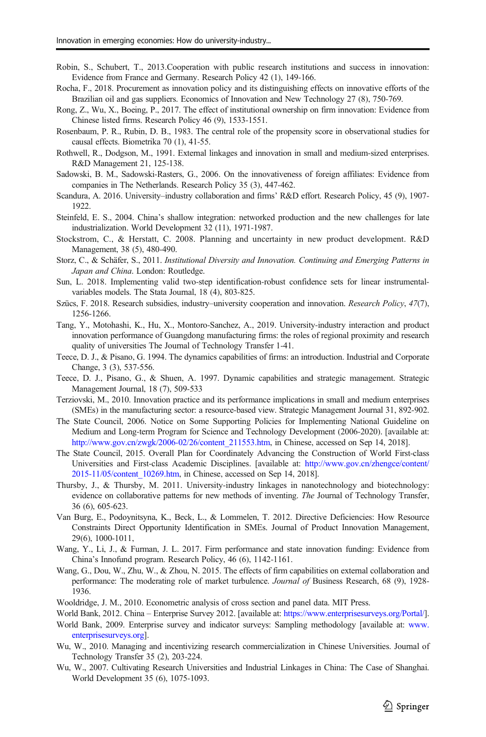Robin, S., Schubert, T., 2013.Cooperation with public research institutions and success in innovation: Evidence from France and Germany. Research Policy 42 (1), 149-166.

Rocha, F., 2018. Procurement as innovation policy and its distinguishing effects on innovative efforts of the Brazilian oil and gas suppliers. Economics of Innovation and New Technology 27 (8), 750-769.

Rong, Z., Wu, X., Boeing, P., 2017. The effect of institutional ownership on firm innovation: Evidence from Chinese listed firms. Research Policy 46 (9), 1533-1551.

Rosenbaum, P. R., Rubin, D. B., 1983. The central role of the propensity score in observational studies for causal effects. Biometrika 70 (1), 41-55.

Rothwell, R., Dodgson, M., 1991. External linkages and innovation in small and medium-sized enterprises. R&D Management 21, 125-138.

Sadowski, B. M., Sadowski-Rasters, G., 2006. On the innovativeness of foreign affiliates: Evidence from companies in The Netherlands. Research Policy 35 (3), 447-462.

Scandura, A. 2016. University–industry collaboration and firms' R&D effort. Research Policy, 45 (9), 1907-1922.

Steinfeld, E. S., 2004. China's shallow integration: networked production and the new challenges for late industrialization. World Development 32 (11), 1971-1987.

Stockstrom, C., & Herstatt, C. 2008. Planning and uncertainty in new product development. R&D Management, 38 (5), 480-490.

Storz, C., & Schäfer, S., 2011. *Institutional Diversity and Innovation. Continuing and Emerging Patterns in Japan and China*. London: Routledge.

Sun, L. 2018. Implementing valid two-step identification-robust confidence sets for linear instrumental-variables models. The Stata Journal, 18 (4), 803-825.

Szücs, F. 2018. Research subsidies, industry–university cooperation and innovation. *Research Policy*, *47*(7), 1256-1266.

Tang, Y., Motohashi, K., Hu, X., Montoro-Sanchez, A., 2019. University-industry interaction and product innovation performance of Guangdong manufacturing firms: the roles of regional proximity and research quality of universities The Journal of Technology Transfer 1-41.

Teece, D. J., & Pisano, G. 1994. The dynamics capabilities of firms: an introduction. Industrial and Corporate Change, 3 (3), 537-556.

Teece, D. J., Pisano, G., & Shuen, A. 1997. Dynamic capabilities and strategic management. Strategic Management Journal, 18 (7), 509-533

Terziovski, M., 2010. Innovation practice and its performance implications in small and medium enterprises (SMEs) in the manufacturing sector: a resource-based view. Strategic Management Journal 31, 892-902.

The State Council, 2006. Notice on Some Supporting Policies for Implementing National Guideline on Medium and Long-term Program for Science and Technology Development (2006-2020). [available at: http://www.gov.cn/zwgk/2006-02/26/content_211553.htm, in Chinese, accessed on Sep 14, 2018].

The State Council, 2015. Overall Plan for Coordinately Advancing the Construction of World First-class Universities and First-class Academic Disciplines. [available at: http://www.gov.cn/zhengce/content/2015-11/05/content_10269.htm, in Chinese, accessed on Sep 14, 2018].

Thursby, J., & Thursby, M. 2011. University-industry linkages in nanotechnology and biotechnology: evidence on collaborative patterns for new methods of inventing. *The* Journal of Technology Transfer, 36 (6), 605-623.

Van Burg, E., Podoynitsyna, K., Beck, L., & Lommelen, T. 2012. Directive Deficiencies: How Resource Constraints Direct Opportunity Identification in SMEs. Journal of Product Innovation Management, 29(6), 1000-1011,

Wang, Y., Li, J., & Furman, J. L. 2017. Firm performance and state innovation funding: Evidence from China's Innofund program. Research Policy, 46 (6), 1142-1161.

Wang, G., Dou, W., Zhu, W., & Zhou, N. 2015. The effects of firm capabilities on external collaboration and performance: The moderating role of market turbulence. *Journal of* Business Research, 68 (9), 1928-1936.

Wooldridge, J. M., 2010. Econometric analysis of cross section and panel data. MIT Press.

World Bank, 2012. China – Enterprise Survey 2012. [available at: https://www.enterprisesurveys.org/Portal/].

World Bank, 2009. Enterprise survey and indicator surveys: Sampling methodology [available at: www.enterprisesurveys.org].

Wu, W., 2010. Managing and incentivizing research commercialization in Chinese Universities. Journal of Technology Transfer 35 (2), 203-224.

Wu, W., 2007. Cultivating Research Universities and Industrial Linkages in China: The Case of Shanghai. World Development 35 (6), 1075-1093.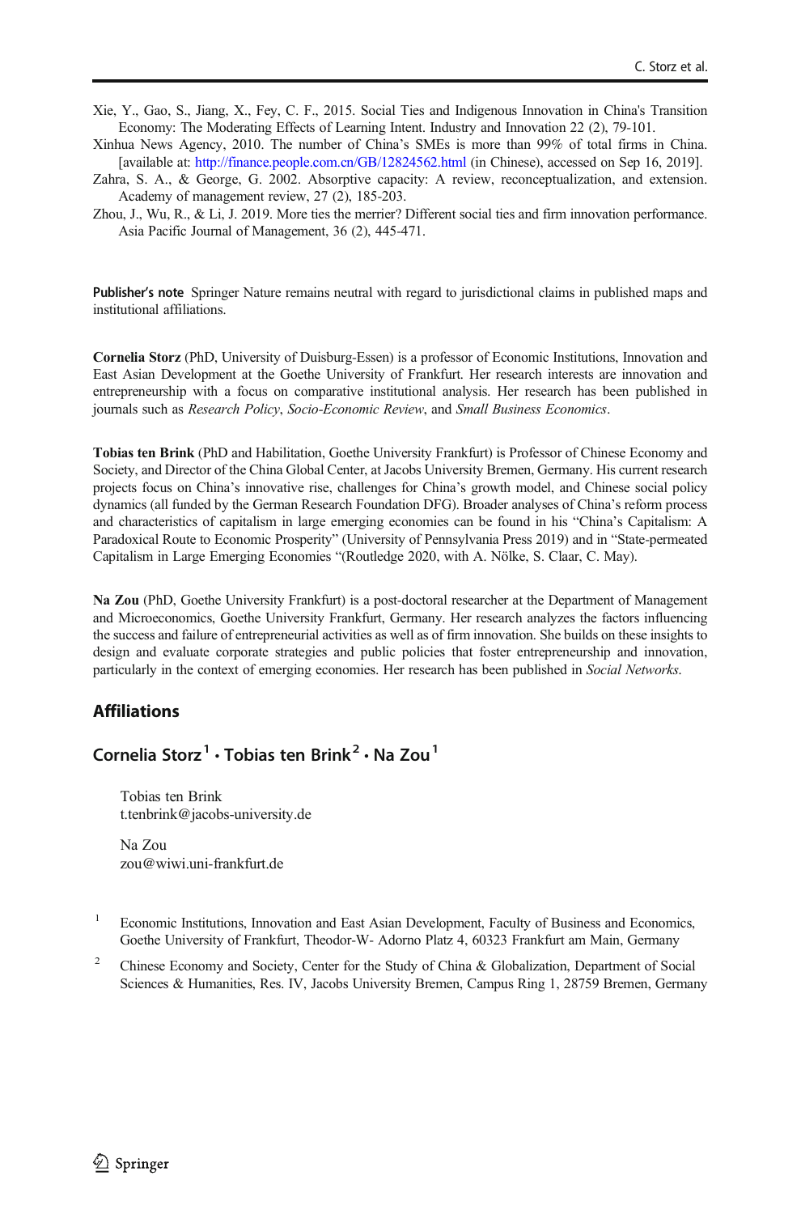Xie, Y., Gao, S., Jiang, X., Fey, C. F., 2015. Social Ties and Indigenous Innovation in China's Transition Economy: The Moderating Effects of Learning Intent. Industry and Innovation 22 (2), 79-101.

Xinhua News Agency, 2010. The number of China's SMEs is more than 99% of total firms in China. [available at: http://finance.people.com.cn/GB/12824562.html (in Chinese), accessed on Sep 16, 2019].

Zahra, S. A., & George, G. 2002. Absorptive capacity: A review, reconceptualization, and extension. Academy of management review, 27 (2), 185-203.

Zhou, J., Wu, R., & Li, J. 2019. More ties the merrier? Different social ties and firm innovation performance. Asia Pacific Journal of Management, 36 (2), 445-471.

**Publisher's note** Springer Nature remains neutral with regard to jurisdictional claims in published maps and institutional affiliations.

**Cornelia Storz** (PhD, University of Duisburg-Essen) is a professor of Economic Institutions, Innovation and East Asian Development at the Goethe University of Frankfurt. Her research interests are innovation and entrepreneurship with a focus on comparative institutional analysis. Her research has been published in journals such as *Research Policy*, *Socio-Economic Review*, and *Small Business Economics*.

**Tobias ten Brink** (PhD and Habilitation, Goethe University Frankfurt) is Professor of Chinese Economy and Society, and Director of the China Global Center, at Jacobs University Bremen, Germany. His current research projects focus on China's innovative rise, challenges for China's growth model, and Chinese social policy dynamics (all funded by the German Research Foundation DFG). Broader analyses of China's reform process and characteristics of capitalism in large emerging economies can be found in his "China's Capitalism: A Paradoxical Route to Economic Prosperity" (University of Pennsylvania Press 2019) and in "State-permeated Capitalism in Large Emerging Economies "(Routledge 2020, with A. Nölke, S. Claar, C. May).

**Na Zou** (PhD, Goethe University Frankfurt) is a post-doctoral researcher at the Department of Management and Microeconomics, Goethe University Frankfurt, Germany. Her research analyzes the factors influencing the success and failure of entrepreneurial activities as well as of firm innovation. She builds on these insights to design and evaluate corporate strategies and public policies that foster entrepreneurship and innovation, particularly in the context of emerging economies. Her research has been published in *Social Networks*.

## Affiliations

### Cornelia Storz[1] · Tobias ten Brink[2] · Na Zou[1]

Tobias ten Brink
t.tenbrink@jacobs-university.de

Na Zou
zou@wiwi.uni-frankfurt.de

[1] Economic Institutions, Innovation and East Asian Development, Faculty of Business and Economics, Goethe University of Frankfurt, Theodor-W- Adorno Platz 4, 60323 Frankfurt am Main, Germany

[2] Chinese Economy and Society, Center for the Study of China & Globalization, Department of Social Sciences & Humanities, Res. IV, Jacobs University Bremen, Campus Ring 1, 28759 Bremen, Germany